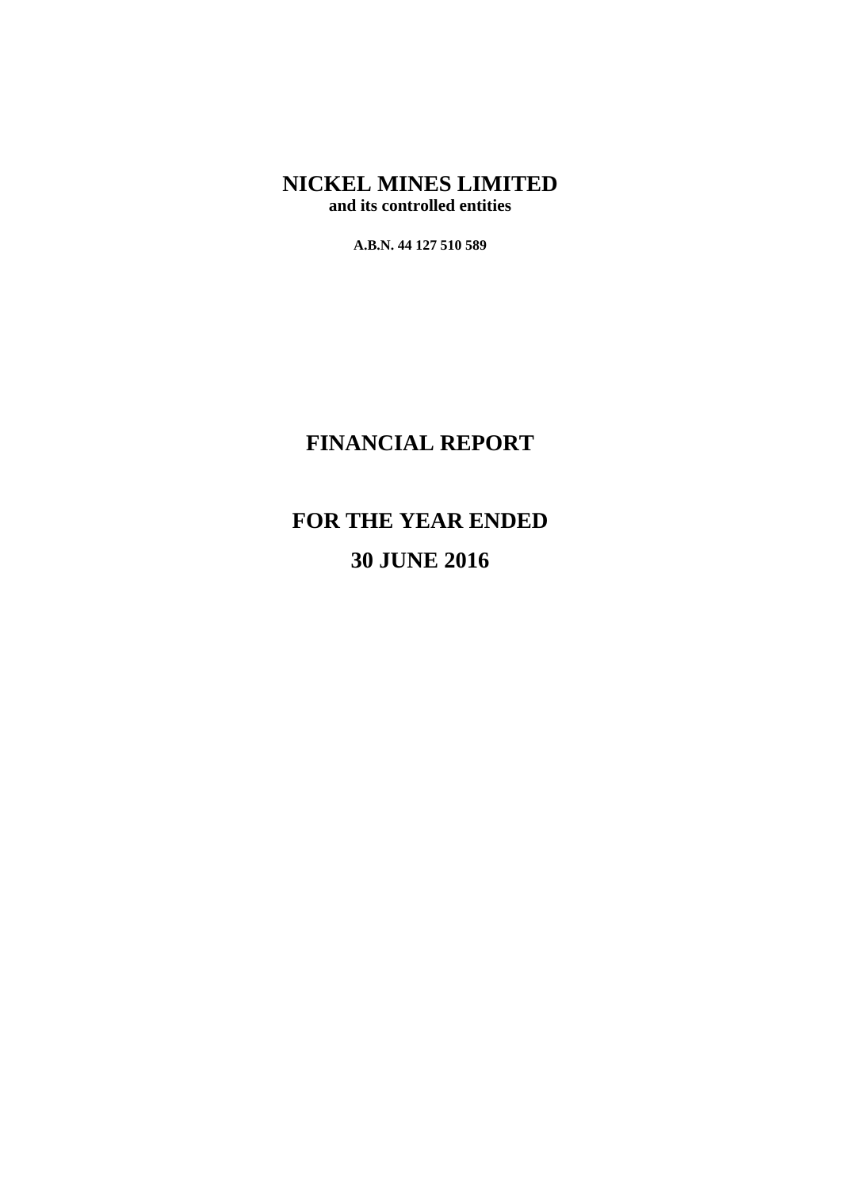# NICKEL MINES LIMITED

**and its controlled entities**

**A.B.N. 44 127 510 589**

# FINANCIAL REPORT

# FOR THE YEAR ENDED

# 30 JUNE 2016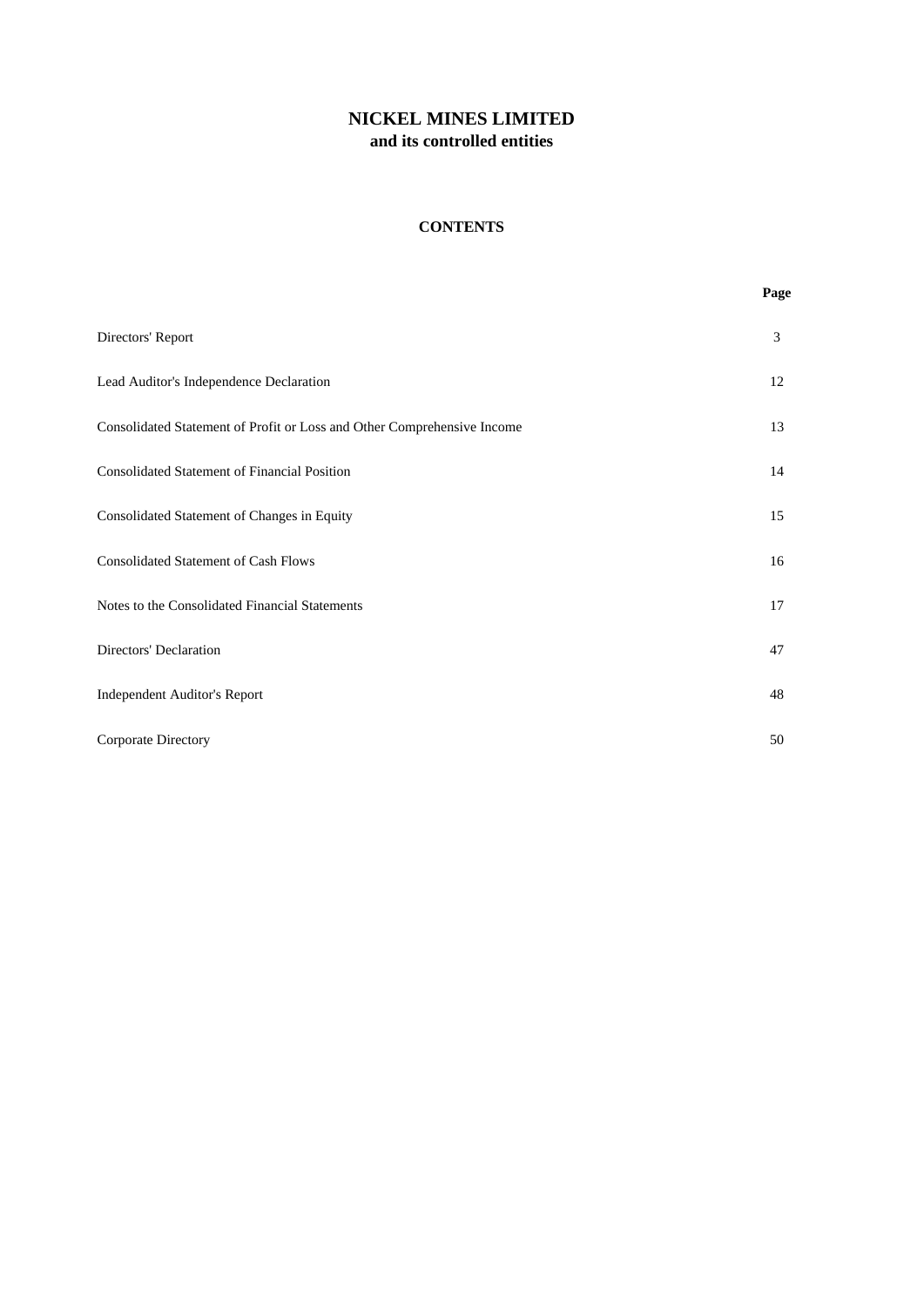# NICKEL MINES LIMITED
**and its controlled entities**

## CONTENTS

| | Page |
|---|---|
| Directors' Report | 3 |
| Lead Auditor's Independence Declaration | 12 |
| Consolidated Statement of Profit or Loss and Other Comprehensive Income | 13 |
| Consolidated Statement of Financial Position | 14 |
| Consolidated Statement of Changes in Equity | 15 |
| Consolidated Statement of Cash Flows | 16 |
| Notes to the Consolidated Financial Statements | 17 |
| Directors' Declaration | 47 |
| Independent Auditor's Report | 48 |
| Corporate Directory | 50 |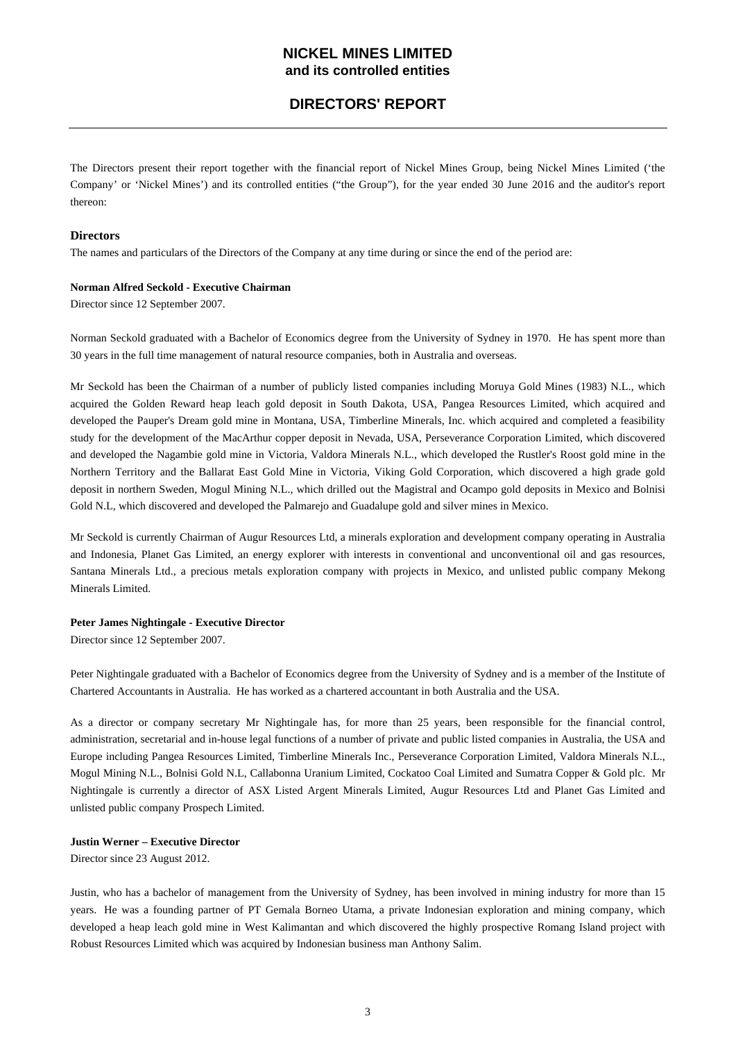# NICKEL MINES LIMITED
## and its controlled entities

## DIRECTORS' REPORT

The Directors present their report together with the financial report of Nickel Mines Group, being Nickel Mines Limited ('the Company' or 'Nickel Mines') and its controlled entities ("the Group"), for the year ended 30 June 2016 and the auditor's report thereon:

### Directors

The names and particulars of the Directors of the Company at any time during or since the end of the period are:

**Norman Alfred Seckold - Executive Chairman**

Director since 12 September 2007.

Norman Seckold graduated with a Bachelor of Economics degree from the University of Sydney in 1970. He has spent more than 30 years in the full time management of natural resource companies, both in Australia and overseas.

Mr Seckold has been the Chairman of a number of publicly listed companies including Moruya Gold Mines (1983) N.L., which acquired the Golden Reward heap leach gold deposit in South Dakota, USA, Pangea Resources Limited, which acquired and developed the Pauper's Dream gold mine in Montana, USA, Timberline Minerals, Inc. which acquired and completed a feasibility study for the development of the MacArthur copper deposit in Nevada, USA, Perseverance Corporation Limited, which discovered and developed the Nagambie gold mine in Victoria, Valdora Minerals N.L., which developed the Rustler's Roost gold mine in the Northern Territory and the Ballarat East Gold Mine in Victoria, Viking Gold Corporation, which discovered a high grade gold deposit in northern Sweden, Mogul Mining N.L., which drilled out the Magistral and Ocampo gold deposits in Mexico and Bolnisi Gold N.L, which discovered and developed the Palmarejo and Guadalupe gold and silver mines in Mexico.

Mr Seckold is currently Chairman of Augur Resources Ltd, a minerals exploration and development company operating in Australia and Indonesia, Planet Gas Limited, an energy explorer with interests in conventional and unconventional oil and gas resources, Santana Minerals Ltd., a precious metals exploration company with projects in Mexico, and unlisted public company Mekong Minerals Limited.

**Peter James Nightingale - Executive Director**

Director since 12 September 2007.

Peter Nightingale graduated with a Bachelor of Economics degree from the University of Sydney and is a member of the Institute of Chartered Accountants in Australia. He has worked as a chartered accountant in both Australia and the USA.

As a director or company secretary Mr Nightingale has, for more than 25 years, been responsible for the financial control, administration, secretarial and in-house legal functions of a number of private and public listed companies in Australia, the USA and Europe including Pangea Resources Limited, Timberline Minerals Inc., Perseverance Corporation Limited, Valdora Minerals N.L., Mogul Mining N.L., Bolnisi Gold N.L, Callabonna Uranium Limited, Cockatoo Coal Limited and Sumatra Copper & Gold plc. Mr Nightingale is currently a director of ASX Listed Argent Minerals Limited, Augur Resources Ltd and Planet Gas Limited and unlisted public company Prospech Limited.

**Justin Werner – Executive Director**

Director since 23 August 2012.

Justin, who has a bachelor of management from the University of Sydney, has been involved in mining industry for more than 15 years. He was a founding partner of PT Gemala Borneo Utama, a private Indonesian exploration and mining company, which developed a heap leach gold mine in West Kalimantan and which discovered the highly prospective Romang Island project with Robust Resources Limited which was acquired by Indonesian business man Anthony Salim.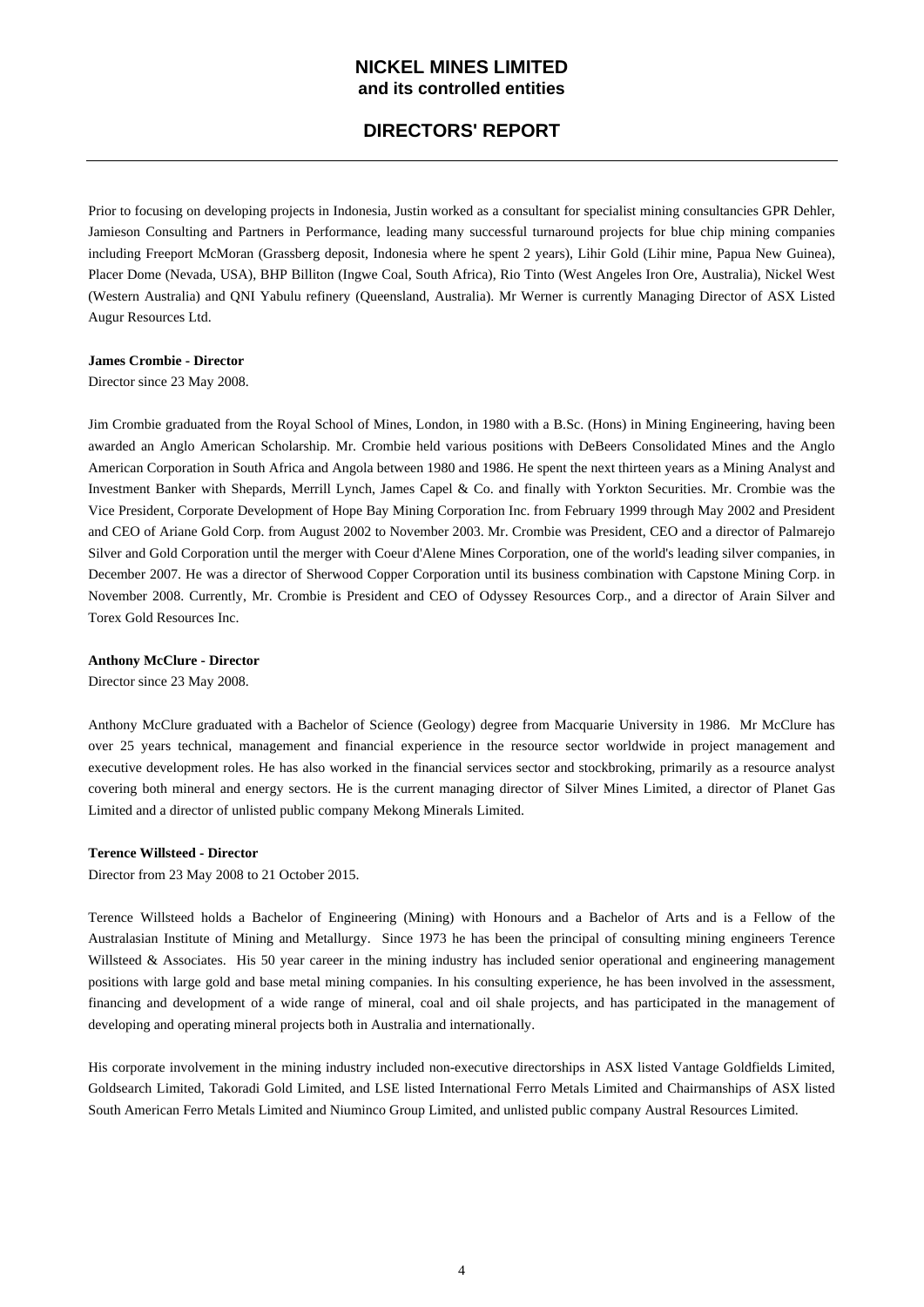Prior to focusing on developing projects in Indonesia, Justin worked as a consultant for specialist mining consultancies GPR Dehler, Jamieson Consulting and Partners in Performance, leading many successful turnaround projects for blue chip mining companies including Freeport McMoran (Grassberg deposit, Indonesia where he spent 2 years), Lihir Gold (Lihir mine, Papua New Guinea), Placer Dome (Nevada, USA), BHP Billiton (Ingwe Coal, South Africa), Rio Tinto (West Angeles Iron Ore, Australia), Nickel West (Western Australia) and QNI Yabulu refinery (Queensland, Australia). Mr Werner is currently Managing Director of ASX Listed Augur Resources Ltd.

**James Crombie - Director**

Director since 23 May 2008.

Jim Crombie graduated from the Royal School of Mines, London, in 1980 with a B.Sc. (Hons) in Mining Engineering, having been awarded an Anglo American Scholarship. Mr. Crombie held various positions with DeBeers Consolidated Mines and the Anglo American Corporation in South Africa and Angola between 1980 and 1986. He spent the next thirteen years as a Mining Analyst and Investment Banker with Shepards, Merrill Lynch, James Capel & Co. and finally with Yorkton Securities. Mr. Crombie was the Vice President, Corporate Development of Hope Bay Mining Corporation Inc. from February 1999 through May 2002 and President and CEO of Ariane Gold Corp. from August 2002 to November 2003. Mr. Crombie was President, CEO and a director of Palmarejo Silver and Gold Corporation until the merger with Coeur d'Alene Mines Corporation, one of the world's leading silver companies, in December 2007. He was a director of Sherwood Copper Corporation until its business combination with Capstone Mining Corp. in November 2008. Currently, Mr. Crombie is President and CEO of Odyssey Resources Corp., and a director of Arain Silver and Torex Gold Resources Inc.

**Anthony McClure - Director**

Director since 23 May 2008.

Anthony McClure graduated with a Bachelor of Science (Geology) degree from Macquarie University in 1986. Mr McClure has over 25 years technical, management and financial experience in the resource sector worldwide in project management and executive development roles. He has also worked in the financial services sector and stockbroking, primarily as a resource analyst covering both mineral and energy sectors. He is the current managing director of Silver Mines Limited, a director of Planet Gas Limited and a director of unlisted public company Mekong Minerals Limited.

**Terence Willsteed - Director**

Director from 23 May 2008 to 21 October 2015.

Terence Willsteed holds a Bachelor of Engineering (Mining) with Honours and a Bachelor of Arts and is a Fellow of the Australasian Institute of Mining and Metallurgy. Since 1973 he has been the principal of consulting mining engineers Terence Willsteed & Associates. His 50 year career in the mining industry has included senior operational and engineering management positions with large gold and base metal mining companies. In his consulting experience, he has been involved in the assessment, financing and development of a wide range of mineral, coal and oil shale projects, and has participated in the management of developing and operating mineral projects both in Australia and internationally.

His corporate involvement in the mining industry included non-executive directorships in ASX listed Vantage Goldfields Limited, Goldsearch Limited, Takoradi Gold Limited, and LSE listed International Ferro Metals Limited and Chairmanships of ASX listed South American Ferro Metals Limited and Niuminco Group Limited, and unlisted public company Austral Resources Limited.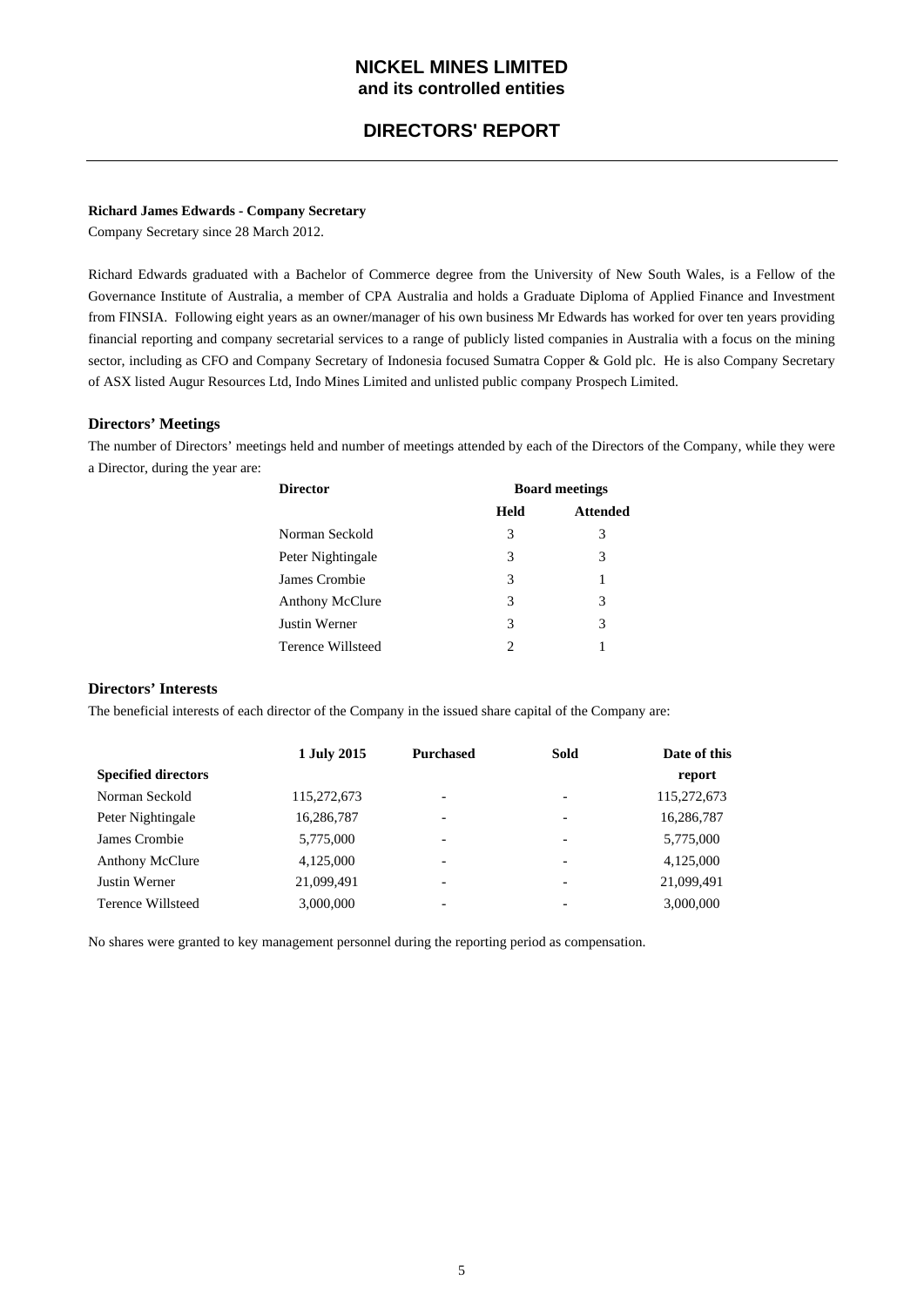# NICKEL MINES LIMITED
## and its controlled entities

## DIRECTORS' REPORT

**Richard James Edwards - Company Secretary**

Company Secretary since 28 March 2012.

Richard Edwards graduated with a Bachelor of Commerce degree from the University of New South Wales, is a Fellow of the Governance Institute of Australia, a member of CPA Australia and holds a Graduate Diploma of Applied Finance and Investment from FINSIA. Following eight years as an owner/manager of his own business Mr Edwards has worked for over ten years providing financial reporting and company secretarial services to a range of publicly listed companies in Australia with a focus on the mining sector, including as CFO and Company Secretary of Indonesia focused Sumatra Copper & Gold plc. He is also Company Secretary of ASX listed Augur Resources Ltd, Indo Mines Limited and unlisted public company Prospech Limited.

### Directors' Meetings

The number of Directors' meetings held and number of meetings attended by each of the Directors of the Company, while they were a Director, during the year are:

| Director | Board meetings | |
|---|---|---|
| | Held | Attended |
| Norman Seckold | 3 | 3 |
| Peter Nightingale | 3 | 3 |
| James Crombie | 3 | 1 |
| Anthony McClure | 3 | 3 |
| Justin Werner | 3 | 3 |
| Terence Willsteed | 2 | 1 |

### Directors' Interests

The beneficial interests of each director of the Company in the issued share capital of the Company are:

| Specified directors | 1 July 2015 | Purchased | Sold | Date of this report |
|---|---|---|---|---|
| Norman Seckold | 115,272,673 | - | - | 115,272,673 |
| Peter Nightingale | 16,286,787 | - | - | 16,286,787 |
| James Crombie | 5,775,000 | - | - | 5,775,000 |
| Anthony McClure | 4,125,000 | - | - | 4,125,000 |
| Justin Werner | 21,099,491 | - | - | 21,099,491 |
| Terence Willsteed | 3,000,000 | - | - | 3,000,000 |

No shares were granted to key management personnel during the reporting period as compensation.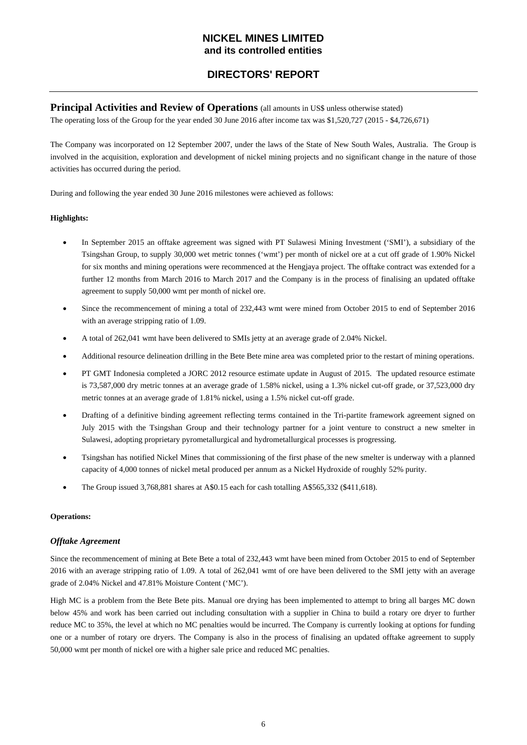# NICKEL MINES LIMITED
## and its controlled entities

## DIRECTORS' REPORT

### Principal Activities and Review of Operations (all amounts in US$ unless otherwise stated)

The operating loss of the Group for the year ended 30 June 2016 after income tax was $1,520,727 (2015 - $4,726,671)

The Company was incorporated on 12 September 2007, under the laws of the State of New South Wales, Australia. The Group is involved in the acquisition, exploration and development of nickel mining projects and no significant change in the nature of those activities has occurred during the period.

During and following the year ended 30 June 2016 milestones were achieved as follows:

**Highlights:**

- In September 2015 an offtake agreement was signed with PT Sulawesi Mining Investment ('SMI'), a subsidiary of the Tsingshan Group, to supply 30,000 wet metric tonnes ('wmt') per month of nickel ore at a cut off grade of 1.90% Nickel for six months and mining operations were recommenced at the Hengjaya project. The offtake contract was extended for a further 12 months from March 2016 to March 2017 and the Company is in the process of finalising an updated offtake agreement to supply 50,000 wmt per month of nickel ore.
- Since the recommencement of mining a total of 232,443 wmt were mined from October 2015 to end of September 2016 with an average stripping ratio of 1.09.
- A total of 262,041 wmt have been delivered to SMIs jetty at an average grade of 2.04% Nickel.
- Additional resource delineation drilling in the Bete Bete mine area was completed prior to the restart of mining operations.
- PT GMT Indonesia completed a JORC 2012 resource estimate update in August of 2015. The updated resource estimate is 73,587,000 dry metric tonnes at an average grade of 1.58% nickel, using a 1.3% nickel cut-off grade, or 37,523,000 dry metric tonnes at an average grade of 1.81% nickel, using a 1.5% nickel cut-off grade.
- Drafting of a definitive binding agreement reflecting terms contained in the Tri-partite framework agreement signed on July 2015 with the Tsingshan Group and their technology partner for a joint venture to construct a new smelter in Sulawesi, adopting proprietary pyrometallurgical and hydrometallurgical processes is progressing.
- Tsingshan has notified Nickel Mines that commissioning of the first phase of the new smelter is underway with a planned capacity of 4,000 tonnes of nickel metal produced per annum as a Nickel Hydroxide of roughly 52% purity.
- The Group issued 3,768,881 shares at A$0.15 each for cash totalling A$565,332 ($411,618).

**Operations:**

### *Offtake Agreement*

Since the recommencement of mining at Bete Bete a total of 232,443 wmt have been mined from October 2015 to end of September 2016 with an average stripping ratio of 1.09. A total of 262,041 wmt of ore have been delivered to the SMI jetty with an average grade of 2.04% Nickel and 47.81% Moisture Content ('MC').

High MC is a problem from the Bete Bete pits. Manual ore drying has been implemented to attempt to bring all barges MC down below 45% and work has been carried out including consultation with a supplier in China to build a rotary ore dryer to further reduce MC to 35%, the level at which no MC penalties would be incurred. The Company is currently looking at options for funding one or a number of rotary ore dryers. The Company is also in the process of finalising an updated offtake agreement to supply 50,000 wmt per month of nickel ore with a higher sale price and reduced MC penalties.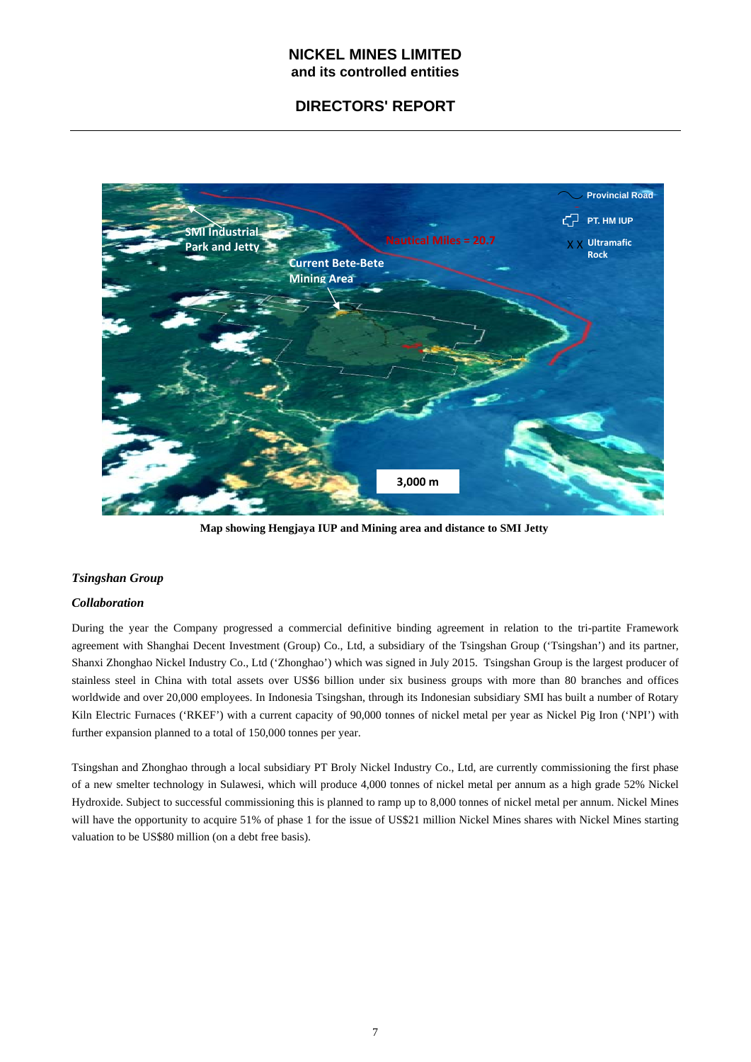Map showing Hengjaya IUP and Mining area and distance to SMI Jetty

***Tsingshan Group***

***Collaboration***

During the year the Company progressed a commercial definitive binding agreement in relation to the tri-partite Framework agreement with Shanghai Decent Investment (Group) Co., Ltd, a subsidiary of the Tsingshan Group ('Tsingshan') and its partner, Shanxi Zhonghao Nickel Industry Co., Ltd ('Zhonghao') which was signed in July 2015. Tsingshan Group is the largest producer of stainless steel in China with total assets over US$6 billion under six business groups with more than 80 branches and offices worldwide and over 20,000 employees. In Indonesia Tsingshan, through its Indonesian subsidiary SMI has built a number of Rotary Kiln Electric Furnaces ('RKEF') with a current capacity of 90,000 tonnes of nickel metal per year as Nickel Pig Iron ('NPI') with further expansion planned to a total of 150,000 tonnes per year.

Tsingshan and Zhonghao through a local subsidiary PT Broly Nickel Industry Co., Ltd, are currently commissioning the first phase of a new smelter technology in Sulawesi, which will produce 4,000 tonnes of nickel metal per annum as a high grade 52% Nickel Hydroxide. Subject to successful commissioning this is planned to ramp up to 8,000 tonnes of nickel metal per annum. Nickel Mines will have the opportunity to acquire 51% of phase 1 for the issue of US$21 million Nickel Mines shares with Nickel Mines starting valuation to be US$80 million (on a debt free basis).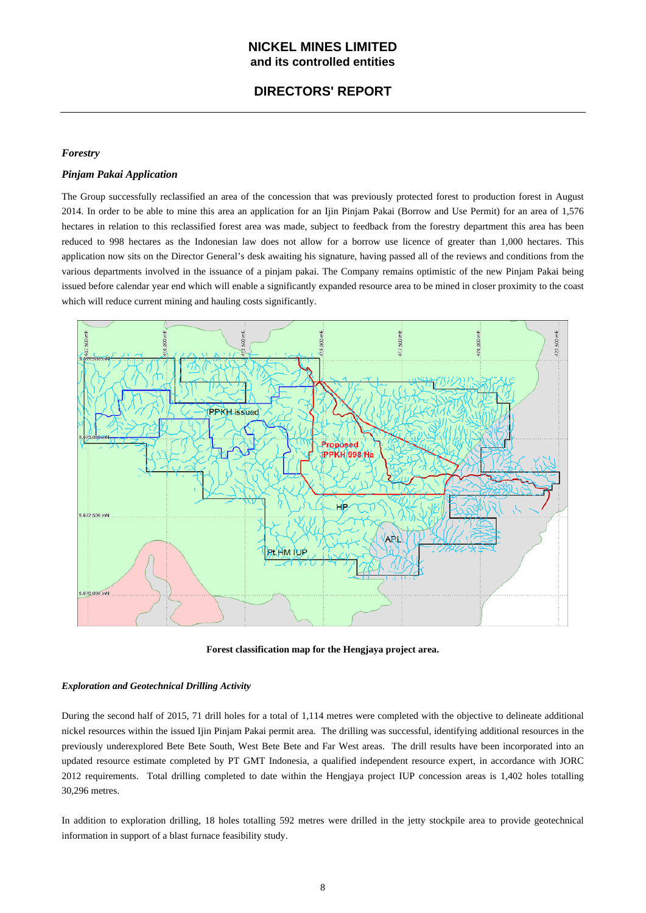*Forestry*

*Pinjam Pakai Application*

The Group successfully reclassified an area of the concession that was previously protected forest to production forest in August 2014. In order to be able to mine this area an application for an Ijin Pinjam Pakai (Borrow and Use Permit) for an area of 1,576 hectares in relation to this reclassified forest area was made, subject to feedback from the forestry department this area has been reduced to 998 hectares as the Indonesian law does not allow for a borrow use licence of greater than 1,000 hectares. This application now sits on the Director General's desk awaiting his signature, having passed all of the reviews and conditions from the various departments involved in the issuance of a pinjam pakai. The Company remains optimistic of the new Pinjam Pakai being issued before calendar year end which will enable a significantly expanded resource area to be mined in closer proximity to the coast which will reduce current mining and hauling costs significantly.

**Forest classification map for the Hengjaya project area.**

*Exploration and Geotechnical Drilling Activity*

During the second half of 2015, 71 drill holes for a total of 1,114 metres were completed with the objective to delineate additional nickel resources within the issued Ijin Pinjam Pakai permit area. The drilling was successful, identifying additional resources in the previously underexplored Bete Bete South, West Bete Bete and Far West areas. The drill results have been incorporated into an updated resource estimate completed by PT GMT Indonesia, a qualified independent resource expert, in accordance with JORC 2012 requirements. Total drilling completed to date within the Hengjaya project IUP concession areas is 1,402 holes totalling 30,296 metres.

In addition to exploration drilling, 18 holes totalling 592 metres were drilled in the jetty stockpile area to provide geotechnical information in support of a blast furnace feasibility study.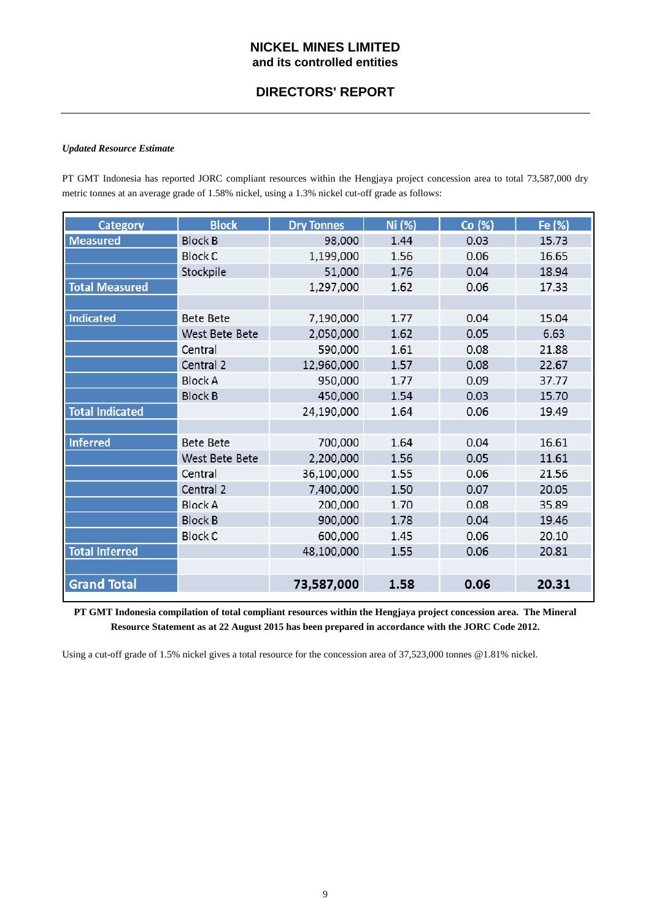*Updated Resource Estimate*

PT GMT Indonesia has reported JORC compliant resources within the Hengjaya project concession area to total 73,587,000 dry metric tonnes at an average grade of 1.58% nickel, using a 1.3% nickel cut-off grade as follows:

| Category | Block | Dry Tonnes | Ni (%) | Co (%) | Fe (%) |
|---|---|---|---|---|---|
| Measured | Block B | 98,000 | 1.44 | 0.03 | 15.73 |
| | Block C | 1,199,000 | 1.56 | 0.06 | 16.65 |
| | Stockpile | 51,000 | 1.76 | 0.04 | 18.94 |
| Total Measured | | 1,297,000 | 1.62 | 0.06 | 17.33 |
| | | | | | |
| Indicated | Bete Bete | 7,190,000 | 1.77 | 0.04 | 15.04 |
| | West Bete Bete | 2,050,000 | 1.62 | 0.05 | 6.63 |
| | Central | 590,000 | 1.61 | 0.08 | 21.88 |
| | Central 2 | 12,960,000 | 1.57 | 0.08 | 22.67 |
| | Block A | 950,000 | 1.77 | 0.09 | 37.77 |
| | Block B | 450,000 | 1.54 | 0.03 | 15.70 |
| Total Indicated | | 24,190,000 | 1.64 | 0.06 | 19.49 |
| | | | | | |
| Inferred | Bete Bete | 700,000 | 1.64 | 0.04 | 16.61 |
| | West Bete Bete | 2,200,000 | 1.56 | 0.05 | 11.61 |
| | Central | 36,100,000 | 1.55 | 0.06 | 21.56 |
| | Central 2 | 7,400,000 | 1.50 | 0.07 | 20.05 |
| | Block A | 200,000 | 1.70 | 0.08 | 35.89 |
| | Block B | 900,000 | 1.78 | 0.04 | 19.46 |
| | Block C | 600,000 | 1.45 | 0.06 | 20.10 |
| Total Inferred | | 48,100,000 | 1.55 | 0.06 | 20.81 |
| | | | | | |
| **Grand Total** | | **73,587,000** | **1.58** | **0.06** | **20.31** |

**PT GMT Indonesia compilation of total compliant resources within the Hengjaya project concession area. The Mineral Resource Statement as at 22 August 2015 has been prepared in accordance with the JORC Code 2012.**

Using a cut-off grade of 1.5% nickel gives a total resource for the concession area of 37,523,000 tonnes @1.81% nickel.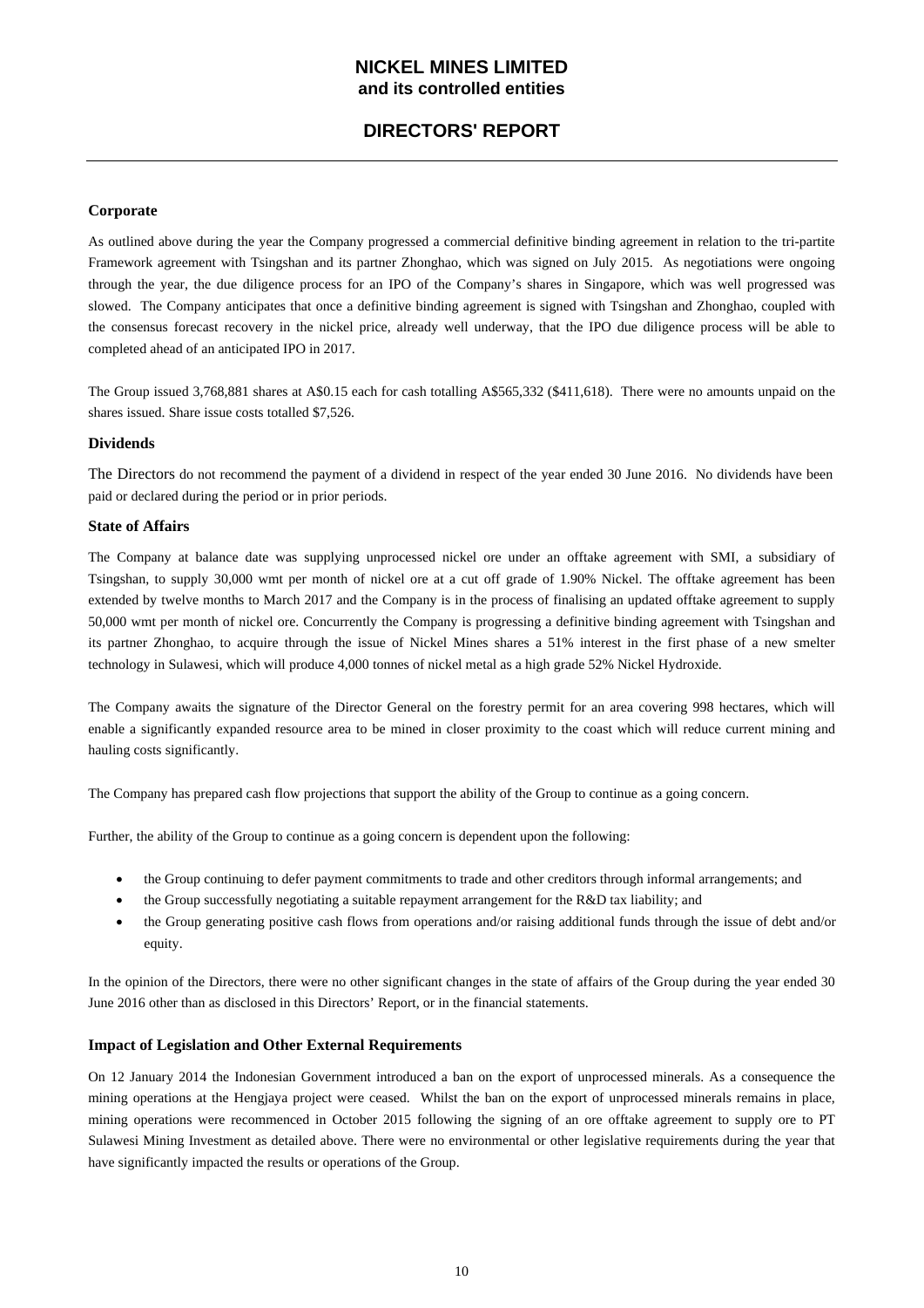## Corporate

As outlined above during the year the Company progressed a commercial definitive binding agreement in relation to the tri-partite Framework agreement with Tsingshan and its partner Zhonghao, which was signed on July 2015. As negotiations were ongoing through the year, the due diligence process for an IPO of the Company's shares in Singapore, which was well progressed was slowed. The Company anticipates that once a definitive binding agreement is signed with Tsingshan and Zhonghao, coupled with the consensus forecast recovery in the nickel price, already well underway, that the IPO due diligence process will be able to completed ahead of an anticipated IPO in 2017.

The Group issued 3,768,881 shares at A$0.15 each for cash totalling A$565,332 ($411,618). There were no amounts unpaid on the shares issued. Share issue costs totalled $7,526.

## Dividends

The Directors do not recommend the payment of a dividend in respect of the year ended 30 June 2016. No dividends have been paid or declared during the period or in prior periods.

## State of Affairs

The Company at balance date was supplying unprocessed nickel ore under an offtake agreement with SMI, a subsidiary of Tsingshan, to supply 30,000 wmt per month of nickel ore at a cut off grade of 1.90% Nickel. The offtake agreement has been extended by twelve months to March 2017 and the Company is in the process of finalising an updated offtake agreement to supply 50,000 wmt per month of nickel ore. Concurrently the Company is progressing a definitive binding agreement with Tsingshan and its partner Zhonghao, to acquire through the issue of Nickel Mines shares a 51% interest in the first phase of a new smelter technology in Sulawesi, which will produce 4,000 tonnes of nickel metal as a high grade 52% Nickel Hydroxide.

The Company awaits the signature of the Director General on the forestry permit for an area covering 998 hectares, which will enable a significantly expanded resource area to be mined in closer proximity to the coast which will reduce current mining and hauling costs significantly.

The Company has prepared cash flow projections that support the ability of the Group to continue as a going concern.

Further, the ability of the Group to continue as a going concern is dependent upon the following:

- the Group continuing to defer payment commitments to trade and other creditors through informal arrangements; and
- the Group successfully negotiating a suitable repayment arrangement for the R&D tax liability; and
- the Group generating positive cash flows from operations and/or raising additional funds through the issue of debt and/or equity.

In the opinion of the Directors, there were no other significant changes in the state of affairs of the Group during the year ended 30 June 2016 other than as disclosed in this Directors' Report, or in the financial statements.

## Impact of Legislation and Other External Requirements

On 12 January 2014 the Indonesian Government introduced a ban on the export of unprocessed minerals. As a consequence the mining operations at the Hengjaya project were ceased. Whilst the ban on the export of unprocessed minerals remains in place, mining operations were recommenced in October 2015 following the signing of an ore offtake agreement to supply ore to PT Sulawesi Mining Investment as detailed above. There were no environmental or other legislative requirements during the year that have significantly impacted the results or operations of the Group.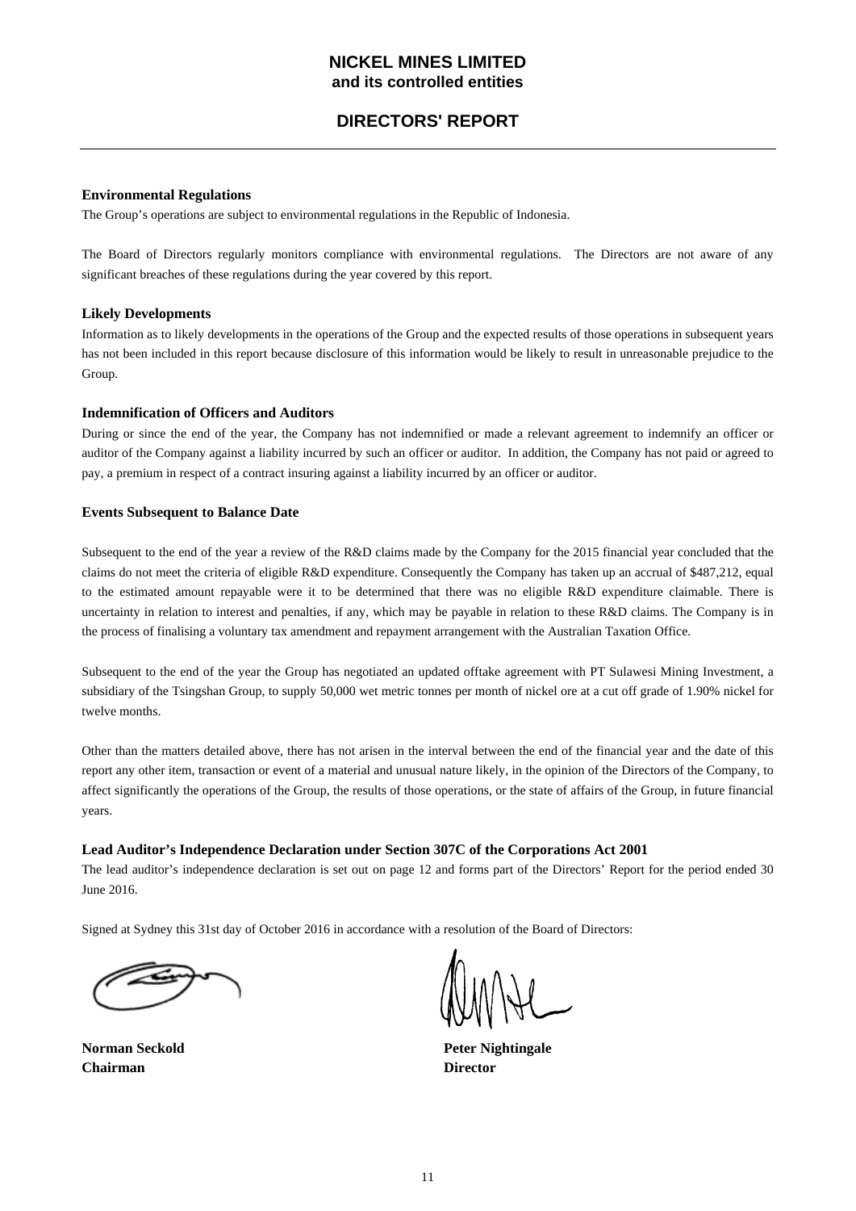# NICKEL MINES LIMITED
**and its controlled entities**

## DIRECTORS' REPORT

### Environmental Regulations

The Group's operations are subject to environmental regulations in the Republic of Indonesia.

The Board of Directors regularly monitors compliance with environmental regulations. The Directors are not aware of any significant breaches of these regulations during the year covered by this report.

### Likely Developments

Information as to likely developments in the operations of the Group and the expected results of those operations in subsequent years has not been included in this report because disclosure of this information would be likely to result in unreasonable prejudice to the Group.

### Indemnification of Officers and Auditors

During or since the end of the year, the Company has not indemnified or made a relevant agreement to indemnify an officer or auditor of the Company against a liability incurred by such an officer or auditor. In addition, the Company has not paid or agreed to pay, a premium in respect of a contract insuring against a liability incurred by an officer or auditor.

### Events Subsequent to Balance Date

Subsequent to the end of the year a review of the R&D claims made by the Company for the 2015 financial year concluded that the claims do not meet the criteria of eligible R&D expenditure. Consequently the Company has taken up an accrual of $487,212, equal to the estimated amount repayable were it to be determined that there was no eligible R&D expenditure claimable. There is uncertainty in relation to interest and penalties, if any, which may be payable in relation to these R&D claims. The Company is in the process of finalising a voluntary tax amendment and repayment arrangement with the Australian Taxation Office.

Subsequent to the end of the year the Group has negotiated an updated offtake agreement with PT Sulawesi Mining Investment, a subsidiary of the Tsingshan Group, to supply 50,000 wet metric tonnes per month of nickel ore at a cut off grade of 1.90% nickel for twelve months.

Other than the matters detailed above, there has not arisen in the interval between the end of the financial year and the date of this report any other item, transaction or event of a material and unusual nature likely, in the opinion of the Directors of the Company, to affect significantly the operations of the Group, the results of those operations, or the state of affairs of the Group, in future financial years.

### Lead Auditor's Independence Declaration under Section 307C of the Corporations Act 2001

The lead auditor's independence declaration is set out on page 12 and forms part of the Directors' Report for the period ended 30 June 2016.

Signed at Sydney this 31st day of October 2016 in accordance with a resolution of the Board of Directors:

**Norman Seckold**
**Chairman**

**Peter Nightingale**
**Director**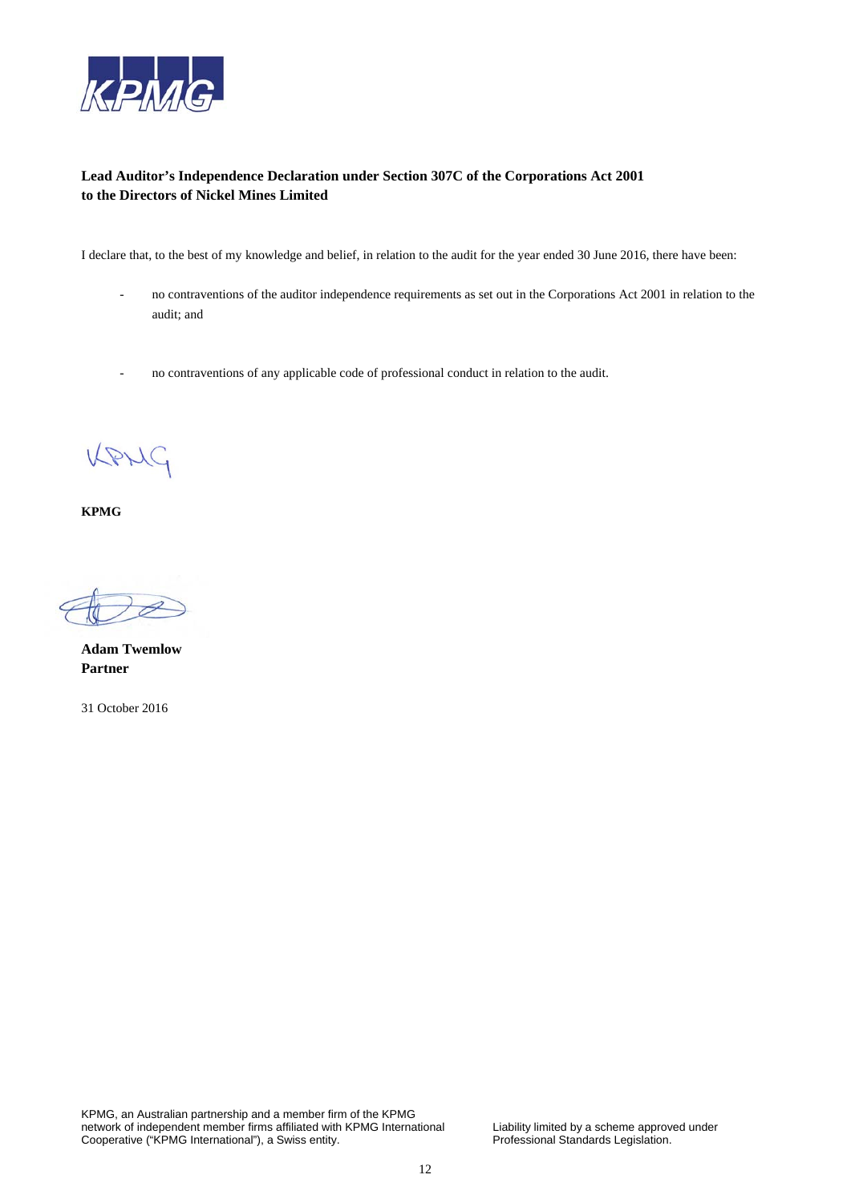**Lead Auditor's Independence Declaration under Section 307C of the Corporations Act 2001 to the Directors of Nickel Mines Limited**

I declare that, to the best of my knowledge and belief, in relation to the audit for the year ended 30 June 2016, there have been:

- no contraventions of the auditor independence requirements as set out in the Corporations Act 2001 in relation to the audit; and

- no contraventions of any applicable code of professional conduct in relation to the audit.

**KPMG**

**Adam Twemlow**
**Partner**

31 October 2016

KPMG, an Australian partnership and a member firm of the KPMG network of independent member firms affiliated with KPMG International Cooperative ("KPMG International"), a Swiss entity.

Liability limited by a scheme approved under Professional Standards Legislation.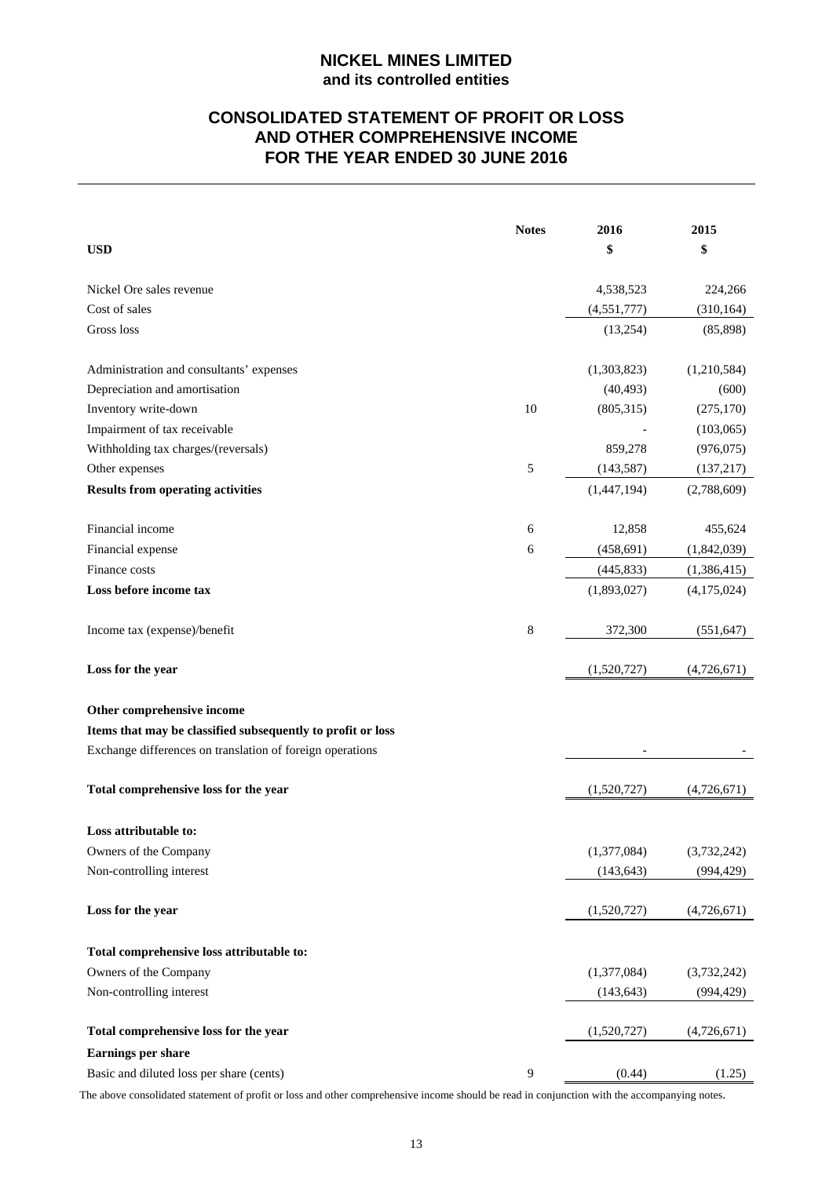# NICKEL MINES LIMITED
## and its controlled entities

# CONSOLIDATED STATEMENT OF PROFIT OR LOSS AND OTHER COMPREHENSIVE INCOME FOR THE YEAR ENDED 30 JUNE 2016

| USD | Notes | 2016 \$ | 2015 \$ |
|---|---|---|---|
| Nickel Ore sales revenue | | 4,538,523 | 224,266 |
| Cost of sales | | (4,551,777) | (310,164) |
| Gross loss | | (13,254) | (85,898) |
| | | | |
| Administration and consultants' expenses | | (1,303,823) | (1,210,584) |
| Depreciation and amortisation | | (40,493) | (600) |
| Inventory write-down | 10 | (805,315) | (275,170) |
| Impairment of tax receivable | | - | (103,065) |
| Withholding tax charges/(reversals) | | 859,278 | (976,075) |
| Other expenses | 5 | (143,587) | (137,217) |
| **Results from operating activities** | | (1,447,194) | (2,788,609) |
| | | | |
| Financial income | 6 | 12,858 | 455,624 |
| Financial expense | 6 | (458,691) | (1,842,039) |
| Finance costs | | (445,833) | (1,386,415) |
| **Loss before income tax** | | (1,893,027) | (4,175,024) |
| | | | |
| Income tax (expense)/benefit | 8 | 372,300 | (551,647) |
| | | | |
| **Loss for the year** | | (1,520,727) | (4,726,671) |
| | | | |
| **Other comprehensive income** | | | |
| **Items that may be classified subsequently to profit or loss** | | | |
| Exchange differences on translation of foreign operations | | - | - |
| | | | |
| **Total comprehensive loss for the year** | | (1,520,727) | (4,726,671) |
| | | | |
| **Loss attributable to:** | | | |
| Owners of the Company | | (1,377,084) | (3,732,242) |
| Non-controlling interest | | (143,643) | (994,429) |
| | | | |
| **Loss for the year** | | (1,520,727) | (4,726,671) |
| | | | |
| **Total comprehensive loss attributable to:** | | | |
| Owners of the Company | | (1,377,084) | (3,732,242) |
| Non-controlling interest | | (143,643) | (994,429) |
| | | | |
| **Total comprehensive loss for the year** | | (1,520,727) | (4,726,671) |
| **Earnings per share** | | | |
| Basic and diluted loss per share (cents) | 9 | (0.44) | (1.25) |

The above consolidated statement of profit or loss and other comprehensive income should be read in conjunction with the accompanying notes.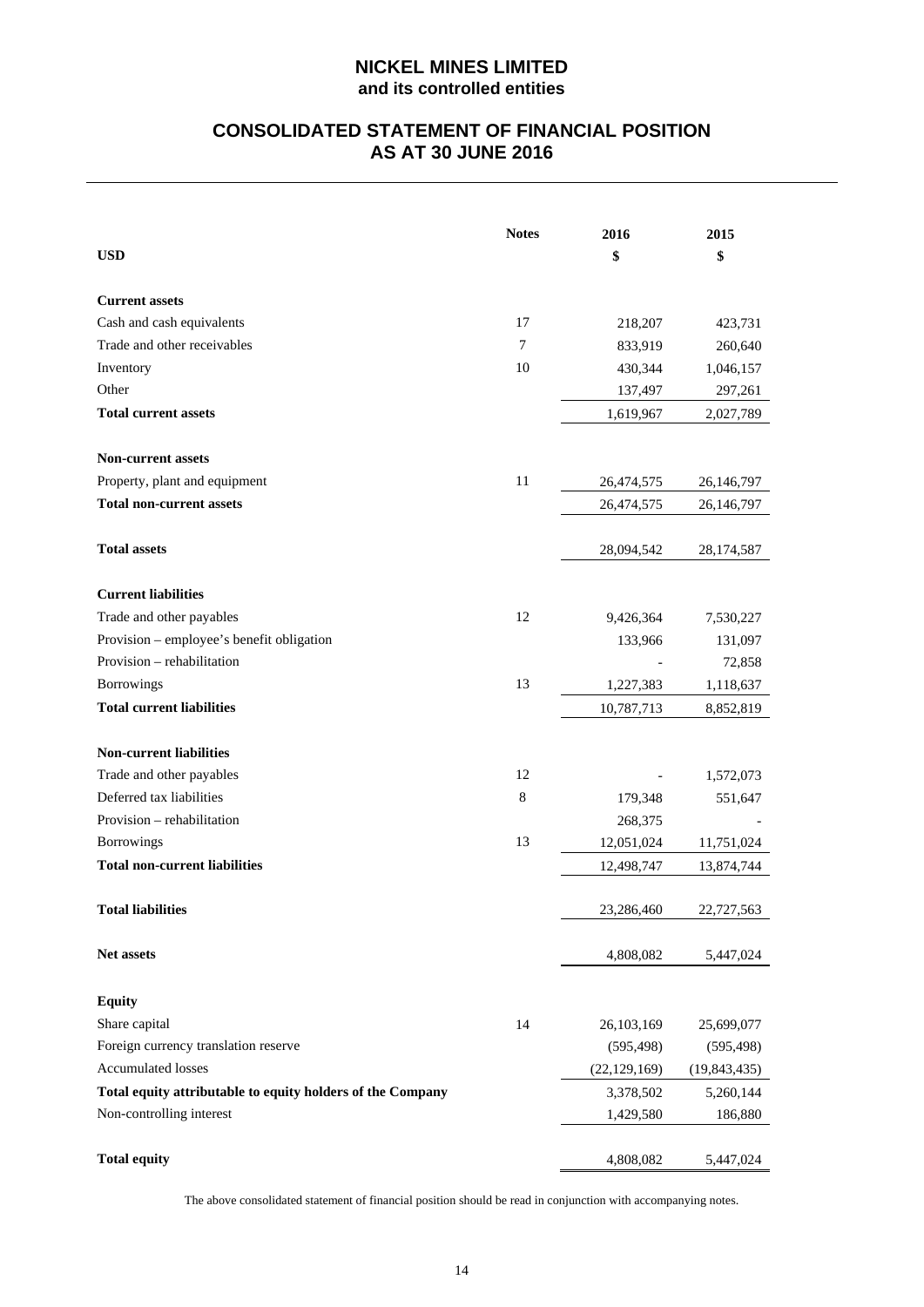# NICKEL MINES LIMITED
## and its controlled entities

## CONSOLIDATED STATEMENT OF FINANCIAL POSITION AS AT 30 JUNE 2016

| USD | Notes | 2016 $ | 2015 $ |
|---|---|---|---|
| **Current assets** | | | |
| Cash and cash equivalents | 17 | 218,207 | 423,731 |
| Trade and other receivables | 7 | 833,919 | 260,640 |
| Inventory | 10 | 430,344 | 1,046,157 |
| Other | | 137,497 | 297,261 |
| **Total current assets** | | 1,619,967 | 2,027,789 |
| **Non-current assets** | | | |
| Property, plant and equipment | 11 | 26,474,575 | 26,146,797 |
| **Total non-current assets** | | 26,474,575 | 26,146,797 |
| **Total assets** | | 28,094,542 | 28,174,587 |
| **Current liabilities** | | | |
| Trade and other payables | 12 | 9,426,364 | 7,530,227 |
| Provision – employee's benefit obligation | | 133,966 | 131,097 |
| Provision – rehabilitation | | - | 72,858 |
| Borrowings | 13 | 1,227,383 | 1,118,637 |
| **Total current liabilities** | | 10,787,713 | 8,852,819 |
| **Non-current liabilities** | | | |
| Trade and other payables | 12 | - | 1,572,073 |
| Deferred tax liabilities | 8 | 179,348 | 551,647 |
| Provision – rehabilitation | | 268,375 | - |
| Borrowings | 13 | 12,051,024 | 11,751,024 |
| **Total non-current liabilities** | | 12,498,747 | 13,874,744 |
| **Total liabilities** | | 23,286,460 | 22,727,563 |
| **Net assets** | | 4,808,082 | 5,447,024 |
| **Equity** | | | |
| Share capital | 14 | 26,103,169 | 25,699,077 |
| Foreign currency translation reserve | | (595,498) | (595,498) |
| Accumulated losses | | (22,129,169) | (19,843,435) |
| **Total equity attributable to equity holders of the Company** | | 3,378,502 | 5,260,144 |
| Non-controlling interest | | 1,429,580 | 186,880 |
| **Total equity** | | 4,808,082 | 5,447,024 |

The above consolidated statement of financial position should be read in conjunction with accompanying notes.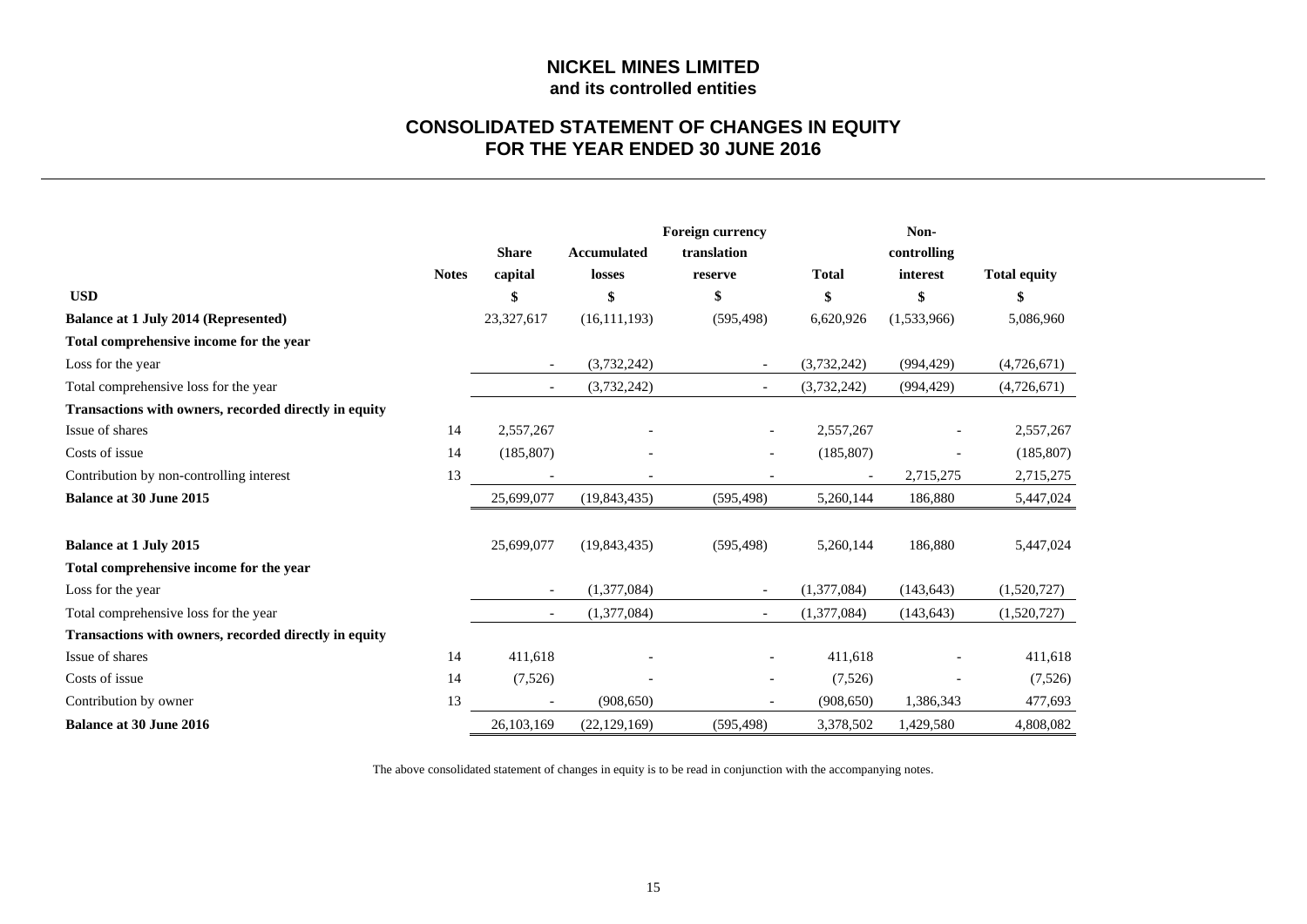# NICKEL MINES LIMITED
**and its controlled entities**

## CONSOLIDATED STATEMENT OF CHANGES IN EQUITY FOR THE YEAR ENDED 30 JUNE 2016

| | Notes | Share capital | Accumulated losses | Foreign currency translation reserve | Total | Non-controlling interest | Total equity |
|---|---|---|---|---|---|---|---|
| **USD** | | **$** | **$** | **$** | **$** | **$** | **$** |
| **Balance at 1 July 2014 (Represented)** | | 23,327,617 | (16,111,193) | (595,498) | 6,620,926 | (1,533,966) | 5,086,960 |
| **Total comprehensive income for the year** | | | | | | | |
| Loss for the year | | - | (3,732,242) | - | (3,732,242) | (994,429) | (4,726,671) |
| Total comprehensive loss for the year | | - | (3,732,242) | - | (3,732,242) | (994,429) | (4,726,671) |
| **Transactions with owners, recorded directly in equity** | | | | | | | |
| Issue of shares | 14 | 2,557,267 | - | - | 2,557,267 | - | 2,557,267 |
| Costs of issue | 14 | (185,807) | - | - | (185,807) | - | (185,807) |
| Contribution by non-controlling interest | 13 | - | - | - | - | 2,715,275 | 2,715,275 |
| **Balance at 30 June 2015** | | 25,699,077 | (19,843,435) | (595,498) | 5,260,144 | 186,880 | 5,447,024 |
| | | | | | | | |
| **Balance at 1 July 2015** | | 25,699,077 | (19,843,435) | (595,498) | 5,260,144 | 186,880 | 5,447,024 |
| **Total comprehensive income for the year** | | | | | | | |
| Loss for the year | | - | (1,377,084) | - | (1,377,084) | (143,643) | (1,520,727) |
| Total comprehensive loss for the year | | - | (1,377,084) | - | (1,377,084) | (143,643) | (1,520,727) |
| **Transactions with owners, recorded directly in equity** | | | | | | | |
| Issue of shares | 14 | 411,618 | - | - | 411,618 | - | 411,618 |
| Costs of issue | 14 | (7,526) | - | - | (7,526) | - | (7,526) |
| Contribution by owner | 13 | - | (908,650) | - | (908,650) | 1,386,343 | 477,693 |
| **Balance at 30 June 2016** | | 26,103,169 | (22,129,169) | (595,498) | 3,378,502 | 1,429,580 | 4,808,082 |

The above consolidated statement of changes in equity is to be read in conjunction with the accompanying notes.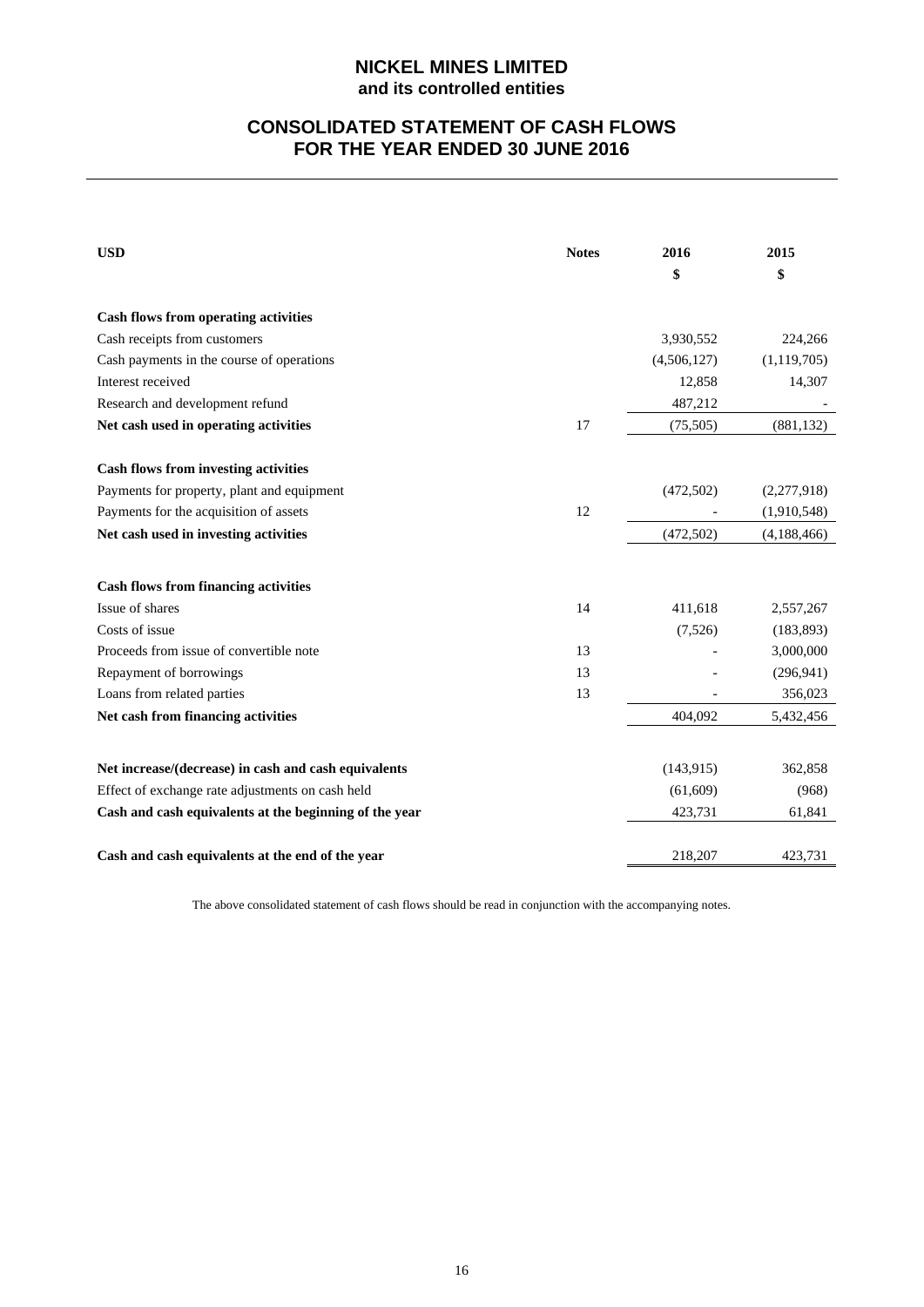# NICKEL MINES LIMITED
## and its controlled entities

# CONSOLIDATED STATEMENT OF CASH FLOWS
## FOR THE YEAR ENDED 30 JUNE 2016

| USD | Notes | 2016<br>$ | 2015<br>$ |
|---|---|---|---|
| **Cash flows from operating activities** | | | |
| Cash receipts from customers | | 3,930,552 | 224,266 |
| Cash payments in the course of operations | | (4,506,127) | (1,119,705) |
| Interest received | | 12,858 | 14,307 |
| Research and development refund | | 487,212 | - |
| **Net cash used in operating activities** | 17 | (75,505) | (881,132) |
| | | | |
| **Cash flows from investing activities** | | | |
| Payments for property, plant and equipment | | (472,502) | (2,277,918) |
| Payments for the acquisition of assets | 12 | - | (1,910,548) |
| **Net cash used in investing activities** | | (472,502) | (4,188,466) |
| | | | |
| **Cash flows from financing activities** | | | |
| Issue of shares | 14 | 411,618 | 2,557,267 |
| Costs of issue | | (7,526) | (183,893) |
| Proceeds from issue of convertible note | 13 | - | 3,000,000 |
| Repayment of borrowings | 13 | - | (296,941) |
| Loans from related parties | 13 | - | 356,023 |
| **Net cash from financing activities** | | 404,092 | 5,432,456 |
| | | | |
| **Net increase/(decrease) in cash and cash equivalents** | | (143,915) | 362,858 |
| Effect of exchange rate adjustments on cash held | | (61,609) | (968) |
| **Cash and cash equivalents at the beginning of the year** | | 423,731 | 61,841 |
| | | | |
| **Cash and cash equivalents at the end of the year** | | 218,207 | 423,731 |

The above consolidated statement of cash flows should be read in conjunction with the accompanying notes.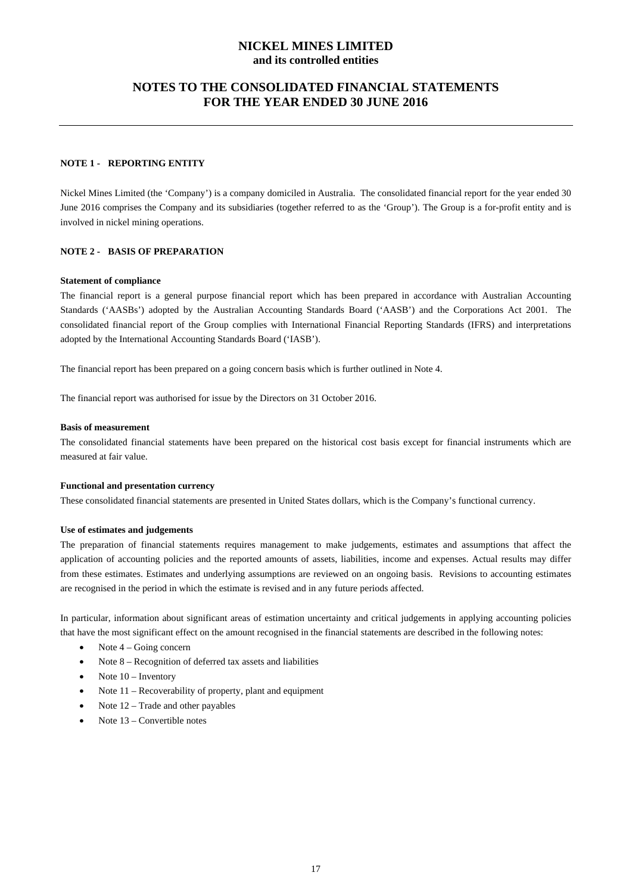# NICKEL MINES LIMITED
**and its controlled entities**

## NOTES TO THE CONSOLIDATED FINANCIAL STATEMENTS FOR THE YEAR ENDED 30 JUNE 2016

### NOTE 1 - REPORTING ENTITY

Nickel Mines Limited (the 'Company') is a company domiciled in Australia. The consolidated financial report for the year ended 30 June 2016 comprises the Company and its subsidiaries (together referred to as the 'Group'). The Group is a for-profit entity and is involved in nickel mining operations.

### NOTE 2 - BASIS OF PREPARATION

**Statement of compliance**

The financial report is a general purpose financial report which has been prepared in accordance with Australian Accounting Standards ('AASBs') adopted by the Australian Accounting Standards Board ('AASB') and the Corporations Act 2001. The consolidated financial report of the Group complies with International Financial Reporting Standards (IFRS) and interpretations adopted by the International Accounting Standards Board ('IASB').

The financial report has been prepared on a going concern basis which is further outlined in Note 4.

The financial report was authorised for issue by the Directors on 31 October 2016.

**Basis of measurement**

The consolidated financial statements have been prepared on the historical cost basis except for financial instruments which are measured at fair value.

**Functional and presentation currency**

These consolidated financial statements are presented in United States dollars, which is the Company's functional currency.

**Use of estimates and judgements**

The preparation of financial statements requires management to make judgements, estimates and assumptions that affect the application of accounting policies and the reported amounts of assets, liabilities, income and expenses. Actual results may differ from these estimates. Estimates and underlying assumptions are reviewed on an ongoing basis. Revisions to accounting estimates are recognised in the period in which the estimate is revised and in any future periods affected.

In particular, information about significant areas of estimation uncertainty and critical judgements in applying accounting policies that have the most significant effect on the amount recognised in the financial statements are described in the following notes:

- Note 4 – Going concern
- Note 8 – Recognition of deferred tax assets and liabilities
- Note 10 – Inventory
- Note 11 – Recoverability of property, plant and equipment
- Note 12 – Trade and other payables
- Note 13 – Convertible notes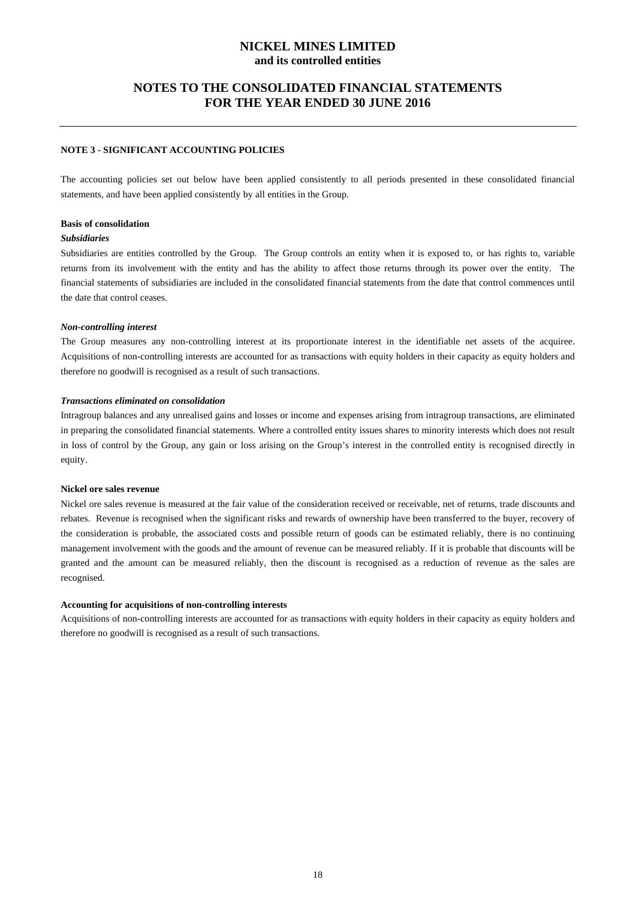# NICKEL MINES LIMITED
## and its controlled entities

## NOTES TO THE CONSOLIDATED FINANCIAL STATEMENTS FOR THE YEAR ENDED 30 JUNE 2016

### NOTE 3 - SIGNIFICANT ACCOUNTING POLICIES

The accounting policies set out below have been applied consistently to all periods presented in these consolidated financial statements, and have been applied consistently by all entities in the Group.

**Basis of consolidation**

***Subsidiaries***

Subsidiaries are entities controlled by the Group. The Group controls an entity when it is exposed to, or has rights to, variable returns from its involvement with the entity and has the ability to affect those returns through its power over the entity. The financial statements of subsidiaries are included in the consolidated financial statements from the date that control commences until the date that control ceases.

***Non-controlling interest***

The Group measures any non-controlling interest at its proportionate interest in the identifiable net assets of the acquiree. Acquisitions of non-controlling interests are accounted for as transactions with equity holders in their capacity as equity holders and therefore no goodwill is recognised as a result of such transactions.

***Transactions eliminated on consolidation***

Intragroup balances and any unrealised gains and losses or income and expenses arising from intragroup transactions, are eliminated in preparing the consolidated financial statements. Where a controlled entity issues shares to minority interests which does not result in loss of control by the Group, any gain or loss arising on the Group's interest in the controlled entity is recognised directly in equity.

**Nickel ore sales revenue**

Nickel ore sales revenue is measured at the fair value of the consideration received or receivable, net of returns, trade discounts and rebates. Revenue is recognised when the significant risks and rewards of ownership have been transferred to the buyer, recovery of the consideration is probable, the associated costs and possible return of goods can be estimated reliably, there is no continuing management involvement with the goods and the amount of revenue can be measured reliably. If it is probable that discounts will be granted and the amount can be measured reliably, then the discount is recognised as a reduction of revenue as the sales are recognised.

**Accounting for acquisitions of non-controlling interests**

Acquisitions of non-controlling interests are accounted for as transactions with equity holders in their capacity as equity holders and therefore no goodwill is recognised as a result of such transactions.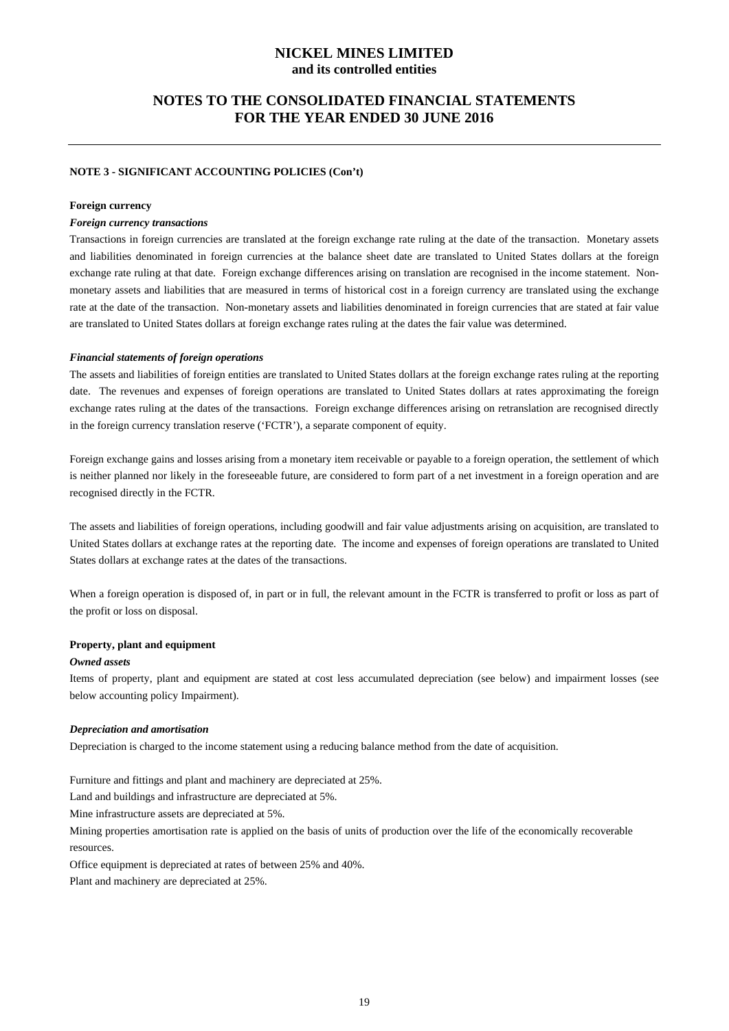**NOTE 3 - SIGNIFICANT ACCOUNTING POLICIES (Con't)**

**Foreign currency**

***Foreign currency transactions***

Transactions in foreign currencies are translated at the foreign exchange rate ruling at the date of the transaction. Monetary assets and liabilities denominated in foreign currencies at the balance sheet date are translated to United States dollars at the foreign exchange rate ruling at that date. Foreign exchange differences arising on translation are recognised in the income statement. Non-monetary assets and liabilities that are measured in terms of historical cost in a foreign currency are translated using the exchange rate at the date of the transaction. Non-monetary assets and liabilities denominated in foreign currencies that are stated at fair value are translated to United States dollars at foreign exchange rates ruling at the dates the fair value was determined.

***Financial statements of foreign operations***

The assets and liabilities of foreign entities are translated to United States dollars at the foreign exchange rates ruling at the reporting date. The revenues and expenses of foreign operations are translated to United States dollars at rates approximating the foreign exchange rates ruling at the dates of the transactions. Foreign exchange differences arising on retranslation are recognised directly in the foreign currency translation reserve ('FCTR'), a separate component of equity.

Foreign exchange gains and losses arising from a monetary item receivable or payable to a foreign operation, the settlement of which is neither planned nor likely in the foreseeable future, are considered to form part of a net investment in a foreign operation and are recognised directly in the FCTR.

The assets and liabilities of foreign operations, including goodwill and fair value adjustments arising on acquisition, are translated to United States dollars at exchange rates at the reporting date. The income and expenses of foreign operations are translated to United States dollars at exchange rates at the dates of the transactions.

When a foreign operation is disposed of, in part or in full, the relevant amount in the FCTR is transferred to profit or loss as part of the profit or loss on disposal.

**Property, plant and equipment**

***Owned assets***

Items of property, plant and equipment are stated at cost less accumulated depreciation (see below) and impairment losses (see below accounting policy Impairment).

***Depreciation and amortisation***

Depreciation is charged to the income statement using a reducing balance method from the date of acquisition.

Furniture and fittings and plant and machinery are depreciated at 25%.

Land and buildings and infrastructure are depreciated at 5%.

Mine infrastructure assets are depreciated at 5%.

Mining properties amortisation rate is applied on the basis of units of production over the life of the economically recoverable resources.

Office equipment is depreciated at rates of between 25% and 40%.

Plant and machinery are depreciated at 25%.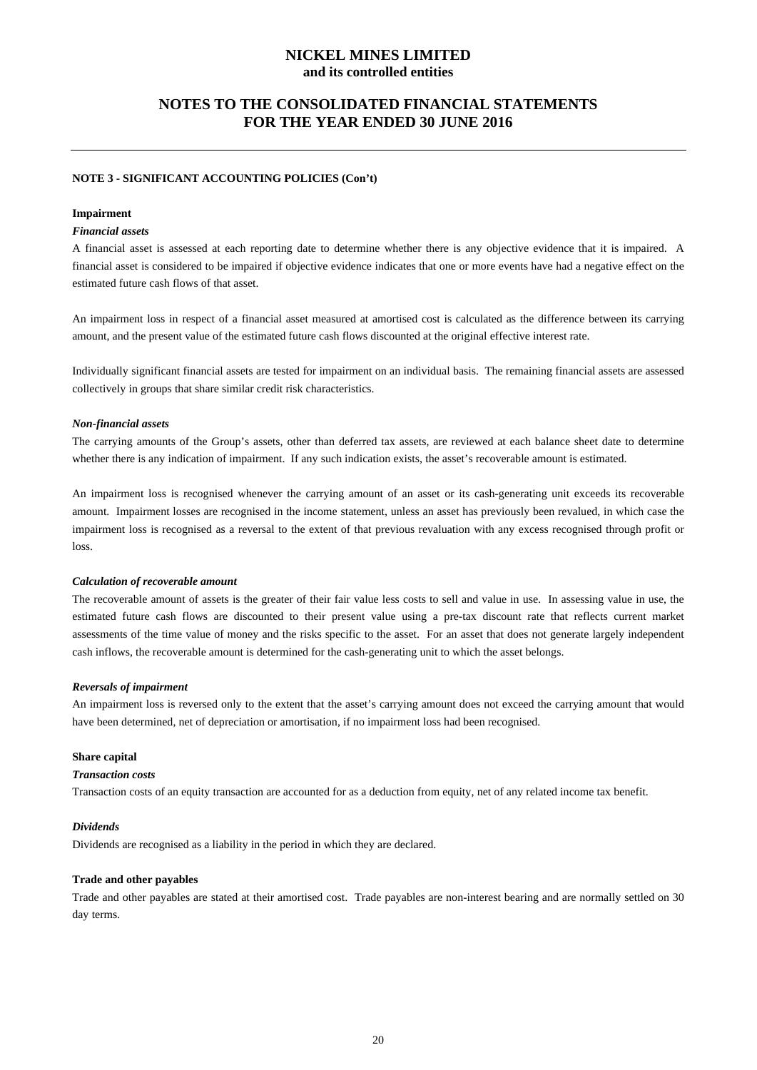**NOTE 3 - SIGNIFICANT ACCOUNTING POLICIES (Con't)**

**Impairment**

***Financial assets***

A financial asset is assessed at each reporting date to determine whether there is any objective evidence that it is impaired. A financial asset is considered to be impaired if objective evidence indicates that one or more events have had a negative effect on the estimated future cash flows of that asset.

An impairment loss in respect of a financial asset measured at amortised cost is calculated as the difference between its carrying amount, and the present value of the estimated future cash flows discounted at the original effective interest rate.

Individually significant financial assets are tested for impairment on an individual basis. The remaining financial assets are assessed collectively in groups that share similar credit risk characteristics.

***Non-financial assets***

The carrying amounts of the Group's assets, other than deferred tax assets, are reviewed at each balance sheet date to determine whether there is any indication of impairment. If any such indication exists, the asset's recoverable amount is estimated.

An impairment loss is recognised whenever the carrying amount of an asset or its cash-generating unit exceeds its recoverable amount. Impairment losses are recognised in the income statement, unless an asset has previously been revalued, in which case the impairment loss is recognised as a reversal to the extent of that previous revaluation with any excess recognised through profit or loss.

***Calculation of recoverable amount***

The recoverable amount of assets is the greater of their fair value less costs to sell and value in use. In assessing value in use, the estimated future cash flows are discounted to their present value using a pre-tax discount rate that reflects current market assessments of the time value of money and the risks specific to the asset. For an asset that does not generate largely independent cash inflows, the recoverable amount is determined for the cash-generating unit to which the asset belongs.

***Reversals of impairment***

An impairment loss is reversed only to the extent that the asset's carrying amount does not exceed the carrying amount that would have been determined, net of depreciation or amortisation, if no impairment loss had been recognised.

**Share capital**

***Transaction costs***

Transaction costs of an equity transaction are accounted for as a deduction from equity, net of any related income tax benefit.

***Dividends***

Dividends are recognised as a liability in the period in which they are declared.

**Trade and other payables**

Trade and other payables are stated at their amortised cost. Trade payables are non-interest bearing and are normally settled on 30 day terms.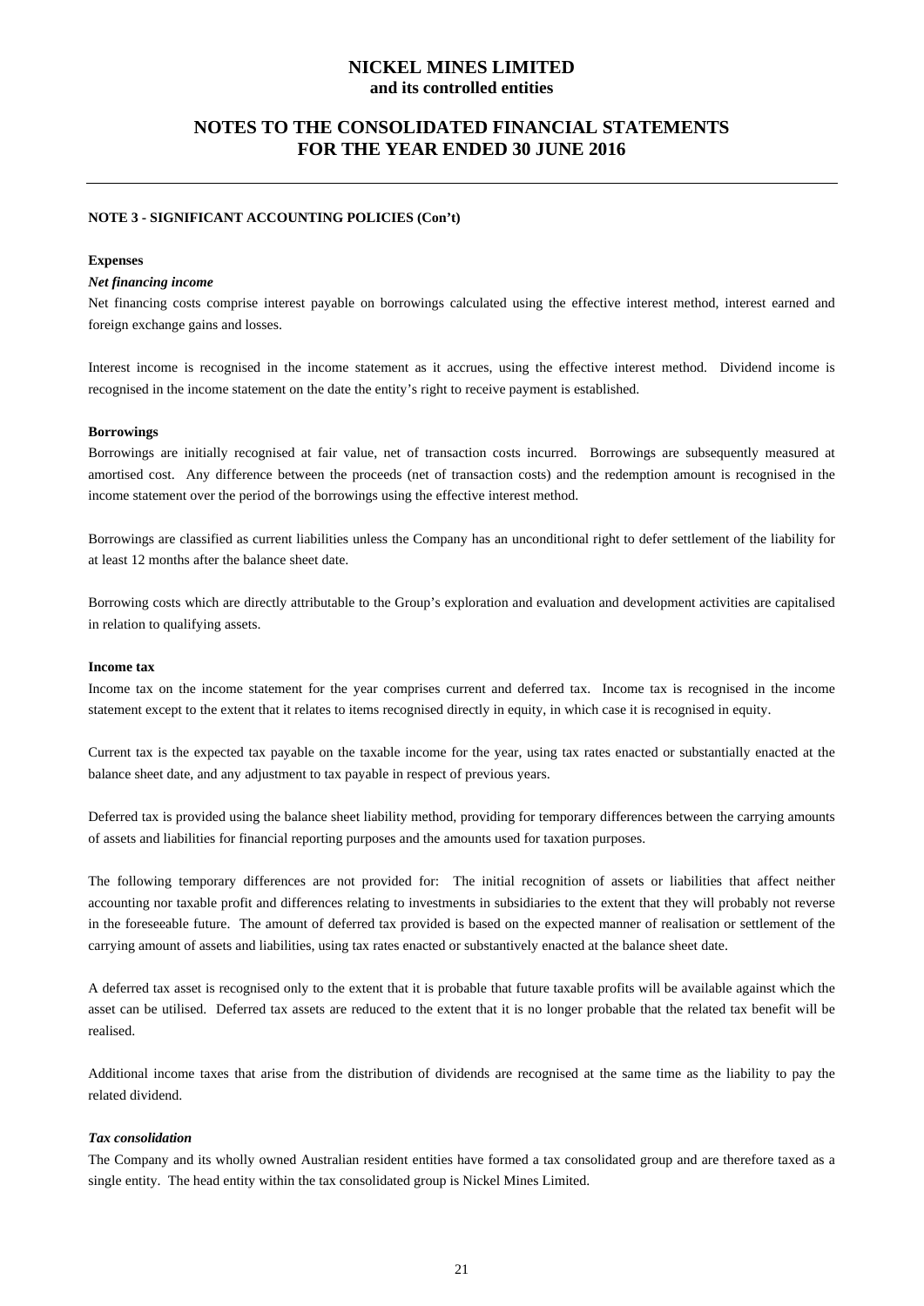## NOTE 3 - SIGNIFICANT ACCOUNTING POLICIES (Con't)

**Expenses**

***Net financing income***

Net financing costs comprise interest payable on borrowings calculated using the effective interest method, interest earned and foreign exchange gains and losses.

Interest income is recognised in the income statement as it accrues, using the effective interest method. Dividend income is recognised in the income statement on the date the entity's right to receive payment is established.

**Borrowings**

Borrowings are initially recognised at fair value, net of transaction costs incurred. Borrowings are subsequently measured at amortised cost. Any difference between the proceeds (net of transaction costs) and the redemption amount is recognised in the income statement over the period of the borrowings using the effective interest method.

Borrowings are classified as current liabilities unless the Company has an unconditional right to defer settlement of the liability for at least 12 months after the balance sheet date.

Borrowing costs which are directly attributable to the Group's exploration and evaluation and development activities are capitalised in relation to qualifying assets.

**Income tax**

Income tax on the income statement for the year comprises current and deferred tax. Income tax is recognised in the income statement except to the extent that it relates to items recognised directly in equity, in which case it is recognised in equity.

Current tax is the expected tax payable on the taxable income for the year, using tax rates enacted or substantially enacted at the balance sheet date, and any adjustment to tax payable in respect of previous years.

Deferred tax is provided using the balance sheet liability method, providing for temporary differences between the carrying amounts of assets and liabilities for financial reporting purposes and the amounts used for taxation purposes.

The following temporary differences are not provided for: The initial recognition of assets or liabilities that affect neither accounting nor taxable profit and differences relating to investments in subsidiaries to the extent that they will probably not reverse in the foreseeable future. The amount of deferred tax provided is based on the expected manner of realisation or settlement of the carrying amount of assets and liabilities, using tax rates enacted or substantively enacted at the balance sheet date.

A deferred tax asset is recognised only to the extent that it is probable that future taxable profits will be available against which the asset can be utilised. Deferred tax assets are reduced to the extent that it is no longer probable that the related tax benefit will be realised.

Additional income taxes that arise from the distribution of dividends are recognised at the same time as the liability to pay the related dividend.

***Tax consolidation***

The Company and its wholly owned Australian resident entities have formed a tax consolidated group and are therefore taxed as a single entity. The head entity within the tax consolidated group is Nickel Mines Limited.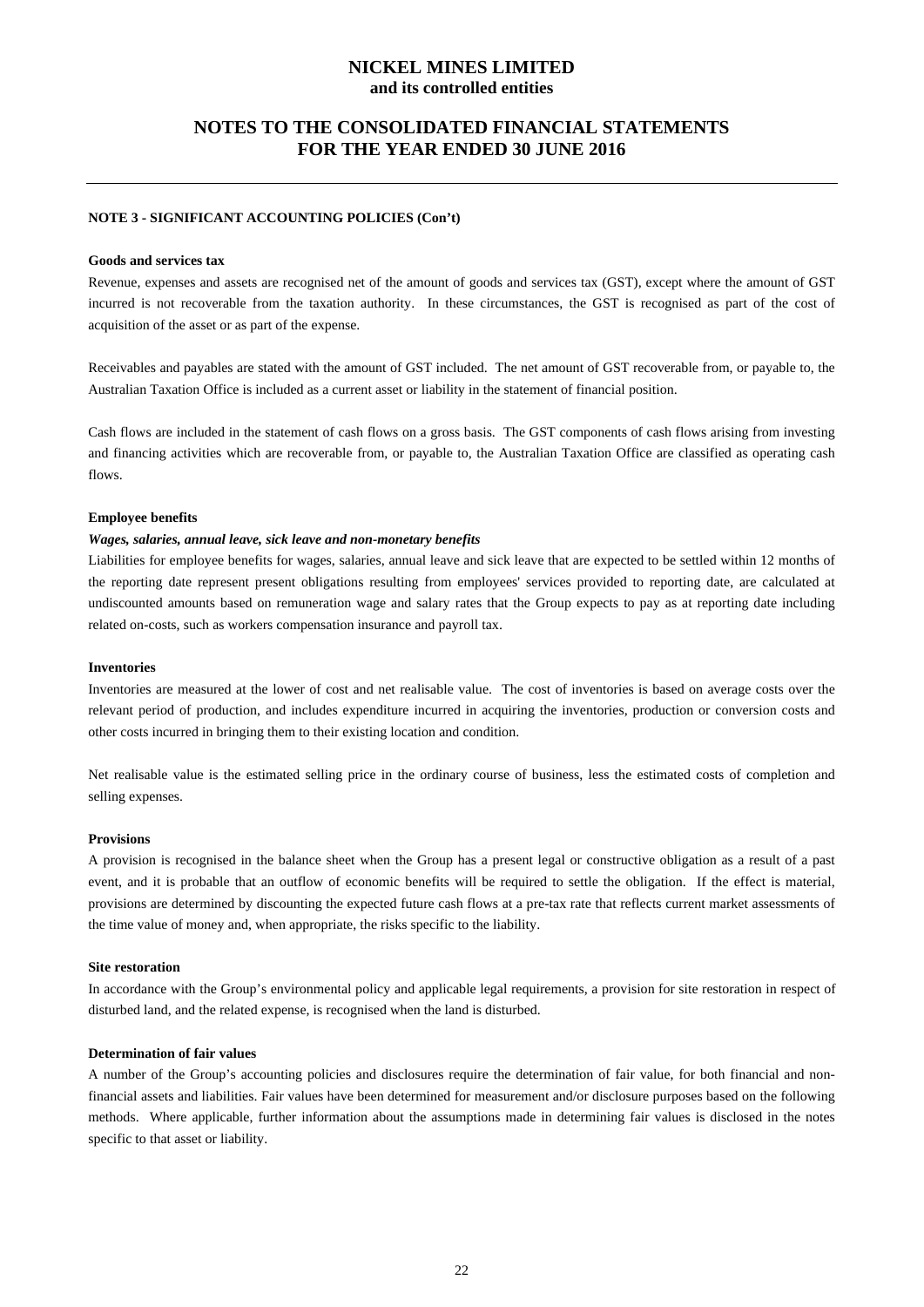**NOTE 3 - SIGNIFICANT ACCOUNTING POLICIES (Con't)**

**Goods and services tax**

Revenue, expenses and assets are recognised net of the amount of goods and services tax (GST), except where the amount of GST incurred is not recoverable from the taxation authority. In these circumstances, the GST is recognised as part of the cost of acquisition of the asset or as part of the expense.

Receivables and payables are stated with the amount of GST included. The net amount of GST recoverable from, or payable to, the Australian Taxation Office is included as a current asset or liability in the statement of financial position.

Cash flows are included in the statement of cash flows on a gross basis. The GST components of cash flows arising from investing and financing activities which are recoverable from, or payable to, the Australian Taxation Office are classified as operating cash flows.

**Employee benefits**

***Wages, salaries, annual leave, sick leave and non-monetary benefits***

Liabilities for employee benefits for wages, salaries, annual leave and sick leave that are expected to be settled within 12 months of the reporting date represent present obligations resulting from employees' services provided to reporting date, are calculated at undiscounted amounts based on remuneration wage and salary rates that the Group expects to pay as at reporting date including related on-costs, such as workers compensation insurance and payroll tax.

**Inventories**

Inventories are measured at the lower of cost and net realisable value. The cost of inventories is based on average costs over the relevant period of production, and includes expenditure incurred in acquiring the inventories, production or conversion costs and other costs incurred in bringing them to their existing location and condition.

Net realisable value is the estimated selling price in the ordinary course of business, less the estimated costs of completion and selling expenses.

**Provisions**

A provision is recognised in the balance sheet when the Group has a present legal or constructive obligation as a result of a past event, and it is probable that an outflow of economic benefits will be required to settle the obligation. If the effect is material, provisions are determined by discounting the expected future cash flows at a pre-tax rate that reflects current market assessments of the time value of money and, when appropriate, the risks specific to the liability.

**Site restoration**

In accordance with the Group's environmental policy and applicable legal requirements, a provision for site restoration in respect of disturbed land, and the related expense, is recognised when the land is disturbed.

**Determination of fair values**

A number of the Group's accounting policies and disclosures require the determination of fair value, for both financial and non-financial assets and liabilities. Fair values have been determined for measurement and/or disclosure purposes based on the following methods. Where applicable, further information about the assumptions made in determining fair values is disclosed in the notes specific to that asset or liability.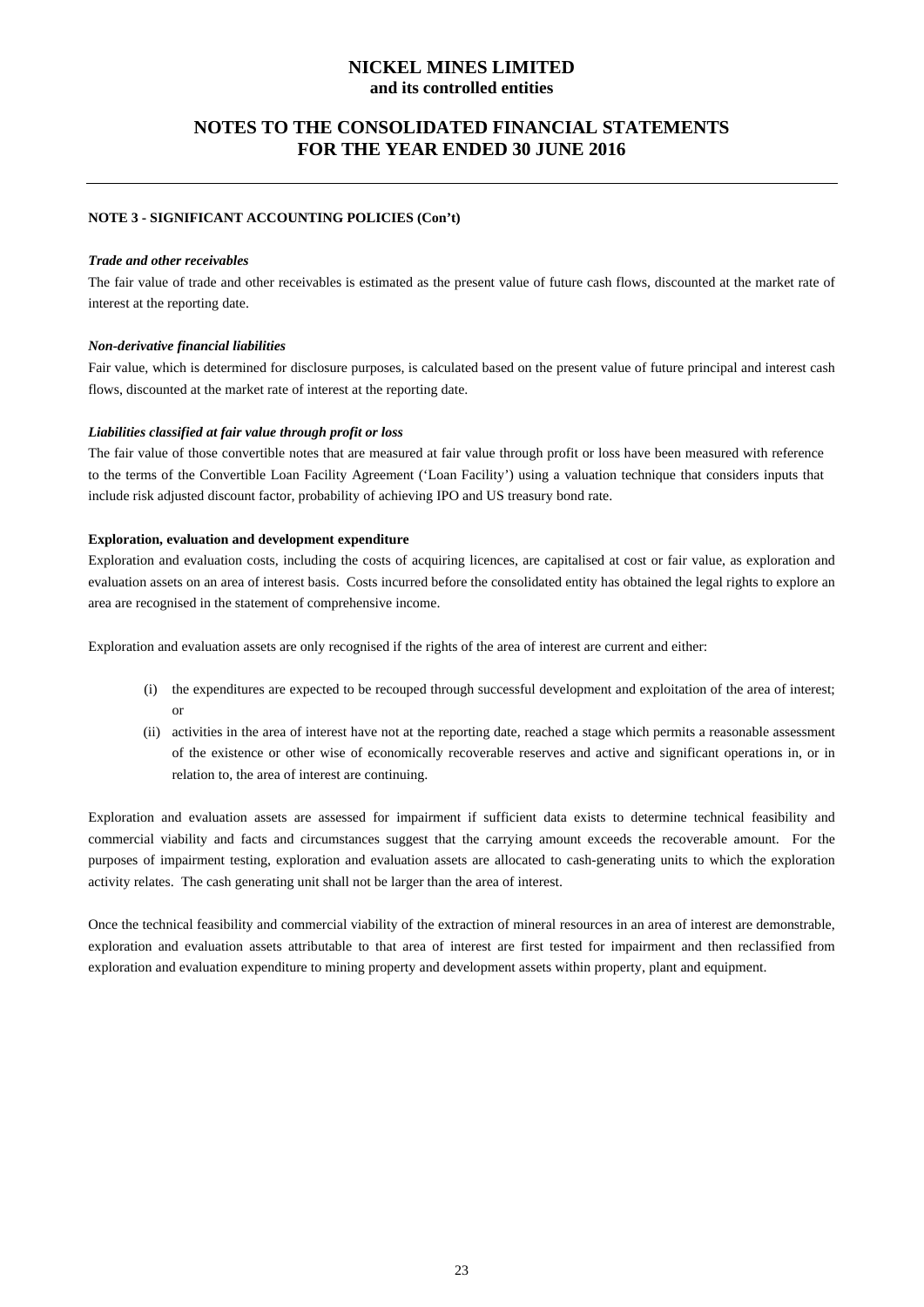#### NOTE 3 - SIGNIFICANT ACCOUNTING POLICIES (Con't)

***Trade and other receivables***

The fair value of trade and other receivables is estimated as the present value of future cash flows, discounted at the market rate of interest at the reporting date.

***Non-derivative financial liabilities***

Fair value, which is determined for disclosure purposes, is calculated based on the present value of future principal and interest cash flows, discounted at the market rate of interest at the reporting date.

***Liabilities classified at fair value through profit or loss***

The fair value of those convertible notes that are measured at fair value through profit or loss have been measured with reference to the terms of the Convertible Loan Facility Agreement ('Loan Facility') using a valuation technique that considers inputs that include risk adjusted discount factor, probability of achieving IPO and US treasury bond rate.

**Exploration, evaluation and development expenditure**

Exploration and evaluation costs, including the costs of acquiring licences, are capitalised at cost or fair value, as exploration and evaluation assets on an area of interest basis. Costs incurred before the consolidated entity has obtained the legal rights to explore an area are recognised in the statement of comprehensive income.

Exploration and evaluation assets are only recognised if the rights of the area of interest are current and either:

(i) the expenditures are expected to be recouped through successful development and exploitation of the area of interest; or

(ii) activities in the area of interest have not at the reporting date, reached a stage which permits a reasonable assessment of the existence or other wise of economically recoverable reserves and active and significant operations in, or in relation to, the area of interest are continuing.

Exploration and evaluation assets are assessed for impairment if sufficient data exists to determine technical feasibility and commercial viability and facts and circumstances suggest that the carrying amount exceeds the recoverable amount. For the purposes of impairment testing, exploration and evaluation assets are allocated to cash-generating units to which the exploration activity relates. The cash generating unit shall not be larger than the area of interest.

Once the technical feasibility and commercial viability of the extraction of mineral resources in an area of interest are demonstrable, exploration and evaluation assets attributable to that area of interest are first tested for impairment and then reclassified from exploration and evaluation expenditure to mining property and development assets within property, plant and equipment.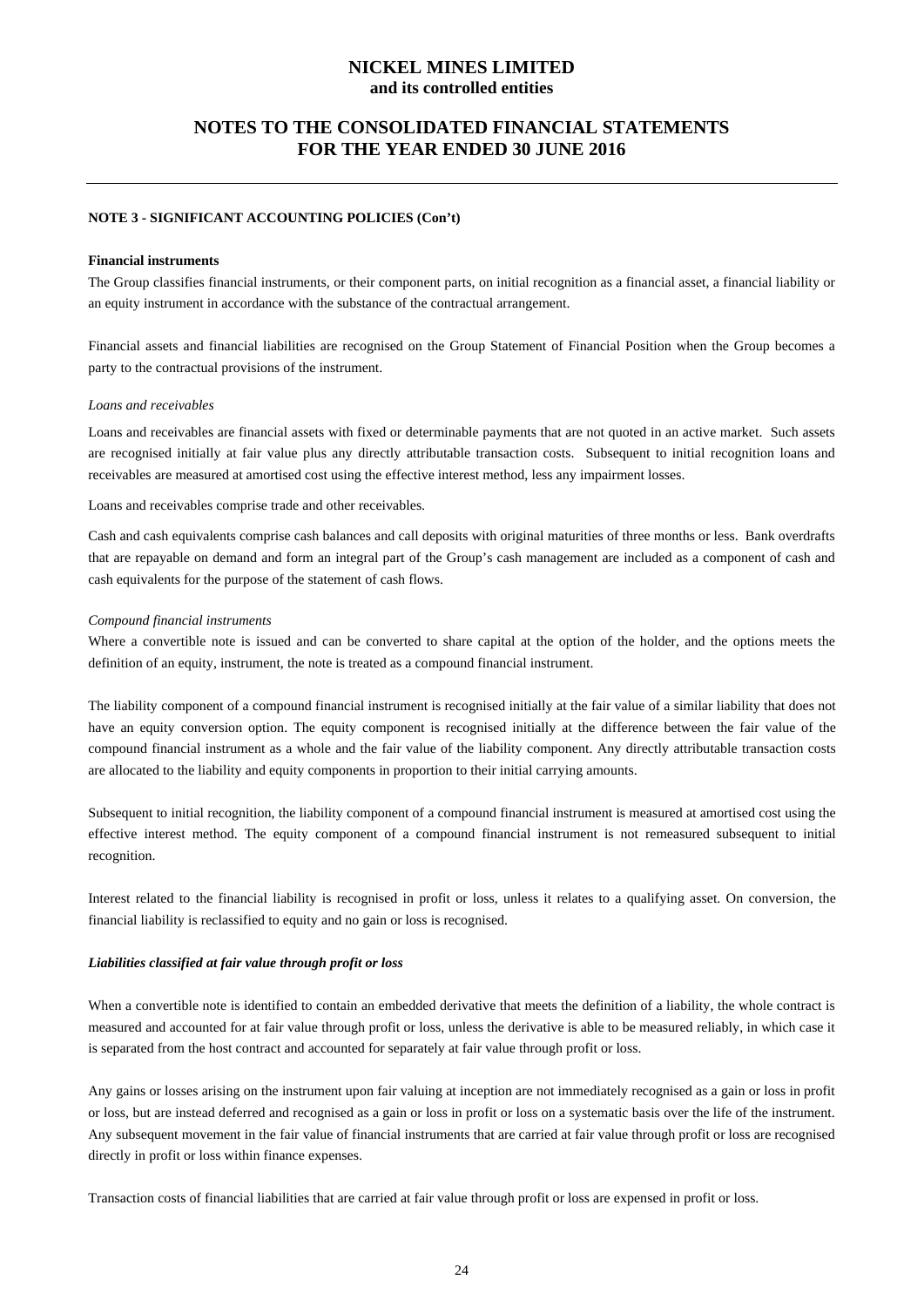# NICKEL MINES LIMITED
**and its controlled entities**

## NOTES TO THE CONSOLIDATED FINANCIAL STATEMENTS FOR THE YEAR ENDED 30 JUNE 2016

### NOTE 3 - SIGNIFICANT ACCOUNTING POLICIES (Con't)

**Financial instruments**

The Group classifies financial instruments, or their component parts, on initial recognition as a financial asset, a financial liability or an equity instrument in accordance with the substance of the contractual arrangement.

Financial assets and financial liabilities are recognised on the Group Statement of Financial Position when the Group becomes a party to the contractual provisions of the instrument.

*Loans and receivables*

Loans and receivables are financial assets with fixed or determinable payments that are not quoted in an active market. Such assets are recognised initially at fair value plus any directly attributable transaction costs. Subsequent to initial recognition loans and receivables are measured at amortised cost using the effective interest method, less any impairment losses.

Loans and receivables comprise trade and other receivables.

Cash and cash equivalents comprise cash balances and call deposits with original maturities of three months or less. Bank overdrafts that are repayable on demand and form an integral part of the Group's cash management are included as a component of cash and cash equivalents for the purpose of the statement of cash flows.

*Compound financial instruments*

Where a convertible note is issued and can be converted to share capital at the option of the holder, and the options meets the definition of an equity, instrument, the note is treated as a compound financial instrument.

The liability component of a compound financial instrument is recognised initially at the fair value of a similar liability that does not have an equity conversion option. The equity component is recognised initially at the difference between the fair value of the compound financial instrument as a whole and the fair value of the liability component. Any directly attributable transaction costs are allocated to the liability and equity components in proportion to their initial carrying amounts.

Subsequent to initial recognition, the liability component of a compound financial instrument is measured at amortised cost using the effective interest method. The equity component of a compound financial instrument is not remeasured subsequent to initial recognition.

Interest related to the financial liability is recognised in profit or loss, unless it relates to a qualifying asset. On conversion, the financial liability is reclassified to equity and no gain or loss is recognised.

***Liabilities classified at fair value through profit or loss***

When a convertible note is identified to contain an embedded derivative that meets the definition of a liability, the whole contract is measured and accounted for at fair value through profit or loss, unless the derivative is able to be measured reliably, in which case it is separated from the host contract and accounted for separately at fair value through profit or loss.

Any gains or losses arising on the instrument upon fair valuing at inception are not immediately recognised as a gain or loss in profit or loss, but are instead deferred and recognised as a gain or loss in profit or loss on a systematic basis over the life of the instrument. Any subsequent movement in the fair value of financial instruments that are carried at fair value through profit or loss are recognised directly in profit or loss within finance expenses.

Transaction costs of financial liabilities that are carried at fair value through profit or loss are expensed in profit or loss.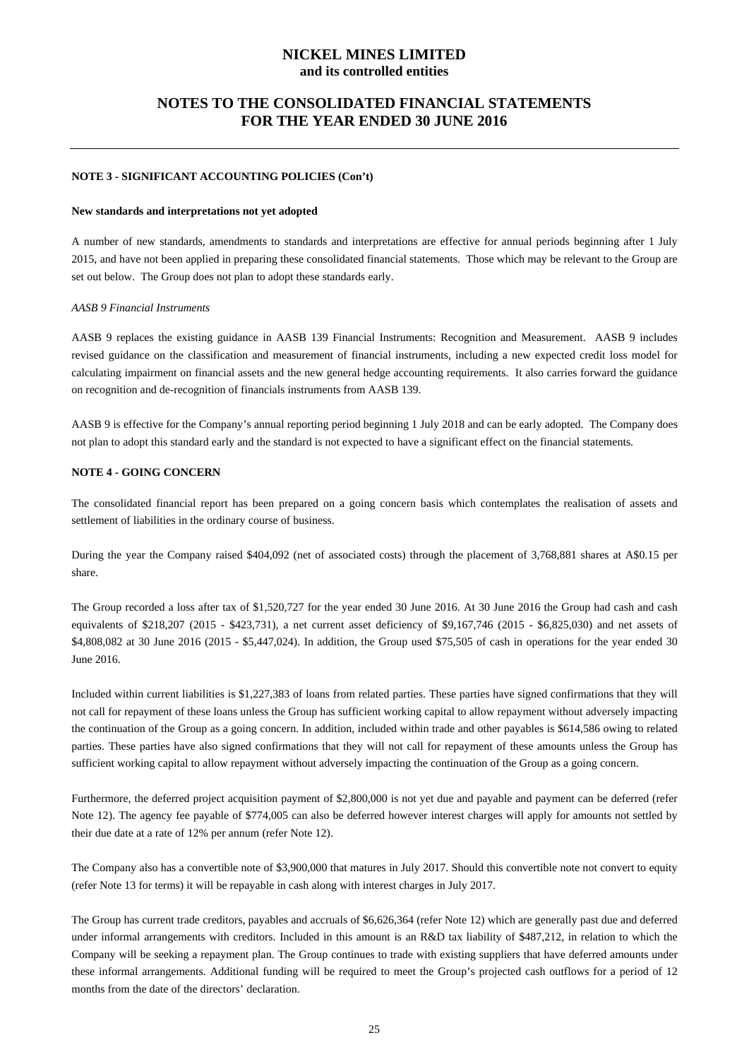**NOTE 3 - SIGNIFICANT ACCOUNTING POLICIES (Con't)**

**New standards and interpretations not yet adopted**

A number of new standards, amendments to standards and interpretations are effective for annual periods beginning after 1 July 2015, and have not been applied in preparing these consolidated financial statements. Those which may be relevant to the Group are set out below. The Group does not plan to adopt these standards early.

*AASB 9 Financial Instruments*

AASB 9 replaces the existing guidance in AASB 139 Financial Instruments: Recognition and Measurement. AASB 9 includes revised guidance on the classification and measurement of financial instruments, including a new expected credit loss model for calculating impairment on financial assets and the new general hedge accounting requirements. It also carries forward the guidance on recognition and de-recognition of financials instruments from AASB 139.

AASB 9 is effective for the Company's annual reporting period beginning 1 July 2018 and can be early adopted. The Company does not plan to adopt this standard early and the standard is not expected to have a significant effect on the financial statements.

**NOTE 4 - GOING CONCERN**

The consolidated financial report has been prepared on a going concern basis which contemplates the realisation of assets and settlement of liabilities in the ordinary course of business.

During the year the Company raised $404,092 (net of associated costs) through the placement of 3,768,881 shares at A$0.15 per share.

The Group recorded a loss after tax of $1,520,727 for the year ended 30 June 2016. At 30 June 2016 the Group had cash and cash equivalents of $218,207 (2015 - $423,731), a net current asset deficiency of $9,167,746 (2015 - $6,825,030) and net assets of $4,808,082 at 30 June 2016 (2015 - $5,447,024). In addition, the Group used $75,505 of cash in operations for the year ended 30 June 2016.

Included within current liabilities is $1,227,383 of loans from related parties. These parties have signed confirmations that they will not call for repayment of these loans unless the Group has sufficient working capital to allow repayment without adversely impacting the continuation of the Group as a going concern. In addition, included within trade and other payables is $614,586 owing to related parties. These parties have also signed confirmations that they will not call for repayment of these amounts unless the Group has sufficient working capital to allow repayment without adversely impacting the continuation of the Group as a going concern.

Furthermore, the deferred project acquisition payment of $2,800,000 is not yet due and payable and payment can be deferred (refer Note 12). The agency fee payable of $774,005 can also be deferred however interest charges will apply for amounts not settled by their due date at a rate of 12% per annum (refer Note 12).

The Company also has a convertible note of $3,900,000 that matures in July 2017. Should this convertible note not convert to equity (refer Note 13 for terms) it will be repayable in cash along with interest charges in July 2017.

The Group has current trade creditors, payables and accruals of $6,626,364 (refer Note 12) which are generally past due and deferred under informal arrangements with creditors. Included in this amount is an R&D tax liability of $487,212, in relation to which the Company will be seeking a repayment plan. The Group continues to trade with existing suppliers that have deferred amounts under these informal arrangements. Additional funding will be required to meet the Group's projected cash outflows for a period of 12 months from the date of the directors' declaration.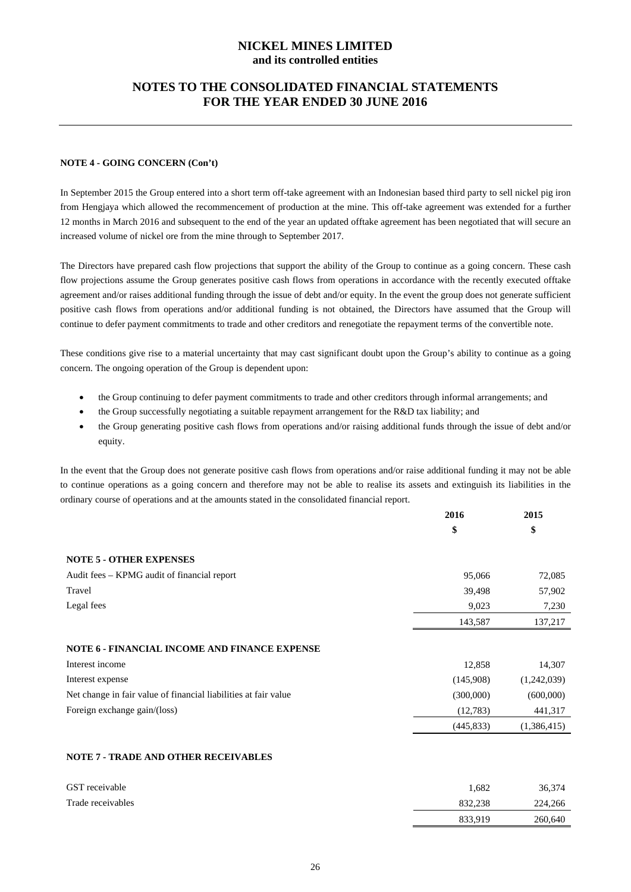#### NOTE 4 - GOING CONCERN (Con't)

In September 2015 the Group entered into a short term off-take agreement with an Indonesian based third party to sell nickel pig iron from Hengjaya which allowed the recommencement of production at the mine. This off-take agreement was extended for a further 12 months in March 2016 and subsequent to the end of the year an updated offtake agreement has been negotiated that will secure an increased volume of nickel ore from the mine through to September 2017.

The Directors have prepared cash flow projections that support the ability of the Group to continue as a going concern. These cash flow projections assume the Group generates positive cash flows from operations in accordance with the recently executed offtake agreement and/or raises additional funding through the issue of debt and/or equity. In the event the group does not generate sufficient positive cash flows from operations and/or additional funding is not obtained, the Directors have assumed that the Group will continue to defer payment commitments to trade and other creditors and renegotiate the repayment terms of the convertible note.

These conditions give rise to a material uncertainty that may cast significant doubt upon the Group's ability to continue as a going concern. The ongoing operation of the Group is dependent upon:

- the Group continuing to defer payment commitments to trade and other creditors through informal arrangements; and
- the Group successfully negotiating a suitable repayment arrangement for the R&D tax liability; and
- the Group generating positive cash flows from operations and/or raising additional funds through the issue of debt and/or equity.

In the event that the Group does not generate positive cash flows from operations and/or raise additional funding it may not be able to continue operations as a going concern and therefore may not be able to realise its assets and extinguish its liabilities in the ordinary course of operations and at the amounts stated in the consolidated financial report.

| | 2016 | 2015 |
|---|---|---|
| | $ | $ |
| **NOTE 5 - OTHER EXPENSES** | | |
| Audit fees – KPMG audit of financial report | 95,066 | 72,085 |
| Travel | 39,498 | 57,902 |
| Legal fees | 9,023 | 7,230 |
| | 143,587 | 137,217 |
| **NOTE 6 - FINANCIAL INCOME AND FINANCE EXPENSE** | | |
| Interest income | 12,858 | 14,307 |
| Interest expense | (145,908) | (1,242,039) |
| Net change in fair value of financial liabilities at fair value | (300,000) | (600,000) |
| Foreign exchange gain/(loss) | (12,783) | 441,317 |
| | (445,833) | (1,386,415) |
| **NOTE 7 - TRADE AND OTHER RECEIVABLES** | | |
| GST receivable | 1,682 | 36,374 |
| Trade receivables | 832,238 | 224,266 |
| | 833,919 | 260,640 |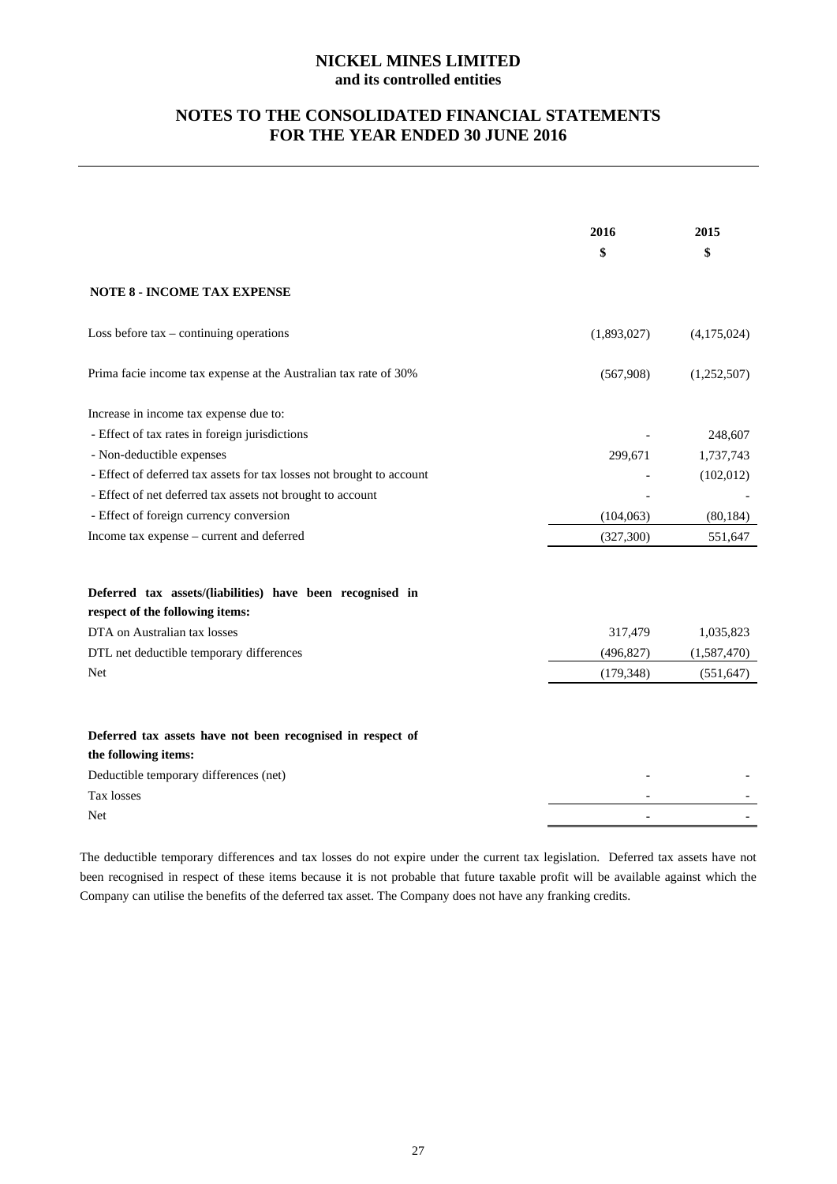# NICKEL MINES LIMITED
**and its controlled entities**

## NOTES TO THE CONSOLIDATED FINANCIAL STATEMENTS FOR THE YEAR ENDED 30 JUNE 2016

| | 2016<br>$ | 2015<br>$ |
|---|---|---|
| **NOTE 8 - INCOME TAX EXPENSE** | | |
| Loss before tax – continuing operations | (1,893,027) | (4,175,024) |
| Prima facie income tax expense at the Australian tax rate of 30% | (567,908) | (1,252,507) |
| Increase in income tax expense due to: | | |
| - Effect of tax rates in foreign jurisdictions | - | 248,607 |
| - Non-deductible expenses | 299,671 | 1,737,743 |
| - Effect of deferred tax assets for tax losses not brought to account | - | (102,012) |
| - Effect of net deferred tax assets not brought to account | - | - |
| - Effect of foreign currency conversion | (104,063) | (80,184) |
| Income tax expense – current and deferred | (327,300) | 551,647 |
| | | |
| **Deferred tax assets/(liabilities) have been recognised in respect of the following items:** | | |
| DTA on Australian tax losses | 317,479 | 1,035,823 |
| DTL net deductible temporary differences | (496,827) | (1,587,470) |
| Net | (179,348) | (551,647) |
| | | |
| **Deferred tax assets have not been recognised in respect of the following items:** | | |
| Deductible temporary differences (net) | - | - |
| Tax losses | - | - |
| Net | - | - |

The deductible temporary differences and tax losses do not expire under the current tax legislation. Deferred tax assets have not been recognised in respect of these items because it is not probable that future taxable profit will be available against which the Company can utilise the benefits of the deferred tax asset. The Company does not have any franking credits.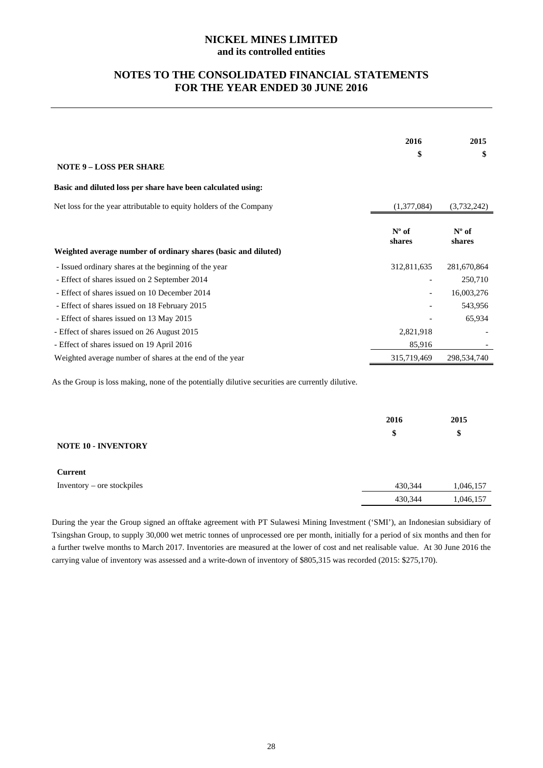# NICKEL MINES LIMITED
## and its controlled entities

## NOTES TO THE CONSOLIDATED FINANCIAL STATEMENTS FOR THE YEAR ENDED 30 JUNE 2016

### NOTE 9 – LOSS PER SHARE

| | 2016 $ | 2015 $ |
|---|---|---|
| **Basic and diluted loss per share have been calculated using:** | | |
| Net loss for the year attributable to equity holders of the Company | (1,377,084) | (3,732,242) |
| | **Nº of shares** | **Nº of shares** |
| **Weighted average number of ordinary shares (basic and diluted)** | | |
| - Issued ordinary shares at the beginning of the year | 312,811,635 | 281,670,864 |
| - Effect of shares issued on 2 September 2014 | - | 250,710 |
| - Effect of shares issued on 10 December 2014 | - | 16,003,276 |
| - Effect of shares issued on 18 February 2015 | - | 543,956 |
| - Effect of shares issued on 13 May 2015 | - | 65,934 |
| - Effect of shares issued on 26 August 2015 | 2,821,918 | - |
| - Effect of shares issued on 19 April 2016 | 85,916 | - |
| Weighted average number of shares at the end of the year | 315,719,469 | 298,534,740 |

As the Group is loss making, none of the potentially dilutive securities are currently dilutive.

### NOTE 10 - INVENTORY

| | 2016 $ | 2015 $ |
|---|---|---|
| **Current** | | |
| Inventory – ore stockpiles | 430,344 | 1,046,157 |
| | 430,344 | 1,046,157 |

During the year the Group signed an offtake agreement with PT Sulawesi Mining Investment ('SMI'), an Indonesian subsidiary of Tsingshan Group, to supply 30,000 wet metric tonnes of unprocessed ore per month, initially for a period of six months and then for a further twelve months to March 2017. Inventories are measured at the lower of cost and net realisable value. At 30 June 2016 the carrying value of inventory was assessed and a write-down of inventory of $805,315 was recorded (2015: $275,170).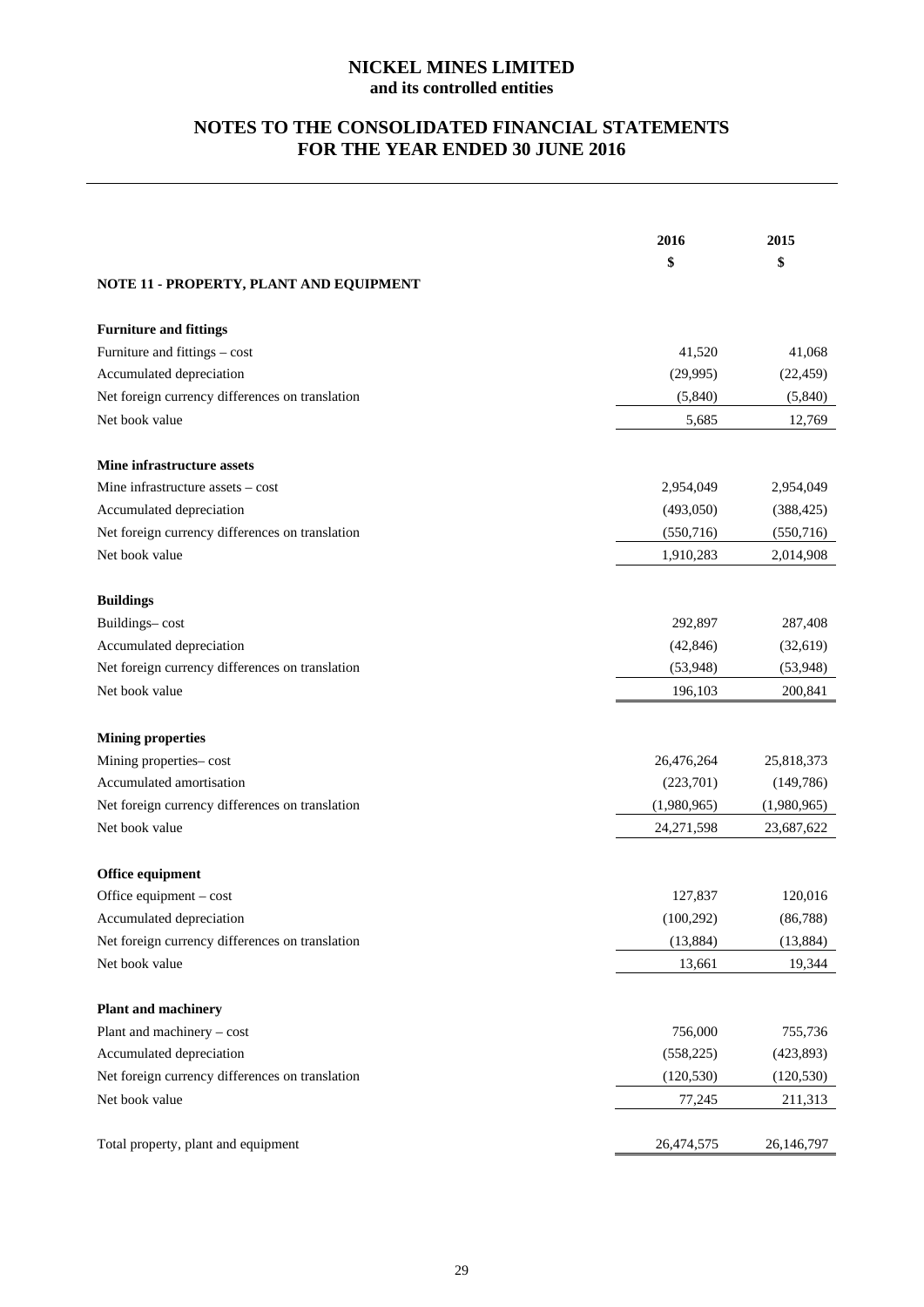# NICKEL MINES LIMITED
## and its controlled entities

## NOTES TO THE CONSOLIDATED FINANCIAL STATEMENTS FOR THE YEAR ENDED 30 JUNE 2016

| | 2016 | 2015 |
|---|---|---|
| | $ | $ |
| **NOTE 11 - PROPERTY, PLANT AND EQUIPMENT** | | |
| **Furniture and fittings** | | |
| Furniture and fittings – cost | 41,520 | 41,068 |
| Accumulated depreciation | (29,995) | (22,459) |
| Net foreign currency differences on translation | (5,840) | (5,840) |
| Net book value | 5,685 | 12,769 |
| **Mine infrastructure assets** | | |
| Mine infrastructure assets – cost | 2,954,049 | 2,954,049 |
| Accumulated depreciation | (493,050) | (388,425) |
| Net foreign currency differences on translation | (550,716) | (550,716) |
| Net book value | 1,910,283 | 2,014,908 |
| **Buildings** | | |
| Buildings– cost | 292,897 | 287,408 |
| Accumulated depreciation | (42,846) | (32,619) |
| Net foreign currency differences on translation | (53,948) | (53,948) |
| Net book value | 196,103 | 200,841 |
| **Mining properties** | | |
| Mining properties– cost | 26,476,264 | 25,818,373 |
| Accumulated amortisation | (223,701) | (149,786) |
| Net foreign currency differences on translation | (1,980,965) | (1,980,965) |
| Net book value | 24,271,598 | 23,687,622 |
| **Office equipment** | | |
| Office equipment – cost | 127,837 | 120,016 |
| Accumulated depreciation | (100,292) | (86,788) |
| Net foreign currency differences on translation | (13,884) | (13,884) |
| Net book value | 13,661 | 19,344 |
| **Plant and machinery** | | |
| Plant and machinery – cost | 756,000 | 755,736 |
| Accumulated depreciation | (558,225) | (423,893) |
| Net foreign currency differences on translation | (120,530) | (120,530) |
| Net book value | 77,245 | 211,313 |
| Total property, plant and equipment | 26,474,575 | 26,146,797 |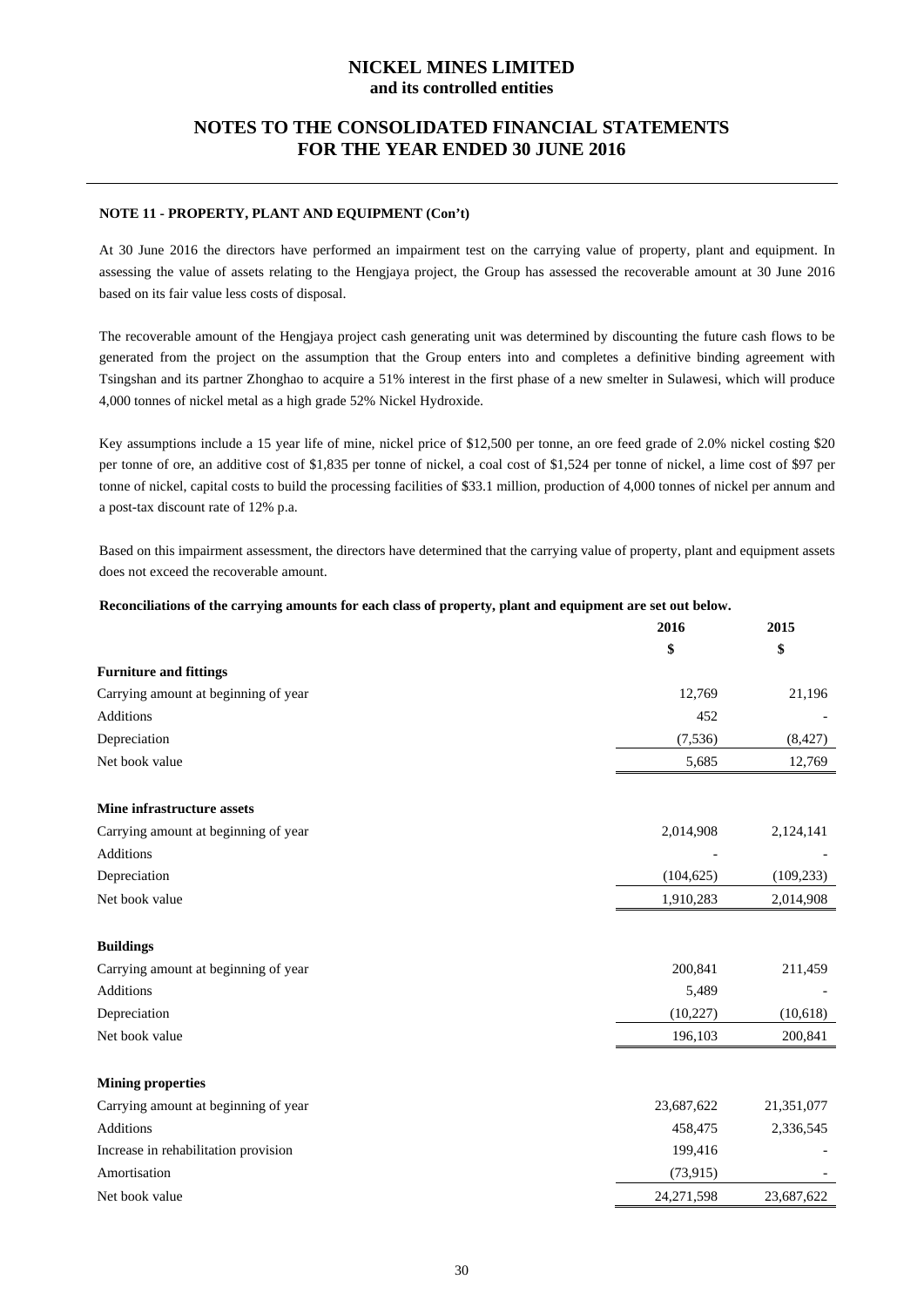### NOTE 11 - PROPERTY, PLANT AND EQUIPMENT (Con't)

At 30 June 2016 the directors have performed an impairment test on the carrying value of property, plant and equipment. In assessing the value of assets relating to the Hengjaya project, the Group has assessed the recoverable amount at 30 June 2016 based on its fair value less costs of disposal.

The recoverable amount of the Hengjaya project cash generating unit was determined by discounting the future cash flows to be generated from the project on the assumption that the Group enters into and completes a definitive binding agreement with Tsingshan and its partner Zhonghao to acquire a 51% interest in the first phase of a new smelter in Sulawesi, which will produce 4,000 tonnes of nickel metal as a high grade 52% Nickel Hydroxide.

Key assumptions include a 15 year life of mine, nickel price of $12,500 per tonne, an ore feed grade of 2.0% nickel costing $20 per tonne of ore, an additive cost of $1,835 per tonne of nickel, a coal cost of $1,524 per tonne of nickel, a lime cost of $97 per tonne of nickel, capital costs to build the processing facilities of $33.1 million, production of 4,000 tonnes of nickel per annum and a post-tax discount rate of 12% p.a.

Based on this impairment assessment, the directors have determined that the carrying value of property, plant and equipment assets does not exceed the recoverable amount.

**Reconciliations of the carrying amounts for each class of property, plant and equipment are set out below.**

| | 2016 | 2015 |
|---|---|---|
| | $ | $ |
| **Furniture and fittings** | | |
| Carrying amount at beginning of year | 12,769 | 21,196 |
| Additions | 452 | - |
| Depreciation | (7,536) | (8,427) |
| Net book value | 5,685 | 12,769 |
| **Mine infrastructure assets** | | |
| Carrying amount at beginning of year | 2,014,908 | 2,124,141 |
| Additions | - | - |
| Depreciation | (104,625) | (109,233) |
| Net book value | 1,910,283 | 2,014,908 |
| **Buildings** | | |
| Carrying amount at beginning of year | 200,841 | 211,459 |
| Additions | 5,489 | - |
| Depreciation | (10,227) | (10,618) |
| Net book value | 196,103 | 200,841 |
| **Mining properties** | | |
| Carrying amount at beginning of year | 23,687,622 | 21,351,077 |
| Additions | 458,475 | 2,336,545 |
| Increase in rehabilitation provision | 199,416 | - |
| Amortisation | (73,915) | - |
| Net book value | 24,271,598 | 23,687,622 |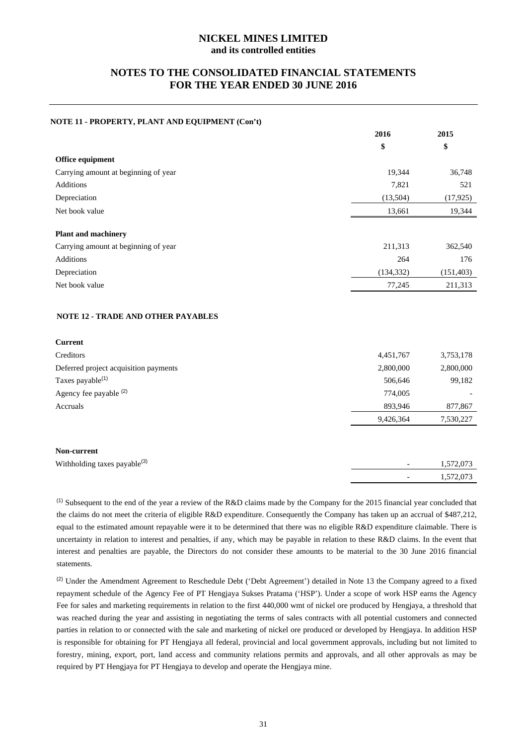# NICKEL MINES LIMITED
**and its controlled entities**

## NOTES TO THE CONSOLIDATED FINANCIAL STATEMENTS FOR THE YEAR ENDED 30 JUNE 2016

### NOTE 11 - PROPERTY, PLANT AND EQUIPMENT (Con't)

| | 2016 | 2015 |
|---|---|---|
| | $ | $ |
| **Office equipment** | | |
| Carrying amount at beginning of year | 19,344 | 36,748 |
| Additions | 7,821 | 521 |
| Depreciation | (13,504) | (17,925) |
| Net book value | 13,661 | 19,344 |
| | | |
| **Plant and machinery** | | |
| Carrying amount at beginning of year | 211,313 | 362,540 |
| Additions | 264 | 176 |
| Depreciation | (134,332) | (151,403) |
| Net book value | 77,245 | 211,313 |

### NOTE 12 - TRADE AND OTHER PAYABLES

| | 2016 | 2015 |
|---|---|---|
| **Current** | | |
| Creditors | 4,451,767 | 3,753,178 |
| Deferred project acquisition payments | 2,800,000 | 2,800,000 |
| Taxes payable[1] | 506,646 | 99,182 |
| Agency fee payable [2] | 774,005 | - |
| Accruals | 893,946 | 877,867 |
| | 9,426,364 | 7,530,227 |
| | | |
| **Non-current** | | |
| Withholding taxes payable[3] | - | 1,572,073 |
| | - | 1,572,073 |

[1] Subsequent to the end of the year a review of the R&D claims made by the Company for the 2015 financial year concluded that the claims do not meet the criteria of eligible R&D expenditure. Consequently the Company has taken up an accrual of $487,212, equal to the estimated amount repayable were it to be determined that there was no eligible R&D expenditure claimable. There is uncertainty in relation to interest and penalties, if any, which may be payable in relation to these R&D claims. In the event that interest and penalties are payable, the Directors do not consider these amounts to be material to the 30 June 2016 financial statements.

[2] Under the Amendment Agreement to Reschedule Debt ('Debt Agreement') detailed in Note 13 the Company agreed to a fixed repayment schedule of the Agency Fee of PT Hengjaya Sukses Pratama ('HSP'). Under a scope of work HSP earns the Agency Fee for sales and marketing requirements in relation to the first 440,000 wmt of nickel ore produced by Hengjaya, a threshold that was reached during the year and assisting in negotiating the terms of sales contracts with all potential customers and connected parties in relation to or connected with the sale and marketing of nickel ore produced or developed by Hengjaya. In addition HSP is responsible for obtaining for PT Hengjaya all federal, provincial and local government approvals, including but not limited to forestry, mining, export, port, land access and community relations permits and approvals, and all other approvals as may be required by PT Hengjaya for PT Hengjaya to develop and operate the Hengjaya mine.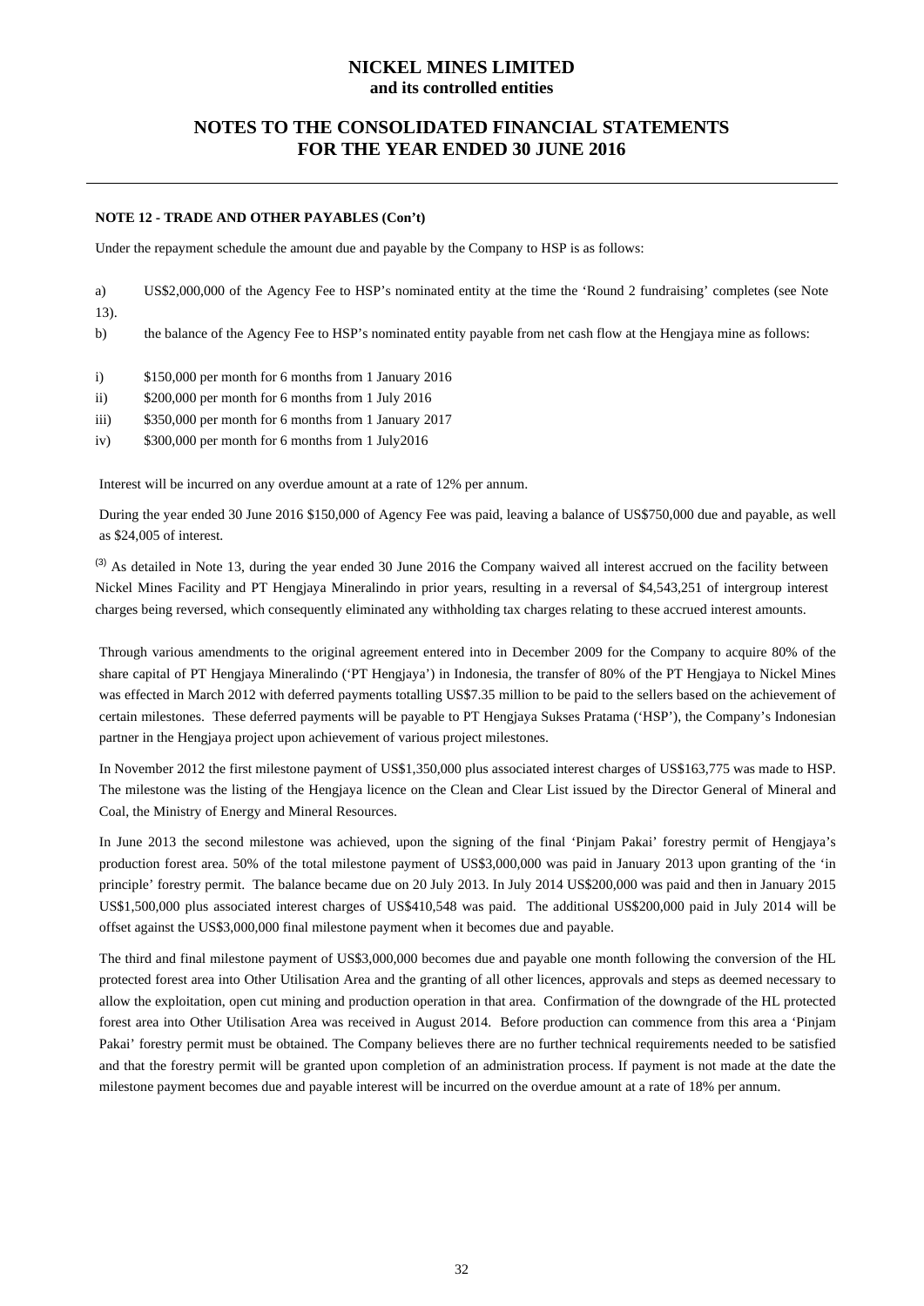**NOTE 12 - TRADE AND OTHER PAYABLES (Con't)**

Under the repayment schedule the amount due and payable by the Company to HSP is as follows:

a) US$2,000,000 of the Agency Fee to HSP's nominated entity at the time the 'Round 2 fundraising' completes (see Note 13).

b) the balance of the Agency Fee to HSP's nominated entity payable from net cash flow at the Hengjaya mine as follows:

i) $150,000 per month for 6 months from 1 January 2016

ii) $200,000 per month for 6 months from 1 July 2016

iii) $350,000 per month for 6 months from 1 January 2017

iv) $300,000 per month for 6 months from 1 July2016

Interest will be incurred on any overdue amount at a rate of 12% per annum.

During the year ended 30 June 2016 $150,000 of Agency Fee was paid, leaving a balance of US$750,000 due and payable, as well as $24,005 of interest.

(3) As detailed in Note 13, during the year ended 30 June 2016 the Company waived all interest accrued on the facility between Nickel Mines Facility and PT Hengjaya Mineralindo in prior years, resulting in a reversal of $4,543,251 of intergroup interest charges being reversed, which consequently eliminated any withholding tax charges relating to these accrued interest amounts.

Through various amendments to the original agreement entered into in December 2009 for the Company to acquire 80% of the share capital of PT Hengjaya Mineralindo ('PT Hengjaya') in Indonesia, the transfer of 80% of the PT Hengjaya to Nickel Mines was effected in March 2012 with deferred payments totalling US$7.35 million to be paid to the sellers based on the achievement of certain milestones. These deferred payments will be payable to PT Hengjaya Sukses Pratama ('HSP'), the Company's Indonesian partner in the Hengjaya project upon achievement of various project milestones.

In November 2012 the first milestone payment of US$1,350,000 plus associated interest charges of US$163,775 was made to HSP. The milestone was the listing of the Hengjaya licence on the Clean and Clear List issued by the Director General of Mineral and Coal, the Ministry of Energy and Mineral Resources.

In June 2013 the second milestone was achieved, upon the signing of the final 'Pinjam Pakai' forestry permit of Hengjaya's production forest area. 50% of the total milestone payment of US$3,000,000 was paid in January 2013 upon granting of the 'in principle' forestry permit. The balance became due on 20 July 2013. In July 2014 US$200,000 was paid and then in January 2015 US$1,500,000 plus associated interest charges of US$410,548 was paid. The additional US$200,000 paid in July 2014 will be offset against the US$3,000,000 final milestone payment when it becomes due and payable.

The third and final milestone payment of US$3,000,000 becomes due and payable one month following the conversion of the HL protected forest area into Other Utilisation Area and the granting of all other licences, approvals and steps as deemed necessary to allow the exploitation, open cut mining and production operation in that area. Confirmation of the downgrade of the HL protected forest area into Other Utilisation Area was received in August 2014. Before production can commence from this area a 'Pinjam Pakai' forestry permit must be obtained. The Company believes there are no further technical requirements needed to be satisfied and that the forestry permit will be granted upon completion of an administration process. If payment is not made at the date the milestone payment becomes due and payable interest will be incurred on the overdue amount at a rate of 18% per annum.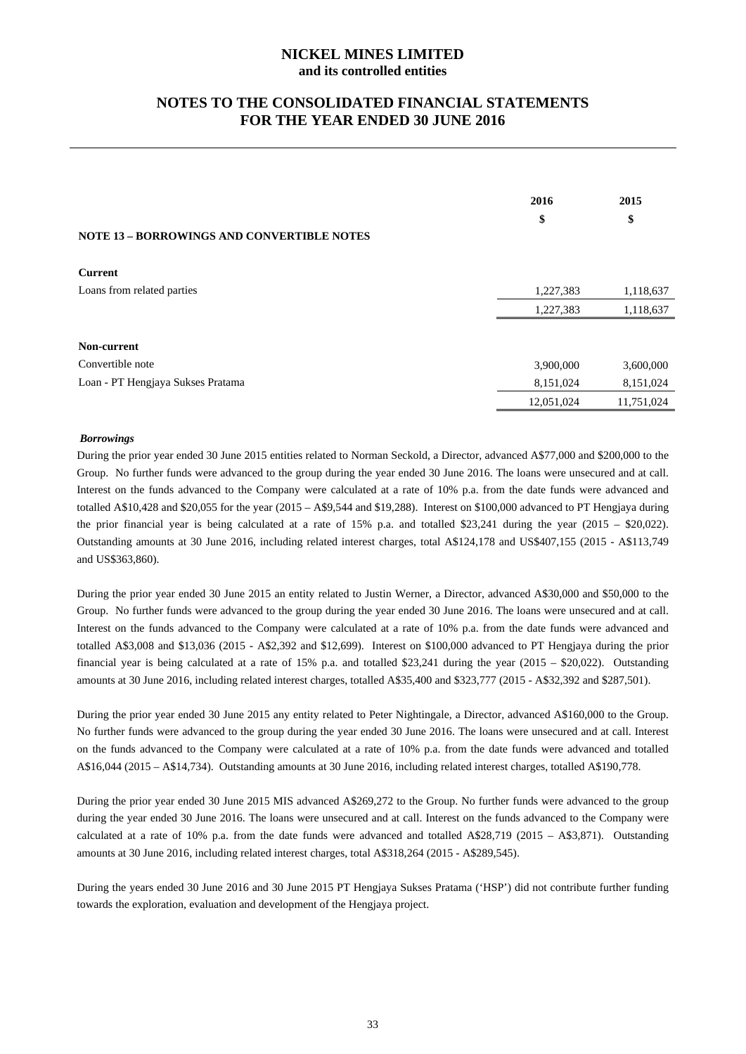# NICKEL MINES LIMITED
**and its controlled entities**

## NOTES TO THE CONSOLIDATED FINANCIAL STATEMENTS FOR THE YEAR ENDED 30 JUNE 2016

| | 2016 | 2015 |
|---|---|---|
| | $ | $ |
| **NOTE 13 – BORROWINGS AND CONVERTIBLE NOTES** | | |
| **Current** | | |
| Loans from related parties | 1,227,383 | 1,118,637 |
| | 1,227,383 | 1,118,637 |
| **Non-current** | | |
| Convertible note | 3,900,000 | 3,600,000 |
| Loan - PT Hengjaya Sukses Pratama | 8,151,024 | 8,151,024 |
| | 12,051,024 | 11,751,024 |

***Borrowings***

During the prior year ended 30 June 2015 entities related to Norman Seckold, a Director, advanced A$77,000 and $200,000 to the Group. No further funds were advanced to the group during the year ended 30 June 2016. The loans were unsecured and at call. Interest on the funds advanced to the Company were calculated at a rate of 10% p.a. from the date funds were advanced and totalled A$10,428 and $20,055 for the year (2015 – A$9,544 and $19,288). Interest on $100,000 advanced to PT Hengjaya during the prior financial year is being calculated at a rate of 15% p.a. and totalled $23,241 during the year (2015 – $20,022). Outstanding amounts at 30 June 2016, including related interest charges, total A$124,178 and US$407,155 (2015 - A$113,749 and US$363,860).

During the prior year ended 30 June 2015 an entity related to Justin Werner, a Director, advanced A$30,000 and $50,000 to the Group. No further funds were advanced to the group during the year ended 30 June 2016. The loans were unsecured and at call. Interest on the funds advanced to the Company were calculated at a rate of 10% p.a. from the date funds were advanced and totalled A$3,008 and $13,036 (2015 - A$2,392 and $12,699). Interest on $100,000 advanced to PT Hengjaya during the prior financial year is being calculated at a rate of 15% p.a. and totalled $23,241 during the year (2015 – $20,022). Outstanding amounts at 30 June 2016, including related interest charges, totalled A$35,400 and $323,777 (2015 - A$32,392 and $287,501).

During the prior year ended 30 June 2015 any entity related to Peter Nightingale, a Director, advanced A$160,000 to the Group. No further funds were advanced to the group during the year ended 30 June 2016. The loans were unsecured and at call. Interest on the funds advanced to the Company were calculated at a rate of 10% p.a. from the date funds were advanced and totalled A$16,044 (2015 – A$14,734). Outstanding amounts at 30 June 2016, including related interest charges, totalled A$190,778.

During the prior year ended 30 June 2015 MIS advanced A$269,272 to the Group. No further funds were advanced to the group during the year ended 30 June 2016. The loans were unsecured and at call. Interest on the funds advanced to the Company were calculated at a rate of 10% p.a. from the date funds were advanced and totalled A$28,719 (2015 – A$3,871). Outstanding amounts at 30 June 2016, including related interest charges, total A$318,264 (2015 - A$289,545).

During the years ended 30 June 2016 and 30 June 2015 PT Hengjaya Sukses Pratama ('HSP') did not contribute further funding towards the exploration, evaluation and development of the Hengjaya project.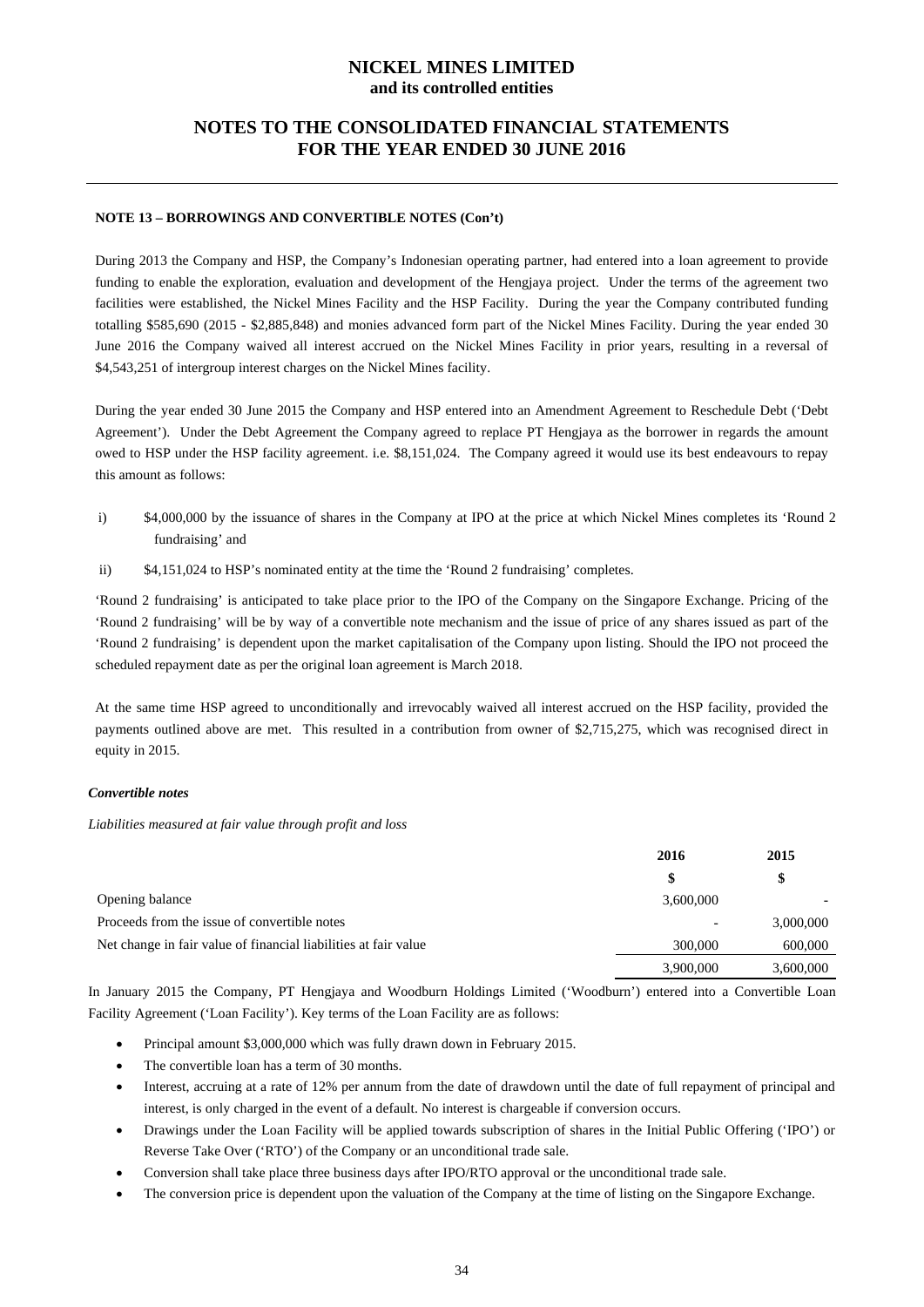### NOTE 13 – BORROWINGS AND CONVERTIBLE NOTES (Con't)

During 2013 the Company and HSP, the Company's Indonesian operating partner, had entered into a loan agreement to provide funding to enable the exploration, evaluation and development of the Hengjaya project. Under the terms of the agreement two facilities were established, the Nickel Mines Facility and the HSP Facility. During the year the Company contributed funding totalling $585,690 (2015 - $2,885,848) and monies advanced form part of the Nickel Mines Facility. During the year ended 30 June 2016 the Company waived all interest accrued on the Nickel Mines Facility in prior years, resulting in a reversal of $4,543,251 of intergroup interest charges on the Nickel Mines facility.

During the year ended 30 June 2015 the Company and HSP entered into an Amendment Agreement to Reschedule Debt ('Debt Agreement'). Under the Debt Agreement the Company agreed to replace PT Hengjaya as the borrower in regards the amount owed to HSP under the HSP facility agreement. i.e. $8,151,024. The Company agreed it would use its best endeavours to repay this amount as follows:

i) $4,000,000 by the issuance of shares in the Company at IPO at the price at which Nickel Mines completes its 'Round 2 fundraising' and

ii) $4,151,024 to HSP's nominated entity at the time the 'Round 2 fundraising' completes.

'Round 2 fundraising' is anticipated to take place prior to the IPO of the Company on the Singapore Exchange. Pricing of the 'Round 2 fundraising' will be by way of a convertible note mechanism and the issue of price of any shares issued as part of the 'Round 2 fundraising' is dependent upon the market capitalisation of the Company upon listing. Should the IPO not proceed the scheduled repayment date as per the original loan agreement is March 2018.

At the same time HSP agreed to unconditionally and irrevocably waived all interest accrued on the HSP facility, provided the payments outlined above are met. This resulted in a contribution from owner of $2,715,275, which was recognised direct in equity in 2015.

***Convertible notes***

*Liabilities measured at fair value through profit and loss*

| | 2016 | 2015 |
|---|---|---|
| | $ | $ |
| Opening balance | 3,600,000 | - |
| Proceeds from the issue of convertible notes | - | 3,000,000 |
| Net change in fair value of financial liabilities at fair value | 300,000 | 600,000 |
| | 3,900,000 | 3,600,000 |

In January 2015 the Company, PT Hengjaya and Woodburn Holdings Limited ('Woodburn') entered into a Convertible Loan Facility Agreement ('Loan Facility'). Key terms of the Loan Facility are as follows:

- Principal amount $3,000,000 which was fully drawn down in February 2015.
- The convertible loan has a term of 30 months.
- Interest, accruing at a rate of 12% per annum from the date of drawdown until the date of full repayment of principal and interest, is only charged in the event of a default. No interest is chargeable if conversion occurs.
- Drawings under the Loan Facility will be applied towards subscription of shares in the Initial Public Offering ('IPO') or Reverse Take Over ('RTO') of the Company or an unconditional trade sale.
- Conversion shall take place three business days after IPO/RTO approval or the unconditional trade sale.
- The conversion price is dependent upon the valuation of the Company at the time of listing on the Singapore Exchange.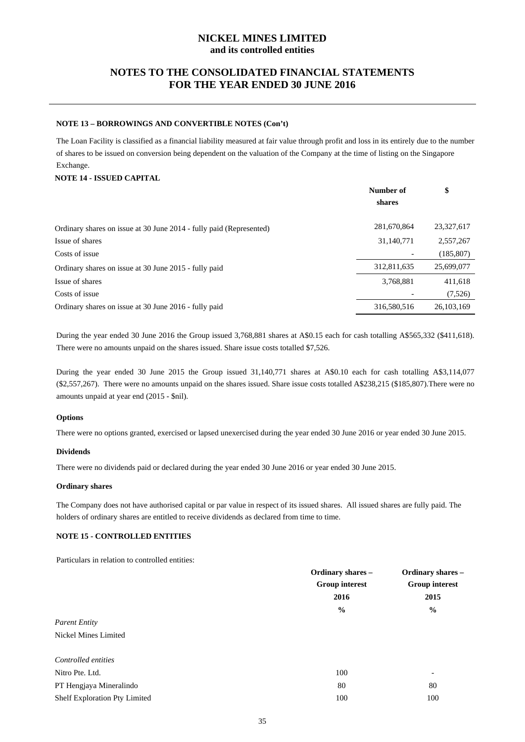### NOTE 13 – BORROWINGS AND CONVERTIBLE NOTES (Con't)

The Loan Facility is classified as a financial liability measured at fair value through profit and loss in its entirely due to the number of shares to be issued on conversion being dependent on the valuation of the Company at the time of listing on the Singapore Exchange.

### NOTE 14 - ISSUED CAPITAL

| | Number of shares | $ |
|---|---|---|
| Ordinary shares on issue at 30 June 2014 - fully paid (Represented) | 281,670,864 | 23,327,617 |
| Issue of shares | 31,140,771 | 2,557,267 |
| Costs of issue | - | (185,807) |
| Ordinary shares on issue at 30 June 2015 - fully paid | 312,811,635 | 25,699,077 |
| Issue of shares | 3,768,881 | 411,618 |
| Costs of issue | - | (7,526) |
| Ordinary shares on issue at 30 June 2016 - fully paid | 316,580,516 | 26,103,169 |

During the year ended 30 June 2016 the Group issued 3,768,881 shares at A$0.15 each for cash totalling A$565,332 ($411,618). There were no amounts unpaid on the shares issued. Share issue costs totalled $7,526.

During the year ended 30 June 2015 the Group issued 31,140,771 shares at A$0.10 each for cash totalling A$3,114,077 ($2,557,267). There were no amounts unpaid on the shares issued. Share issue costs totalled A$238,215 ($185,807).There were no amounts unpaid at year end (2015 - $nil).

**Options**

There were no options granted, exercised or lapsed unexercised during the year ended 30 June 2016 or year ended 30 June 2015.

**Dividends**

There were no dividends paid or declared during the year ended 30 June 2016 or year ended 30 June 2015.

**Ordinary shares**

The Company does not have authorised capital or par value in respect of its issued shares. All issued shares are fully paid. The holders of ordinary shares are entitled to receive dividends as declared from time to time.

### NOTE 15 - CONTROLLED ENTITIES

Particulars in relation to controlled entities:

| | Ordinary shares – Group interest 2016 % | Ordinary shares – Group interest 2015 % |
|---|---|---|
| *Parent Entity* | | |
| Nickel Mines Limited | | |
| *Controlled entities* | | |
| Nitro Pte. Ltd. | 100 | - |
| PT Hengjaya Mineralindo | 80 | 80 |
| Shelf Exploration Pty Limited | 100 | 100 |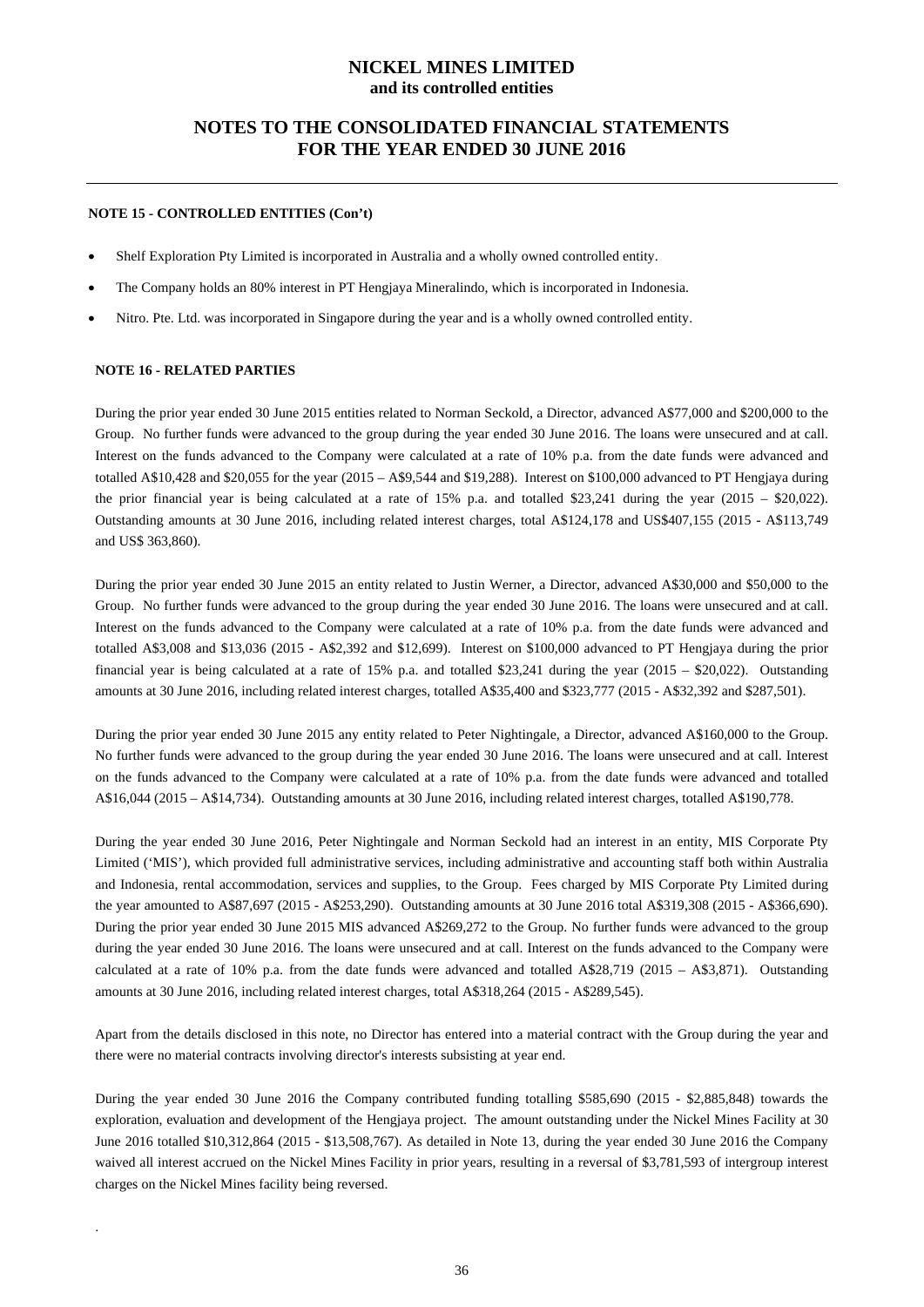**NOTE 15 - CONTROLLED ENTITIES (Con't)**

- Shelf Exploration Pty Limited is incorporated in Australia and a wholly owned controlled entity.
- The Company holds an 80% interest in PT Hengjaya Mineralindo, which is incorporated in Indonesia.
- Nitro. Pte. Ltd. was incorporated in Singapore during the year and is a wholly owned controlled entity.

**NOTE 16 - RELATED PARTIES**

During the prior year ended 30 June 2015 entities related to Norman Seckold, a Director, advanced A$77,000 and $200,000 to the Group. No further funds were advanced to the group during the year ended 30 June 2016. The loans were unsecured and at call. Interest on the funds advanced to the Company were calculated at a rate of 10% p.a. from the date funds were advanced and totalled A$10,428 and $20,055 for the year (2015 – A$9,544 and $19,288). Interest on $100,000 advanced to PT Hengjaya during the prior financial year is being calculated at a rate of 15% p.a. and totalled $23,241 during the year (2015 – $20,022). Outstanding amounts at 30 June 2016, including related interest charges, total A$124,178 and US$407,155 (2015 - A$113,749 and US$ 363,860).

During the prior year ended 30 June 2015 an entity related to Justin Werner, a Director, advanced A$30,000 and $50,000 to the Group. No further funds were advanced to the group during the year ended 30 June 2016. The loans were unsecured and at call. Interest on the funds advanced to the Company were calculated at a rate of 10% p.a. from the date funds were advanced and totalled A$3,008 and $13,036 (2015 - A$2,392 and $12,699). Interest on $100,000 advanced to PT Hengjaya during the prior financial year is being calculated at a rate of 15% p.a. and totalled $23,241 during the year (2015 – $20,022). Outstanding amounts at 30 June 2016, including related interest charges, totalled A$35,400 and $323,777 (2015 - A$32,392 and $287,501).

During the prior year ended 30 June 2015 any entity related to Peter Nightingale, a Director, advanced A$160,000 to the Group. No further funds were advanced to the group during the year ended 30 June 2016. The loans were unsecured and at call. Interest on the funds advanced to the Company were calculated at a rate of 10% p.a. from the date funds were advanced and totalled A$16,044 (2015 – A$14,734). Outstanding amounts at 30 June 2016, including related interest charges, totalled A$190,778.

During the year ended 30 June 2016, Peter Nightingale and Norman Seckold had an interest in an entity, MIS Corporate Pty Limited ('MIS'), which provided full administrative services, including administrative and accounting staff both within Australia and Indonesia, rental accommodation, services and supplies, to the Group. Fees charged by MIS Corporate Pty Limited during the year amounted to A$87,697 (2015 - A$253,290). Outstanding amounts at 30 June 2016 total A$319,308 (2015 - A$366,690). During the prior year ended 30 June 2015 MIS advanced A$269,272 to the Group. No further funds were advanced to the group during the year ended 30 June 2016. The loans were unsecured and at call. Interest on the funds advanced to the Company were calculated at a rate of 10% p.a. from the date funds were advanced and totalled A$28,719 (2015 – A$3,871). Outstanding amounts at 30 June 2016, including related interest charges, total A$318,264 (2015 - A$289,545).

Apart from the details disclosed in this note, no Director has entered into a material contract with the Group during the year and there were no material contracts involving director's interests subsisting at year end.

During the year ended 30 June 2016 the Company contributed funding totalling $585,690 (2015 - $2,885,848) towards the exploration, evaluation and development of the Hengjaya project. The amount outstanding under the Nickel Mines Facility at 30 June 2016 totalled $10,312,864 (2015 - $13,508,767). As detailed in Note 13, during the year ended 30 June 2016 the Company waived all interest accrued on the Nickel Mines Facility in prior years, resulting in a reversal of $3,781,593 of intergroup interest charges on the Nickel Mines facility being reversed.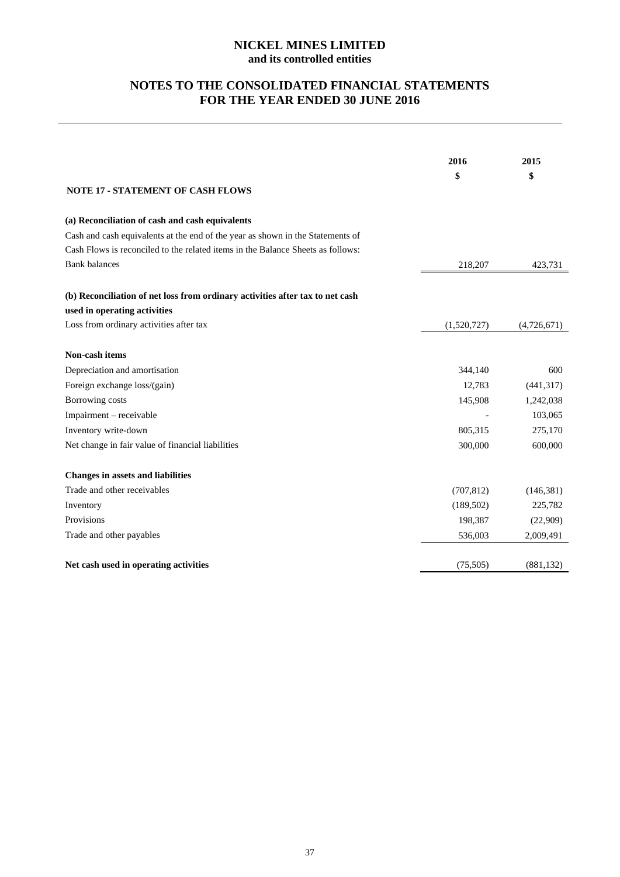# NICKEL MINES LIMITED
**and its controlled entities**

## NOTES TO THE CONSOLIDATED FINANCIAL STATEMENTS FOR THE YEAR ENDED 30 JUNE 2016

| | 2016 | 2015 |
|---|---|---|
| | $ | $ |
| **NOTE 17 - STATEMENT OF CASH FLOWS** | | |
| **(a) Reconciliation of cash and cash equivalents** | | |
| Cash and cash equivalents at the end of the year as shown in the Statements of Cash Flows is reconciled to the related items in the Balance Sheets as follows: | | |
| Bank balances | 218,207 | 423,731 |
| **(b) Reconciliation of net loss from ordinary activities after tax to net cash used in operating activities** | | |
| Loss from ordinary activities after tax | (1,520,727) | (4,726,671) |
| **Non-cash items** | | |
| Depreciation and amortisation | 344,140 | 600 |
| Foreign exchange loss/(gain) | 12,783 | (441,317) |
| Borrowing costs | 145,908 | 1,242,038 |
| Impairment – receivable | - | 103,065 |
| Inventory write-down | 805,315 | 275,170 |
| Net change in fair value of financial liabilities | 300,000 | 600,000 |
| **Changes in assets and liabilities** | | |
| Trade and other receivables | (707,812) | (146,381) |
| Inventory | (189,502) | 225,782 |
| Provisions | 198,387 | (22,909) |
| Trade and other payables | 536,003 | 2,009,491 |
| **Net cash used in operating activities** | (75,505) | (881,132) |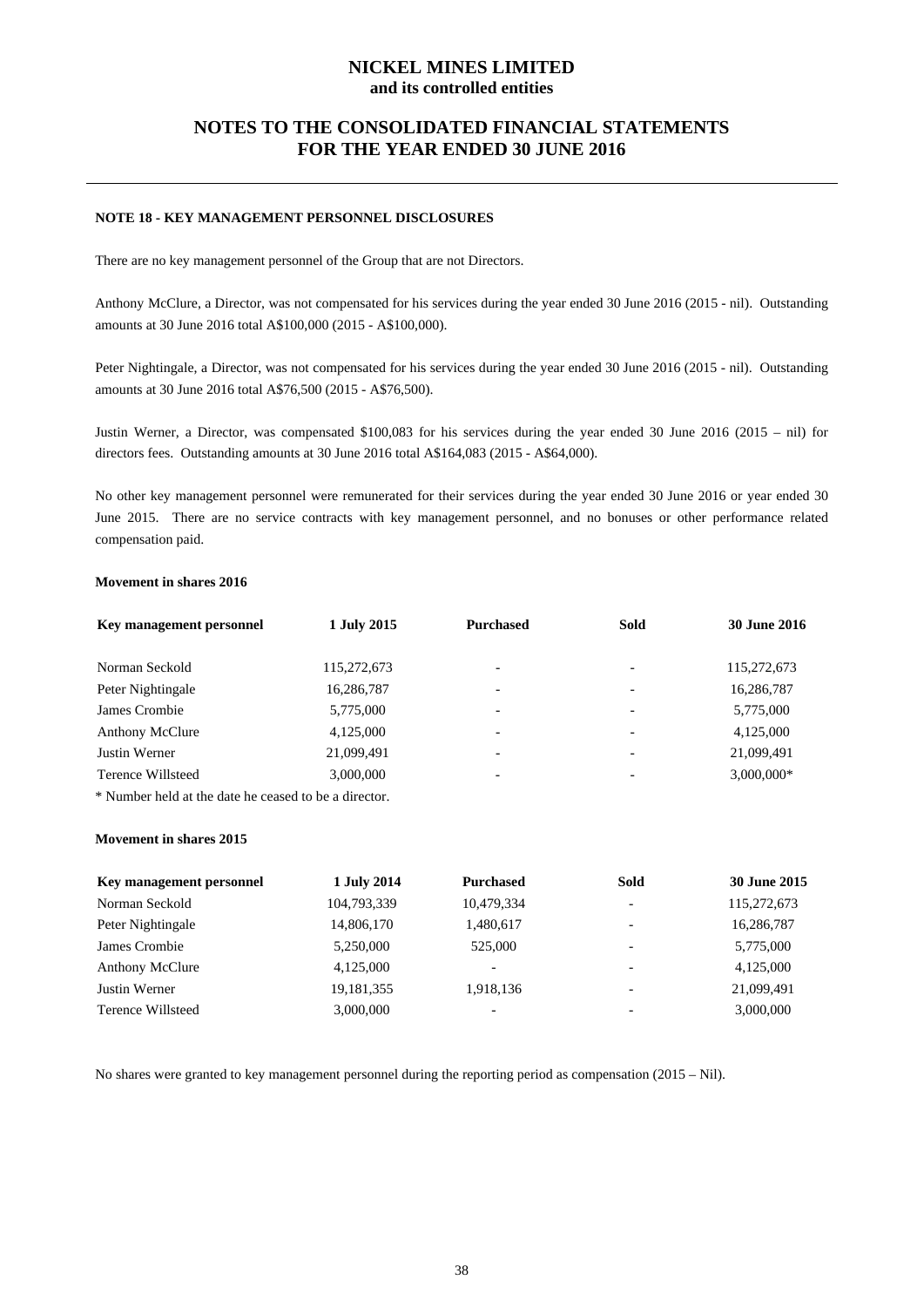## NOTE 18 - KEY MANAGEMENT PERSONNEL DISCLOSURES

There are no key management personnel of the Group that are not Directors.

Anthony McClure, a Director, was not compensated for his services during the year ended 30 June 2016 (2015 - nil). Outstanding amounts at 30 June 2016 total A$100,000 (2015 - A$100,000).

Peter Nightingale, a Director, was not compensated for his services during the year ended 30 June 2016 (2015 - nil). Outstanding amounts at 30 June 2016 total A$76,500 (2015 - A$76,500).

Justin Werner, a Director, was compensated $100,083 for his services during the year ended 30 June 2016 (2015 – nil) for directors fees. Outstanding amounts at 30 June 2016 total A$164,083 (2015 - A$64,000).

No other key management personnel were remunerated for their services during the year ended 30 June 2016 or year ended 30 June 2015. There are no service contracts with key management personnel, and no bonuses or other performance related compensation paid.

**Movement in shares 2016**

| Key management personnel | 1 July 2015 | Purchased | Sold | 30 June 2016 |
|---|---|---|---|---|
| Norman Seckold | 115,272,673 | - | - | 115,272,673 |
| Peter Nightingale | 16,286,787 | - | - | 16,286,787 |
| James Crombie | 5,775,000 | - | - | 5,775,000 |
| Anthony McClure | 4,125,000 | - | - | 4,125,000 |
| Justin Werner | 21,099,491 | - | - | 21,099,491 |
| Terence Willsteed | 3,000,000 | - | - | 3,000,000* |

* Number held at the date he ceased to be a director.

**Movement in shares 2015**

| Key management personnel | 1 July 2014 | Purchased | Sold | 30 June 2015 |
|---|---|---|---|---|
| Norman Seckold | 104,793,339 | 10,479,334 | - | 115,272,673 |
| Peter Nightingale | 14,806,170 | 1,480,617 | - | 16,286,787 |
| James Crombie | 5,250,000 | 525,000 | - | 5,775,000 |
| Anthony McClure | 4,125,000 | - | - | 4,125,000 |
| Justin Werner | 19,181,355 | 1,918,136 | - | 21,099,491 |
| Terence Willsteed | 3,000,000 | - | - | 3,000,000 |

No shares were granted to key management personnel during the reporting period as compensation (2015 – Nil).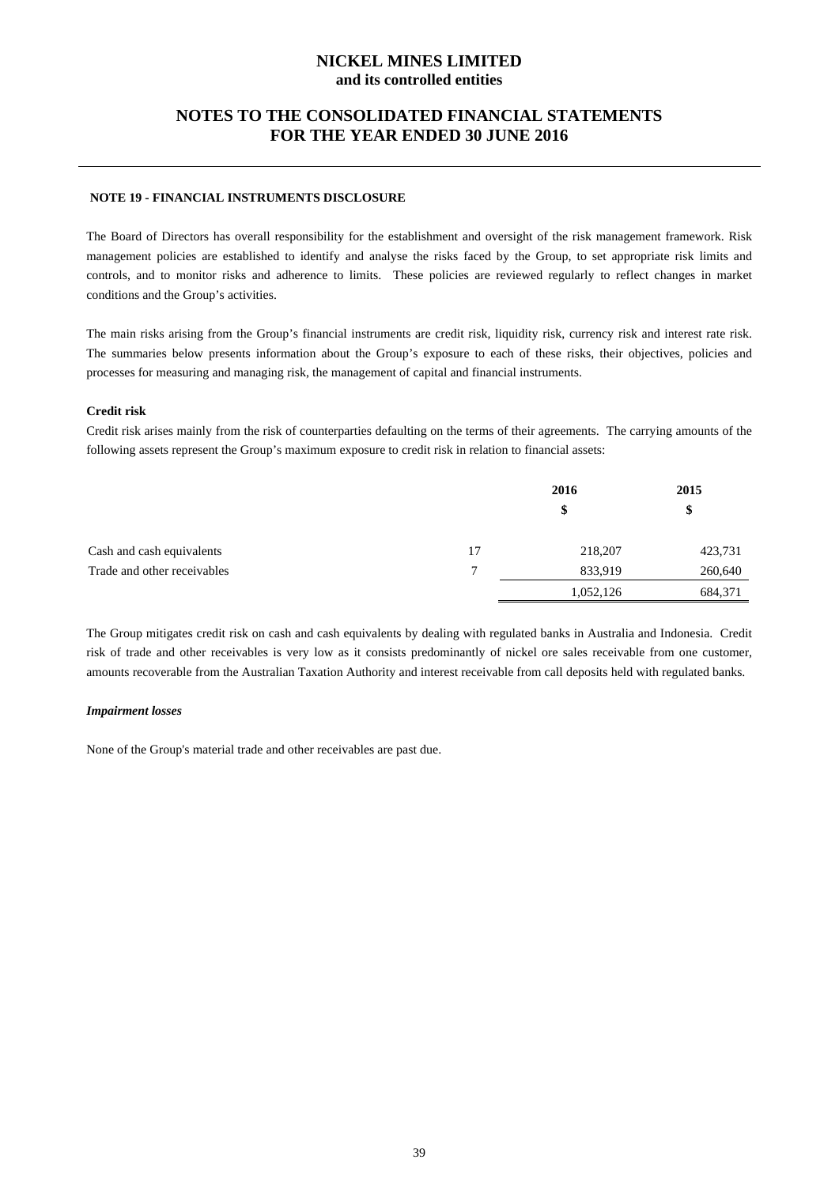# NICKEL MINES LIMITED
**and its controlled entities**

## NOTES TO THE CONSOLIDATED FINANCIAL STATEMENTS FOR THE YEAR ENDED 30 JUNE 2016

### NOTE 19 - FINANCIAL INSTRUMENTS DISCLOSURE

The Board of Directors has overall responsibility for the establishment and oversight of the risk management framework. Risk management policies are established to identify and analyse the risks faced by the Group, to set appropriate risk limits and controls, and to monitor risks and adherence to limits. These policies are reviewed regularly to reflect changes in market conditions and the Group's activities.

The main risks arising from the Group's financial instruments are credit risk, liquidity risk, currency risk and interest rate risk. The summaries below presents information about the Group's exposure to each of these risks, their objectives, policies and processes for measuring and managing risk, the management of capital and financial instruments.

**Credit risk**

Credit risk arises mainly from the risk of counterparties defaulting on the terms of their agreements. The carrying amounts of the following assets represent the Group's maximum exposure to credit risk in relation to financial assets:

| | | 2016 | 2015 |
|---|---|---|---|
| | | $ | $ |
| Cash and cash equivalents | 17 | 218,207 | 423,731 |
| Trade and other receivables | 7 | 833,919 | 260,640 |
| | | 1,052,126 | 684,371 |

The Group mitigates credit risk on cash and cash equivalents by dealing with regulated banks in Australia and Indonesia. Credit risk of trade and other receivables is very low as it consists predominantly of nickel ore sales receivable from one customer, amounts recoverable from the Australian Taxation Authority and interest receivable from call deposits held with regulated banks.

***Impairment losses***

None of the Group's material trade and other receivables are past due.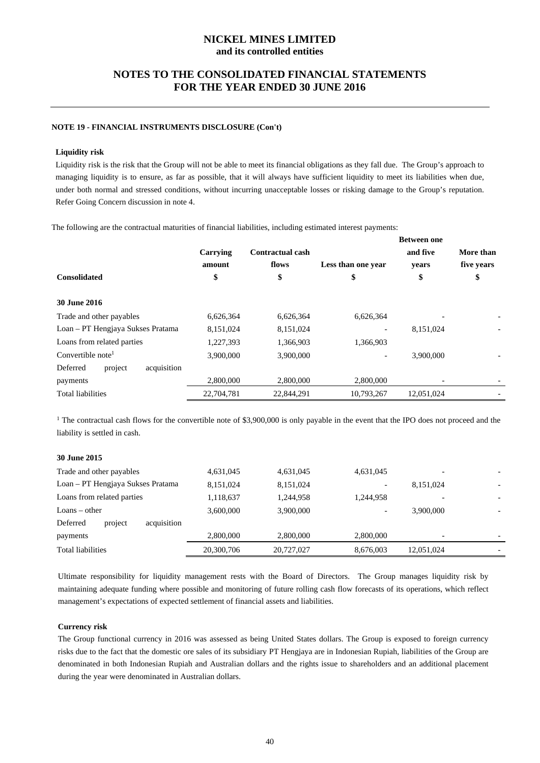### NOTE 19 - FINANCIAL INSTRUMENTS DISCLOSURE (Con't)

**Liquidity risk**

Liquidity risk is the risk that the Group will not be able to meet its financial obligations as they fall due. The Group's approach to managing liquidity is to ensure, as far as possible, that it will always have sufficient liquidity to meet its liabilities when due, under both normal and stressed conditions, without incurring unacceptable losses or risking damage to the Group's reputation. Refer Going Concern discussion in note 4.

The following are the contractual maturities of financial liabilities, including estimated interest payments:

| Consolidated | Carrying amount $ | Contractual cash flows $ | Less than one year $ | Between one and five years $ | More than five years $ |
|---|---|---|---|---|---|
| **30 June 2016** | | | | | |
| Trade and other payables | 6,626,364 | 6,626,364 | 6,626,364 | - | - |
| Loan – PT Hengjaya Sukses Pratama | 8,151,024 | 8,151,024 | - | 8,151,024 | - |
| Loans from related parties | 1,227,393 | 1,366,903 | 1,366,903 | | |
| Convertible note[1] | 3,900,000 | 3,900,000 | - | 3,900,000 | - |
| Deferred project acquisition payments | 2,800,000 | 2,800,000 | 2,800,000 | - | - |
| Total liabilities | 22,704,781 | 22,844,291 | 10,793,267 | 12,051,024 | - |

[1] The contractual cash flows for the convertible note of $3,900,000 is only payable in the event that the IPO does not proceed and the liability is settled in cash.

| Consolidated | Carrying amount $ | Contractual cash flows $ | Less than one year $ | Between one and five years $ | More than five years $ |
|---|---|---|---|---|---|
| **30 June 2015** | | | | | |
| Trade and other payables | 4,631,045 | 4,631,045 | 4,631,045 | - | - |
| Loan – PT Hengjaya Sukses Pratama | 8,151,024 | 8,151,024 | - | 8,151,024 | - |
| Loans from related parties | 1,118,637 | 1,244,958 | 1,244,958 | - | - |
| Loans – other | 3,600,000 | 3,900,000 | - | 3,900,000 | - |
| Deferred project acquisition payments | 2,800,000 | 2,800,000 | 2,800,000 | - | - |
| Total liabilities | 20,300,706 | 20,727,027 | 8,676,003 | 12,051,024 | - |

Ultimate responsibility for liquidity management rests with the Board of Directors. The Group manages liquidity risk by maintaining adequate funding where possible and monitoring of future rolling cash flow forecasts of its operations, which reflect management's expectations of expected settlement of financial assets and liabilities.

**Currency risk**

The Group functional currency in 2016 was assessed as being United States dollars. The Group is exposed to foreign currency risks due to the fact that the domestic ore sales of its subsidiary PT Hengjaya are in Indonesian Rupiah, liabilities of the Group are denominated in both Indonesian Rupiah and Australian dollars and the rights issue to shareholders and an additional placement during the year were denominated in Australian dollars.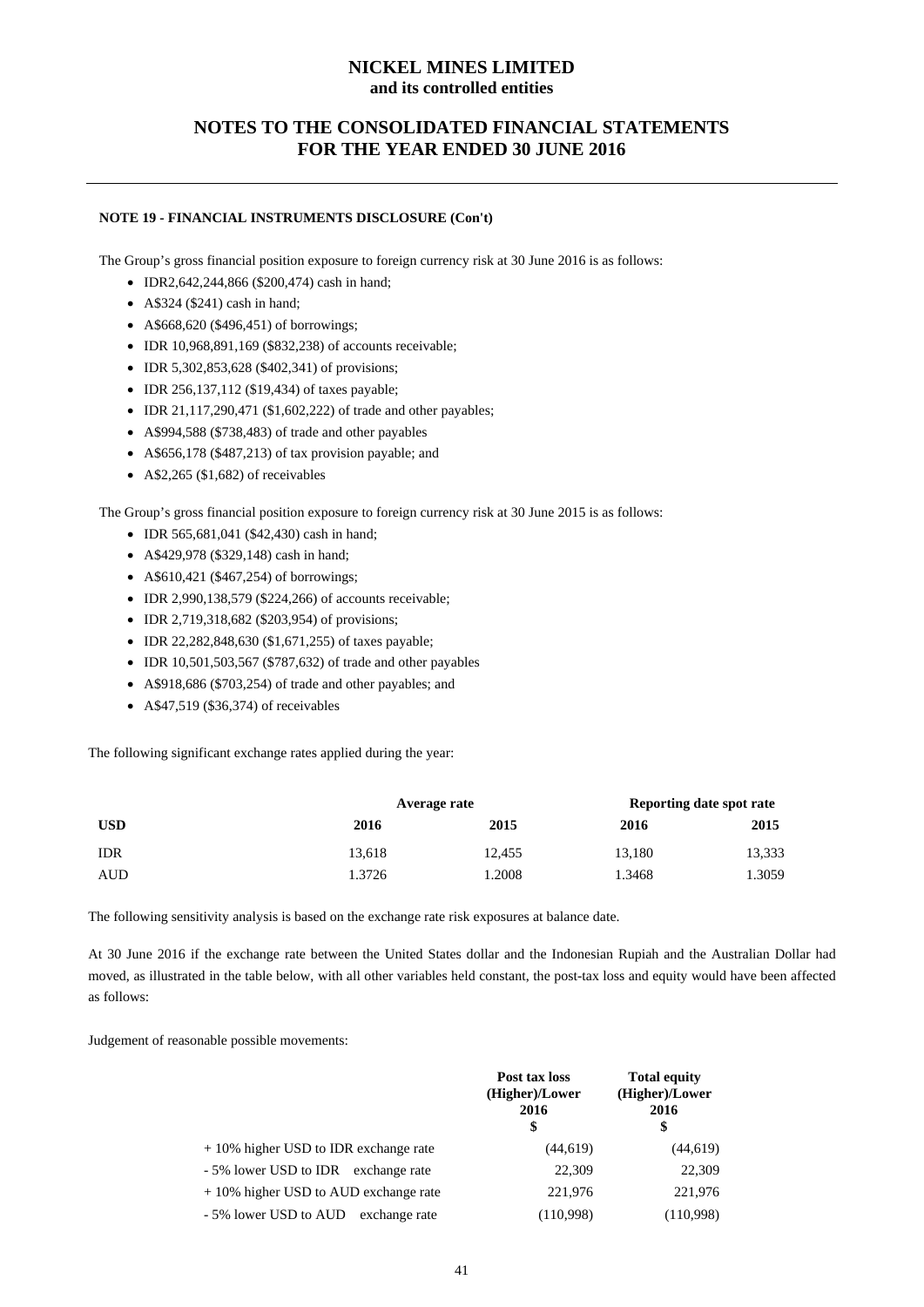#### NOTE 19 - FINANCIAL INSTRUMENTS DISCLOSURE (Con't)

The Group's gross financial position exposure to foreign currency risk at 30 June 2016 is as follows:

- IDR2,642,244,866 ($200,474) cash in hand;
- A$324 ($241) cash in hand;
- A$668,620 ($496,451) of borrowings;
- IDR 10,968,891,169 ($832,238) of accounts receivable;
- IDR 5,302,853,628 ($402,341) of provisions;
- IDR 256,137,112 ($19,434) of taxes payable;
- IDR 21,117,290,471 ($1,602,222) of trade and other payables;
- A$994,588 ($738,483) of trade and other payables
- A$656,178 ($487,213) of tax provision payable; and
- A$2,265 ($1,682) of receivables

The Group's gross financial position exposure to foreign currency risk at 30 June 2015 is as follows:

- IDR 565,681,041 ($42,430) cash in hand;
- A$429,978 ($329,148) cash in hand;
- A$610,421 ($467,254) of borrowings;
- IDR 2,990,138,579 ($224,266) of accounts receivable;
- IDR 2,719,318,682 ($203,954) of provisions;
- IDR 22,282,848,630 ($1,671,255) of taxes payable;
- IDR 10,501,503,567 ($787,632) of trade and other payables
- A$918,686 ($703,254) of trade and other payables; and
- A$47,519 ($36,374) of receivables

The following significant exchange rates applied during the year:

| | Average rate | | Reporting date spot rate | |
|---|---|---|---|---|
| **USD** | **2016** | **2015** | **2016** | **2015** |
| IDR | 13,618 | 12,455 | 13,180 | 13,333 |
| AUD | 1.3726 | 1.2008 | 1.3468 | 1.3059 |

The following sensitivity analysis is based on the exchange rate risk exposures at balance date.

At 30 June 2016 if the exchange rate between the United States dollar and the Indonesian Rupiah and the Australian Dollar had moved, as illustrated in the table below, with all other variables held constant, the post-tax loss and equity would have been affected as follows:

Judgement of reasonable possible movements:

| | Post tax loss (Higher)/Lower 2016 $ | Total equity (Higher)/Lower 2016 $ |
|---|---|---|
| + 10% higher USD to IDR exchange rate | (44,619) | (44,619) |
| - 5% lower USD to IDR exchange rate | 22,309 | 22,309 |
| + 10% higher USD to AUD exchange rate | 221,976 | 221,976 |
| - 5% lower USD to AUD exchange rate | (110,998) | (110,998) |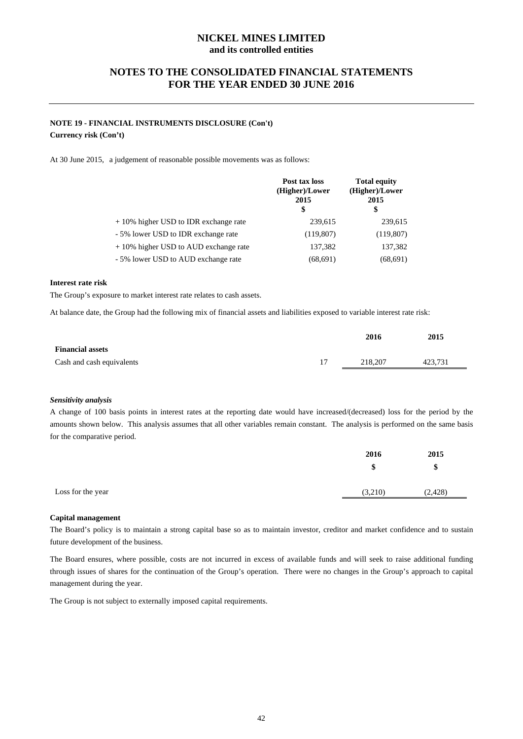## NOTE 19 - FINANCIAL INSTRUMENTS DISCLOSURE (Con't)

**Currency risk (Con't)**

At 30 June 2015, a judgement of reasonable possible movements was as follows:

| | Post tax loss (Higher)/Lower 2015 $ | Total equity (Higher)/Lower 2015 $ |
|---|---|---|
| + 10% higher USD to IDR exchange rate | 239,615 | 239,615 |
| - 5% lower USD to IDR exchange rate | (119,807) | (119,807) |
| + 10% higher USD to AUD exchange rate | 137,382 | 137,382 |
| - 5% lower USD to AUD exchange rate | (68,691) | (68,691) |

**Interest rate risk**

The Group's exposure to market interest rate relates to cash assets.

At balance date, the Group had the following mix of financial assets and liabilities exposed to variable interest rate risk:

| | | 2016 | 2015 |
|---|---|---|---|
| **Financial assets** | | | |
| Cash and cash equivalents | 17 | 218,207 | 423,731 |

***Sensitivity analysis***

A change of 100 basis points in interest rates at the reporting date would have increased/(decreased) loss for the period by the amounts shown below. This analysis assumes that all other variables remain constant. The analysis is performed on the same basis for the comparative period.

| | 2016 $ | 2015 $ |
|---|---|---|
| Loss for the year | (3,210) | (2,428) |

**Capital management**

The Board's policy is to maintain a strong capital base so as to maintain investor, creditor and market confidence and to sustain future development of the business.

The Board ensures, where possible, costs are not incurred in excess of available funds and will seek to raise additional funding through issues of shares for the continuation of the Group's operation. There were no changes in the Group's approach to capital management during the year.

The Group is not subject to externally imposed capital requirements.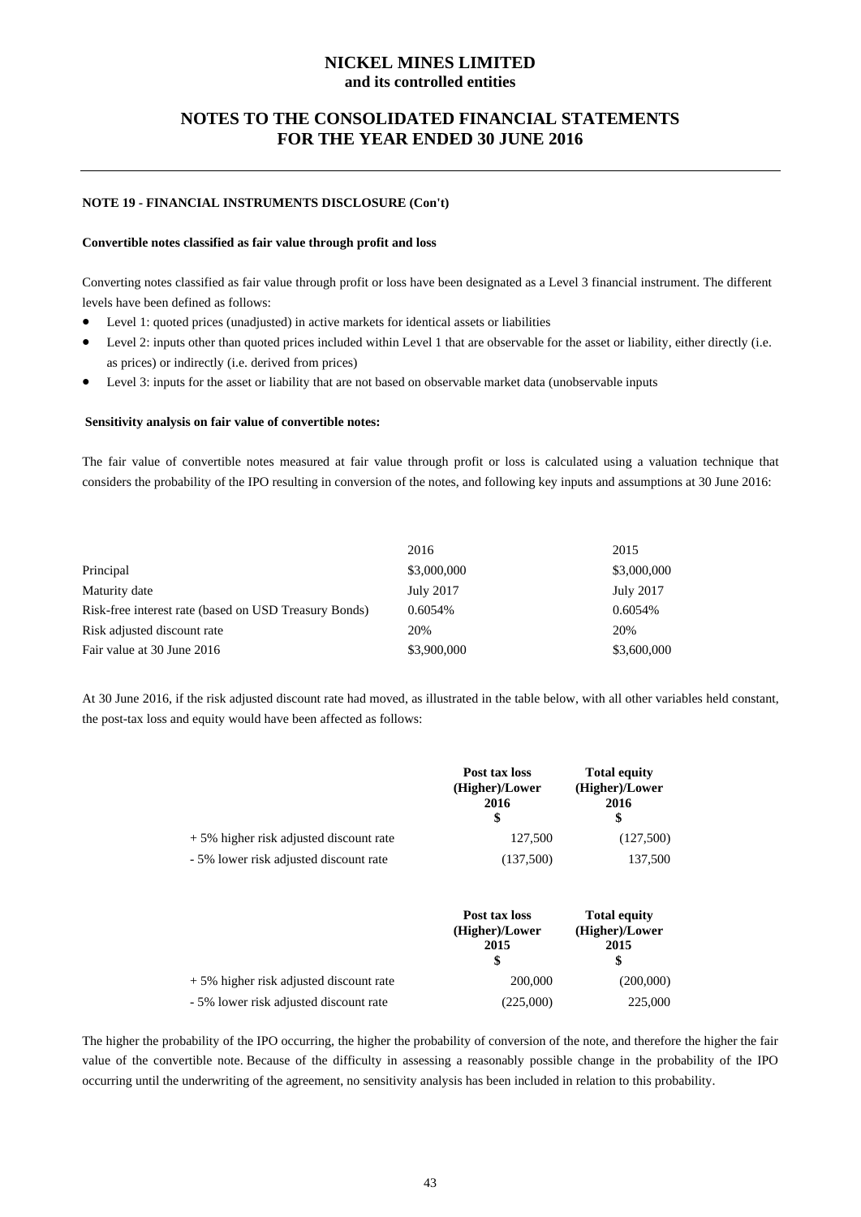**NOTE 19 - FINANCIAL INSTRUMENTS DISCLOSURE (Con't)**

**Convertible notes classified as fair value through profit and loss**

Converting notes classified as fair value through profit or loss have been designated as a Level 3 financial instrument. The different levels have been defined as follows:

- Level 1: quoted prices (unadjusted) in active markets for identical assets or liabilities
- Level 2: inputs other than quoted prices included within Level 1 that are observable for the asset or liability, either directly (i.e. as prices) or indirectly (i.e. derived from prices)
- Level 3: inputs for the asset or liability that are not based on observable market data (unobservable inputs

**Sensitivity analysis on fair value of convertible notes:**

The fair value of convertible notes measured at fair value through profit or loss is calculated using a valuation technique that considers the probability of the IPO resulting in conversion of the notes, and following key inputs and assumptions at 30 June 2016:

| | 2016 | 2015 |
|---|---|---|
| Principal | \$3,000,000 | \$3,000,000 |
| Maturity date | July 2017 | July 2017 |
| Risk-free interest rate (based on USD Treasury Bonds) | 0.6054% | 0.6054% |
| Risk adjusted discount rate | 20% | 20% |
| Fair value at 30 June 2016 | \$3,900,000 | \$3,600,000 |

At 30 June 2016, if the risk adjusted discount rate had moved, as illustrated in the table below, with all other variables held constant, the post-tax loss and equity would have been affected as follows:

| | Post tax loss (Higher)/Lower 2016 \$ | Total equity (Higher)/Lower 2016 \$ |
|---|---|---|
| + 5% higher risk adjusted discount rate | 127,500 | (127,500) |
| - 5% lower risk adjusted discount rate | (137,500) | 137,500 |

| | Post tax loss (Higher)/Lower 2015 \$ | Total equity (Higher)/Lower 2015 \$ |
|---|---|---|
| + 5% higher risk adjusted discount rate | 200,000 | (200,000) |
| - 5% lower risk adjusted discount rate | (225,000) | 225,000 |

The higher the probability of the IPO occurring, the higher the probability of conversion of the note, and therefore the higher the fair value of the convertible note. Because of the difficulty in assessing a reasonably possible change in the probability of the IPO occurring until the underwriting of the agreement, no sensitivity analysis has been included in relation to this probability.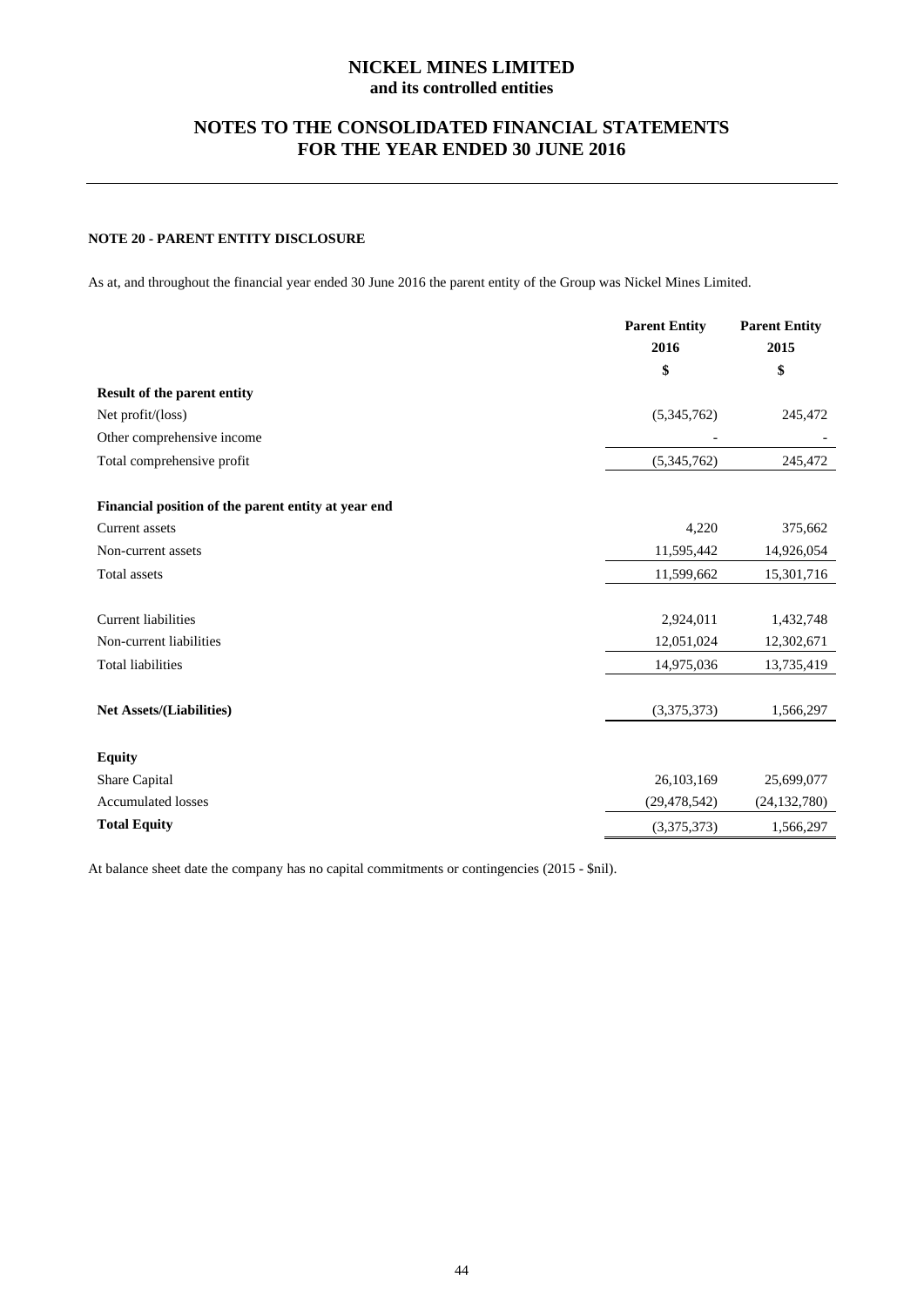# NICKEL MINES LIMITED
## and its controlled entities

## NOTES TO THE CONSOLIDATED FINANCIAL STATEMENTS FOR THE YEAR ENDED 30 JUNE 2016

### NOTE 20 - PARENT ENTITY DISCLOSURE

As at, and throughout the financial year ended 30 June 2016 the parent entity of the Group was Nickel Mines Limited.

| | Parent Entity 2016 $ | Parent Entity 2015 $ |
|---|---|---|
| **Result of the parent entity** | | |
| Net profit/(loss) | (5,345,762) | 245,472 |
| Other comprehensive income | - | - |
| Total comprehensive profit | (5,345,762) | 245,472 |
| | | |
| **Financial position of the parent entity at year end** | | |
| Current assets | 4,220 | 375,662 |
| Non-current assets | 11,595,442 | 14,926,054 |
| Total assets | 11,599,662 | 15,301,716 |
| | | |
| Current liabilities | 2,924,011 | 1,432,748 |
| Non-current liabilities | 12,051,024 | 12,302,671 |
| Total liabilities | 14,975,036 | 13,735,419 |
| | | |
| **Net Assets/(Liabilities)** | (3,375,373) | 1,566,297 |
| | | |
| **Equity** | | |
| Share Capital | 26,103,169 | 25,699,077 |
| Accumulated losses | (29,478,542) | (24,132,780) |
| **Total Equity** | (3,375,373) | 1,566,297 |

At balance sheet date the company has no capital commitments or contingencies (2015 - $nil).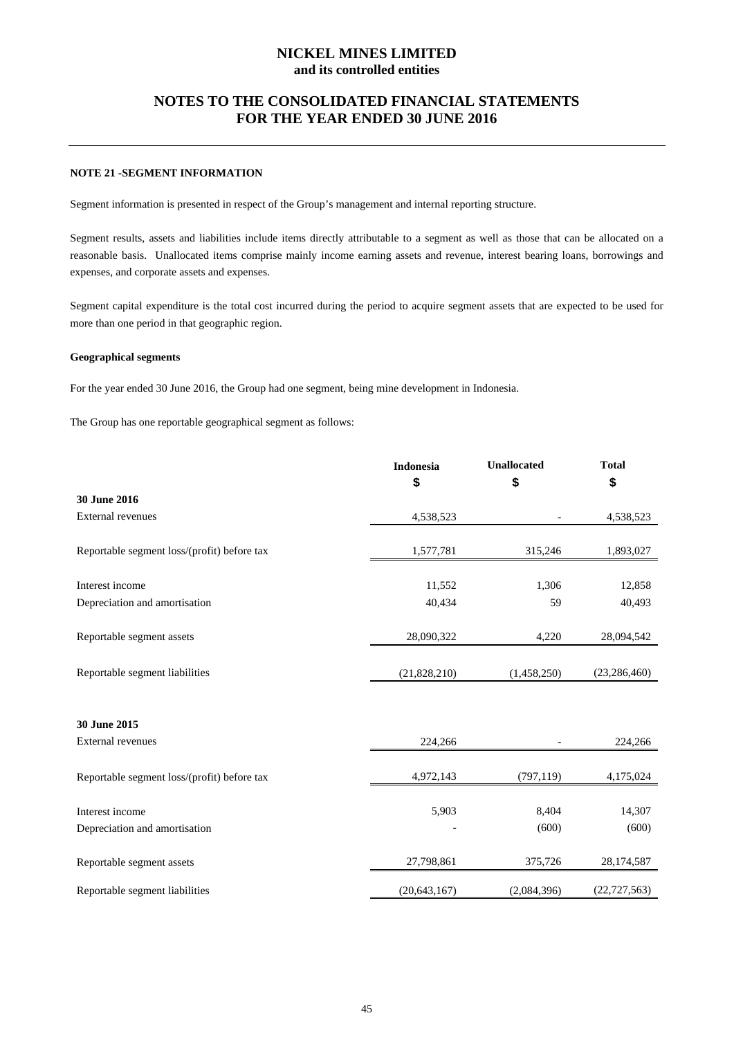# NICKEL MINES LIMITED
**and its controlled entities**

## NOTES TO THE CONSOLIDATED FINANCIAL STATEMENTS FOR THE YEAR ENDED 30 JUNE 2016

### NOTE 21 -SEGMENT INFORMATION

Segment information is presented in respect of the Group's management and internal reporting structure.

Segment results, assets and liabilities include items directly attributable to a segment as well as those that can be allocated on a reasonable basis. Unallocated items comprise mainly income earning assets and revenue, interest bearing loans, borrowings and expenses, and corporate assets and expenses.

Segment capital expenditure is the total cost incurred during the period to acquire segment assets that are expected to be used for more than one period in that geographic region.

**Geographical segments**

For the year ended 30 June 2016, the Group had one segment, being mine development in Indonesia.

The Group has one reportable geographical segment as follows:

| | Indonesia | Unallocated | Total |
|---|---|---|---|
| | $ | $ | $ |
| **30 June 2016** | | | |
| External revenues | 4,538,523 | - | 4,538,523 |
| Reportable segment loss/(profit) before tax | 1,577,781 | 315,246 | 1,893,027 |
| Interest income | 11,552 | 1,306 | 12,858 |
| Depreciation and amortisation | 40,434 | 59 | 40,493 |
| Reportable segment assets | 28,090,322 | 4,220 | 28,094,542 |
| Reportable segment liabilities | (21,828,210) | (1,458,250) | (23,286,460) |
| **30 June 2015** | | | |
| External revenues | 224,266 | - | 224,266 |
| Reportable segment loss/(profit) before tax | 4,972,143 | (797,119) | 4,175,024 |
| Interest income | 5,903 | 8,404 | 14,307 |
| Depreciation and amortisation | - | (600) | (600) |
| Reportable segment assets | 27,798,861 | 375,726 | 28,174,587 |
| Reportable segment liabilities | (20,643,167) | (2,084,396) | (22,727,563) |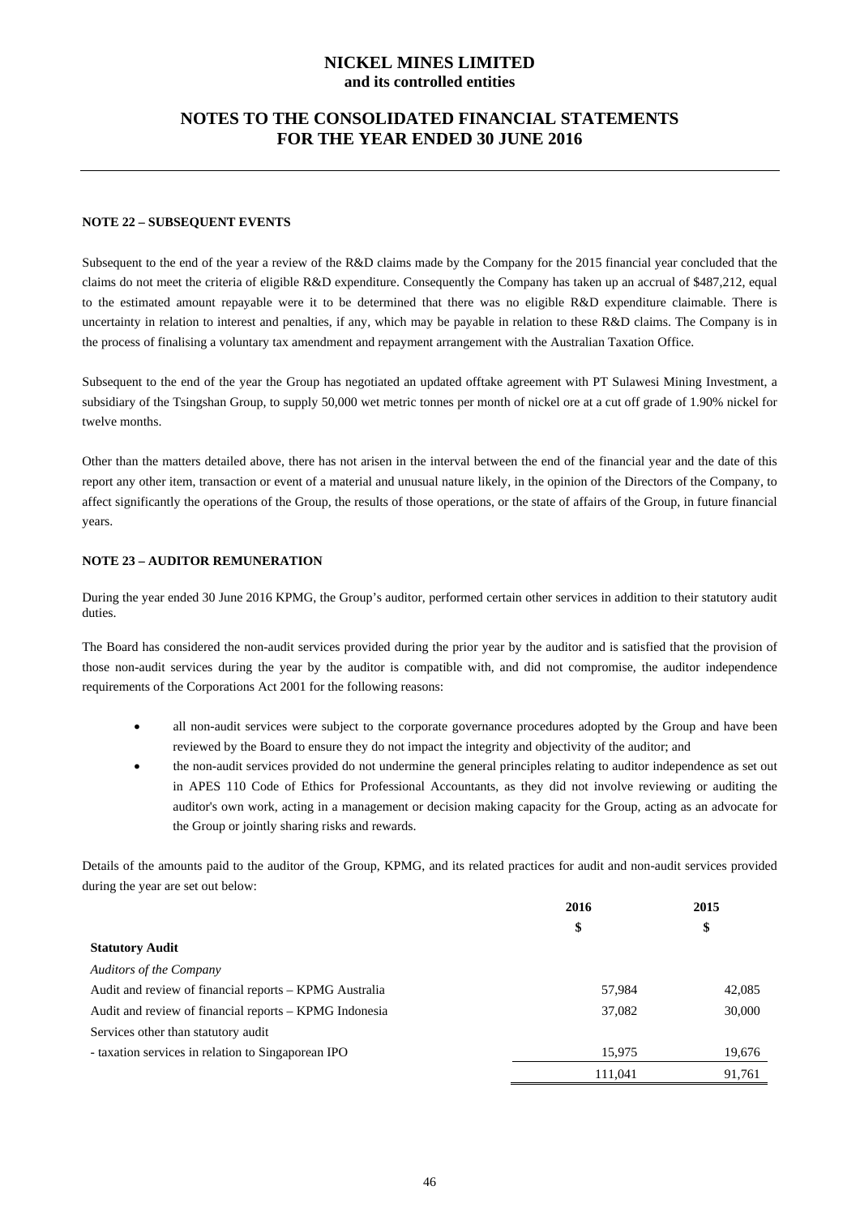# NICKEL MINES LIMITED
**and its controlled entities**

## NOTES TO THE CONSOLIDATED FINANCIAL STATEMENTS FOR THE YEAR ENDED 30 JUNE 2016

### NOTE 22 – SUBSEQUENT EVENTS

Subsequent to the end of the year a review of the R&D claims made by the Company for the 2015 financial year concluded that the claims do not meet the criteria of eligible R&D expenditure. Consequently the Company has taken up an accrual of $487,212, equal to the estimated amount repayable were it to be determined that there was no eligible R&D expenditure claimable. There is uncertainty in relation to interest and penalties, if any, which may be payable in relation to these R&D claims. The Company is in the process of finalising a voluntary tax amendment and repayment arrangement with the Australian Taxation Office.

Subsequent to the end of the year the Group has negotiated an updated offtake agreement with PT Sulawesi Mining Investment, a subsidiary of the Tsingshan Group, to supply 50,000 wet metric tonnes per month of nickel ore at a cut off grade of 1.90% nickel for twelve months.

Other than the matters detailed above, there has not arisen in the interval between the end of the financial year and the date of this report any other item, transaction or event of a material and unusual nature likely, in the opinion of the Directors of the Company, to affect significantly the operations of the Group, the results of those operations, or the state of affairs of the Group, in future financial years.

### NOTE 23 – AUDITOR REMUNERATION

During the year ended 30 June 2016 KPMG, the Group's auditor, performed certain other services in addition to their statutory audit duties.

The Board has considered the non-audit services provided during the prior year by the auditor and is satisfied that the provision of those non-audit services during the year by the auditor is compatible with, and did not compromise, the auditor independence requirements of the Corporations Act 2001 for the following reasons:

- all non-audit services were subject to the corporate governance procedures adopted by the Group and have been reviewed by the Board to ensure they do not impact the integrity and objectivity of the auditor; and
- the non-audit services provided do not undermine the general principles relating to auditor independence as set out in APES 110 Code of Ethics for Professional Accountants, as they did not involve reviewing or auditing the auditor's own work, acting in a management or decision making capacity for the Group, acting as an advocate for the Group or jointly sharing risks and rewards.

Details of the amounts paid to the auditor of the Group, KPMG, and its related practices for audit and non-audit services provided during the year are set out below:

| | 2016 | 2015 |
|---|---|---|
| | **$** | **$** |
| **Statutory Audit** | | |
| *Auditors of the Company* | | |
| Audit and review of financial reports – KPMG Australia | 57,984 | 42,085 |
| Audit and review of financial reports – KPMG Indonesia | 37,082 | 30,000 |
| Services other than statutory audit | | |
| - taxation services in relation to Singaporean IPO | 15,975 | 19,676 |
| | 111,041 | 91,761 |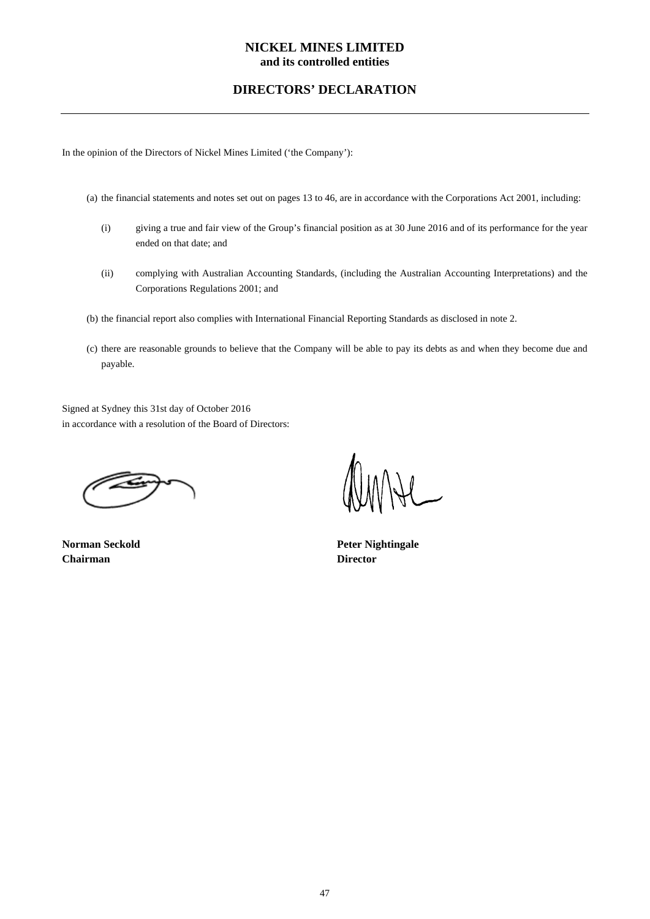**NICKEL MINES LIMITED**
**and its controlled entities**

# DIRECTORS' DECLARATION

In the opinion of the Directors of Nickel Mines Limited ('the Company'):

(a) the financial statements and notes set out on pages 13 to 46, are in accordance with the Corporations Act 2001, including:

(i) giving a true and fair view of the Group's financial position as at 30 June 2016 and of its performance for the year ended on that date; and

(ii) complying with Australian Accounting Standards, (including the Australian Accounting Interpretations) and the Corporations Regulations 2001; and

(b) the financial report also complies with International Financial Reporting Standards as disclosed in note 2.

(c) there are reasonable grounds to believe that the Company will be able to pay its debts as and when they become due and payable.

Signed at Sydney this 31st day of October 2016
in accordance with a resolution of the Board of Directors:

**Norman Seckold**
**Chairman**

**Peter Nightingale**
**Director**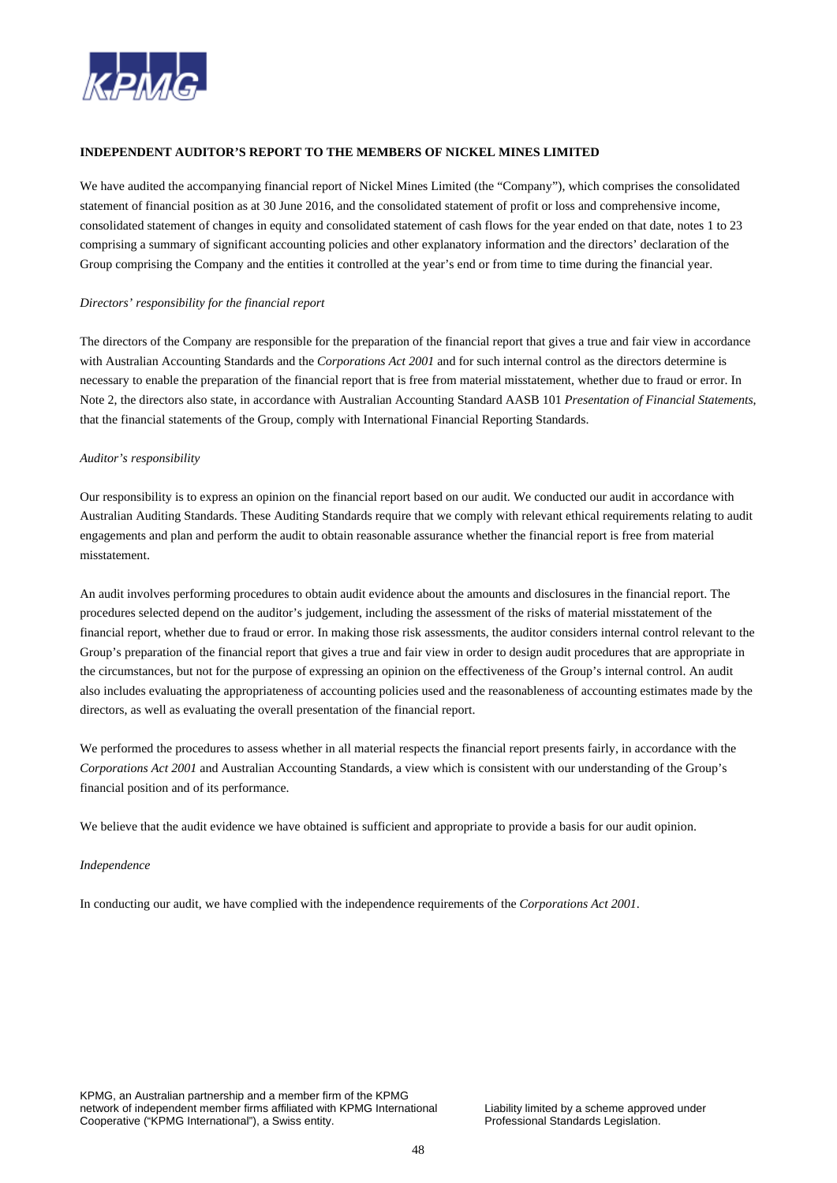## INDEPENDENT AUDITOR'S REPORT TO THE MEMBERS OF NICKEL MINES LIMITED

We have audited the accompanying financial report of Nickel Mines Limited (the "Company"), which comprises the consolidated statement of financial position as at 30 June 2016, and the consolidated statement of profit or loss and comprehensive income, consolidated statement of changes in equity and consolidated statement of cash flows for the year ended on that date, notes 1 to 23 comprising a summary of significant accounting policies and other explanatory information and the directors' declaration of the Group comprising the Company and the entities it controlled at the year's end or from time to time during the financial year.

*Directors' responsibility for the financial report*

The directors of the Company are responsible for the preparation of the financial report that gives a true and fair view in accordance with Australian Accounting Standards and the *Corporations Act 2001* and for such internal control as the directors determine is necessary to enable the preparation of the financial report that is free from material misstatement, whether due to fraud or error. In Note 2, the directors also state, in accordance with Australian Accounting Standard AASB 101 *Presentation of Financial Statements*, that the financial statements of the Group, comply with International Financial Reporting Standards.

*Auditor's responsibility*

Our responsibility is to express an opinion on the financial report based on our audit. We conducted our audit in accordance with Australian Auditing Standards. These Auditing Standards require that we comply with relevant ethical requirements relating to audit engagements and plan and perform the audit to obtain reasonable assurance whether the financial report is free from material misstatement.

An audit involves performing procedures to obtain audit evidence about the amounts and disclosures in the financial report. The procedures selected depend on the auditor's judgement, including the assessment of the risks of material misstatement of the financial report, whether due to fraud or error. In making those risk assessments, the auditor considers internal control relevant to the Group's preparation of the financial report that gives a true and fair view in order to design audit procedures that are appropriate in the circumstances, but not for the purpose of expressing an opinion on the effectiveness of the Group's internal control. An audit also includes evaluating the appropriateness of accounting policies used and the reasonableness of accounting estimates made by the directors, as well as evaluating the overall presentation of the financial report.

We performed the procedures to assess whether in all material respects the financial report presents fairly, in accordance with the *Corporations Act 2001* and Australian Accounting Standards, a view which is consistent with our understanding of the Group's financial position and of its performance.

We believe that the audit evidence we have obtained is sufficient and appropriate to provide a basis for our audit opinion.

*Independence*

In conducting our audit, we have complied with the independence requirements of the *Corporations Act 2001*.

KPMG, an Australian partnership and a member firm of the KPMG network of independent member firms affiliated with KPMG International Cooperative ("KPMG International"), a Swiss entity.

Liability limited by a scheme approved under Professional Standards Legislation.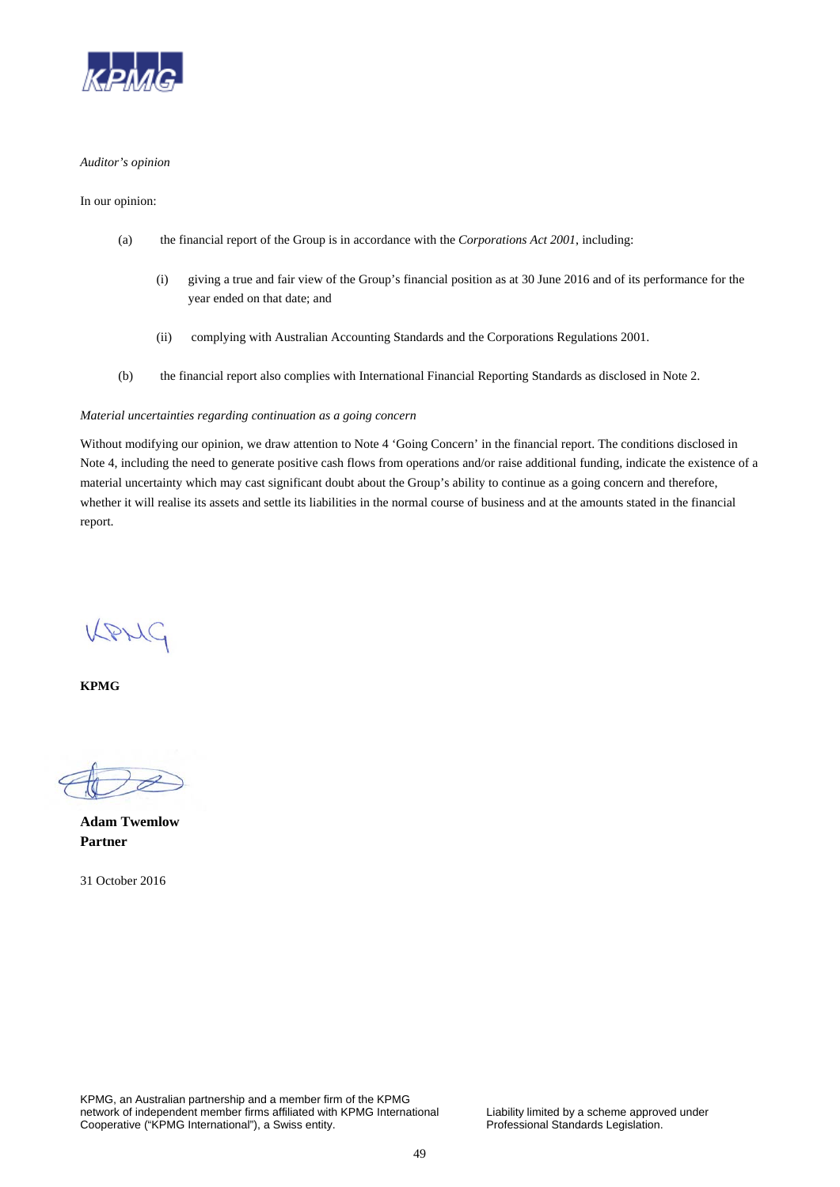*Auditor's opinion*

In our opinion:

(a) the financial report of the Group is in accordance with the *Corporations Act 2001*, including:

  (i) giving a true and fair view of the Group's financial position as at 30 June 2016 and of its performance for the year ended on that date; and

  (ii) complying with Australian Accounting Standards and the Corporations Regulations 2001.

(b) the financial report also complies with International Financial Reporting Standards as disclosed in Note 2.

*Material uncertainties regarding continuation as a going concern*

Without modifying our opinion, we draw attention to Note 4 'Going Concern' in the financial report. The conditions disclosed in Note 4, including the need to generate positive cash flows from operations and/or raise additional funding, indicate the existence of a material uncertainty which may cast significant doubt about the Group's ability to continue as a going concern and therefore, whether it will realise its assets and settle its liabilities in the normal course of business and at the amounts stated in the financial report.

**KPMG**

**Adam Twemlow**
**Partner**

31 October 2016

KPMG, an Australian partnership and a member firm of the KPMG network of independent member firms affiliated with KPMG International Cooperative ("KPMG International"), a Swiss entity.

Liability limited by a scheme approved under Professional Standards Legislation.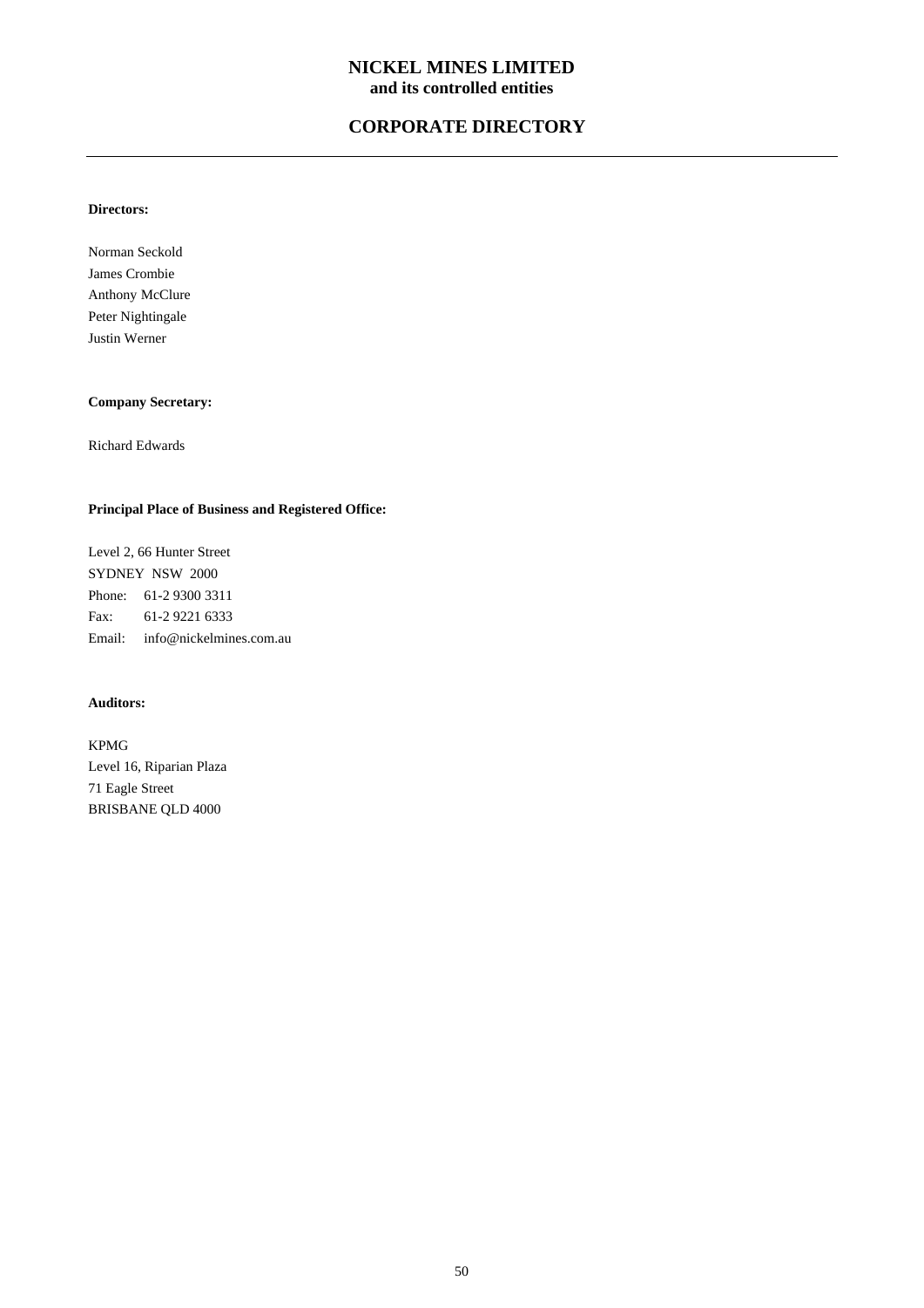# NICKEL MINES LIMITED
**and its controlled entities**

## CORPORATE DIRECTORY

---

**Directors:**

Norman Seckold
James Crombie
Anthony McClure
Peter Nightingale
Justin Werner

**Company Secretary:**

Richard Edwards

**Principal Place of Business and Registered Office:**

Level 2, 66 Hunter Street
SYDNEY NSW 2000
Phone: 61-2 9300 3311
Fax: 61-2 9221 6333
Email: info@nickelmines.com.au

**Auditors:**

KPMG
Level 16, Riparian Plaza
71 Eagle Street
BRISBANE QLD 4000